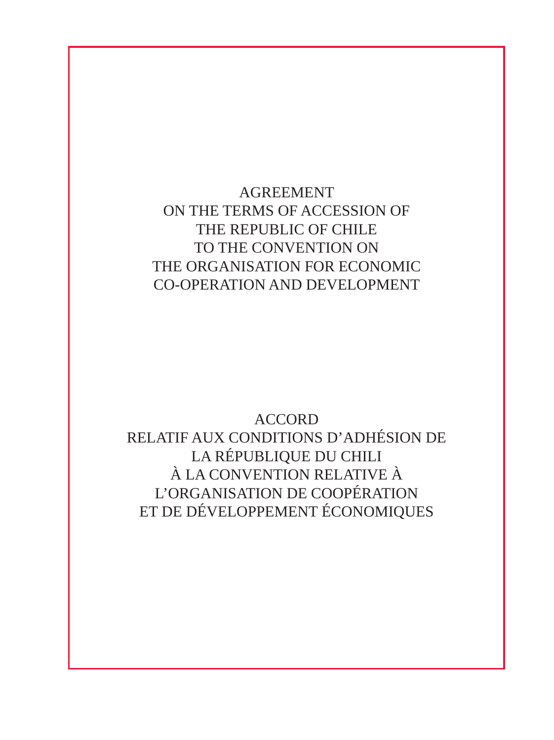# AGREEMENT ON THE TERMS OF ACCESSION OF THE REPUBLIC OF CHILE TO THE CONVENTION ON THE ORGANISATION FOR ECONOMIC CO-OPERATION AND DEVELOPMENT

# ACCORD RELATIF AUX CONDITIONS D’ADHÉSION DE LA RÉPUBLIQUE DU CHILI À LA CONVENTION RELATIVE À L’ORGANISATION DE COOPÉRATION ET DE DÉVELOPPEMENT ÉCONOMIQUES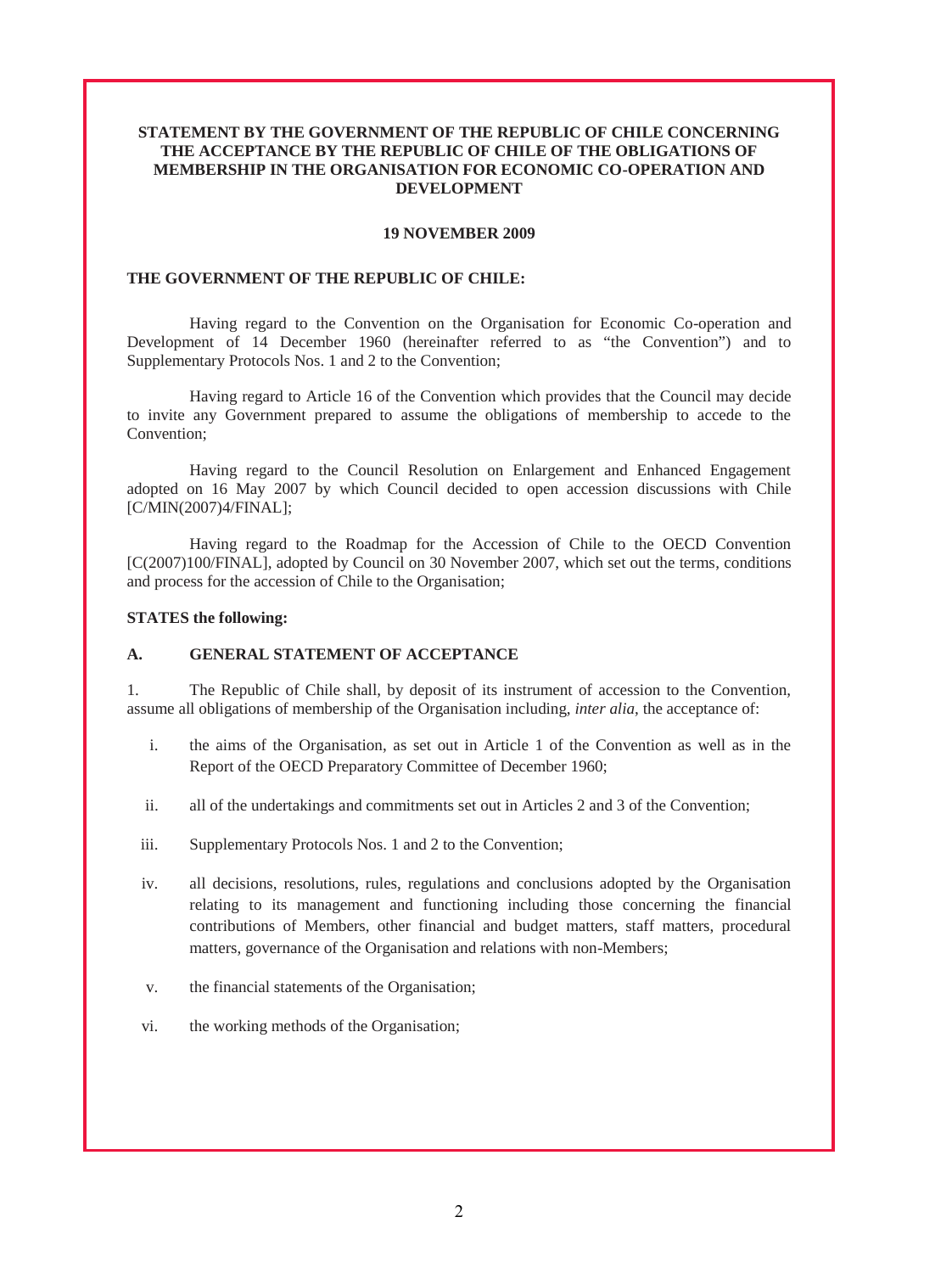**STATEMENT BY THE GOVERNMENT OF THE REPUBLIC OF CHILE CONCERNING THE ACCEPTANCE BY THE REPUBLIC OF CHILE OF THE OBLIGATIONS OF MEMBERSHIP IN THE ORGANISATION FOR ECONOMIC CO-OPERATION AND DEVELOPMENT**

**19 NOVEMBER 2009**

**THE GOVERNMENT OF THE REPUBLIC OF CHILE:**

Having regard to the Convention on the Organisation for Economic Co-operation and Development of 14 December 1960 (hereinafter referred to as "the Convention") and to Supplementary Protocols Nos. 1 and 2 to the Convention;

Having regard to Article 16 of the Convention which provides that the Council may decide to invite any Government prepared to assume the obligations of membership to accede to the Convention;

Having regard to the Council Resolution on Enlargement and Enhanced Engagement adopted on 16 May 2007 by which Council decided to open accession discussions with Chile [C/MIN(2007)4/FINAL];

Having regard to the Roadmap for the Accession of Chile to the OECD Convention [C(2007)100/FINAL], adopted by Council on 30 November 2007, which set out the terms, conditions and process for the accession of Chile to the Organisation;

**STATES the following:**

**A. GENERAL STATEMENT OF ACCEPTANCE**

1. The Republic of Chile shall, by deposit of its instrument of accession to the Convention, assume all obligations of membership of the Organisation including, *inter alia*, the acceptance of:

i. the aims of the Organisation, as set out in Article 1 of the Convention as well as in the Report of the OECD Preparatory Committee of December 1960;

ii. all of the undertakings and commitments set out in Articles 2 and 3 of the Convention;

iii. Supplementary Protocols Nos. 1 and 2 to the Convention;

iv. all decisions, resolutions, rules, regulations and conclusions adopted by the Organisation relating to its management and functioning including those concerning the financial contributions of Members, other financial and budget matters, staff matters, procedural matters, governance of the Organisation and relations with non-Members;

v. the financial statements of the Organisation;

vi. the working methods of the Organisation;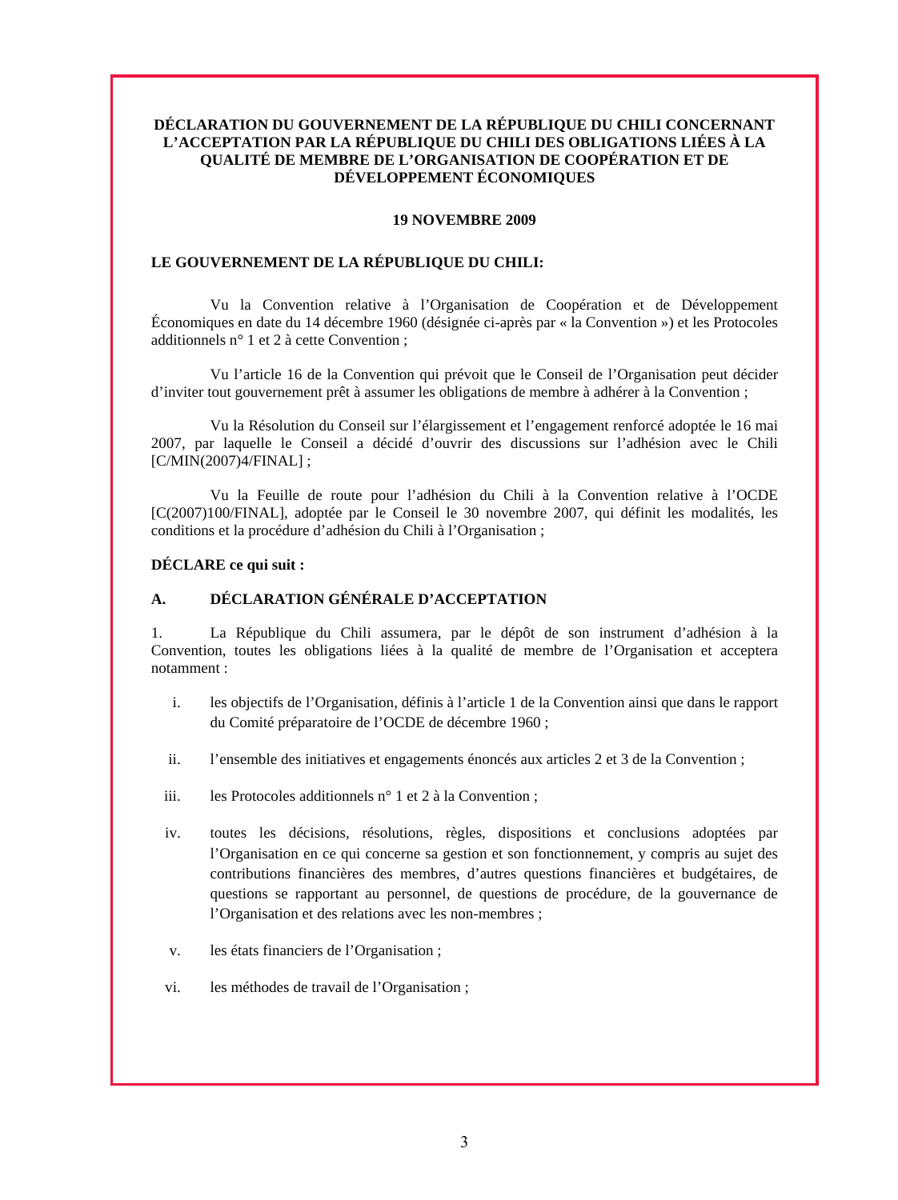**DÉCLARATION DU GOUVERNEMENT DE LA RÉPUBLIQUE DU CHILI CONCERNANT L'ACCEPTATION PAR LA RÉPUBLIQUE DU CHILI DES OBLIGATIONS LIÉES À LA QUALITÉ DE MEMBRE DE L'ORGANISATION DE COOPÉRATION ET DE DÉVELOPPEMENT ÉCONOMIQUES**

**19 NOVEMBRE 2009**

**LE GOUVERNEMENT DE LA RÉPUBLIQUE DU CHILI:**

Vu la Convention relative à l'Organisation de Coopération et de Développement Économiques en date du 14 décembre 1960 (désignée ci-après par « la Convention ») et les Protocoles additionnels n° 1 et 2 à cette Convention ;

Vu l'article 16 de la Convention qui prévoit que le Conseil de l'Organisation peut décider d'inviter tout gouvernement prêt à assumer les obligations de membre à adhérer à la Convention ;

Vu la Résolution du Conseil sur l'élargissement et l'engagement renforcé adoptée le 16 mai 2007, par laquelle le Conseil a décidé d'ouvrir des discussions sur l'adhésion avec le Chili [C/MIN(2007)4/FINAL] ;

Vu la Feuille de route pour l'adhésion du Chili à la Convention relative à l'OCDE [C(2007)100/FINAL], adoptée par le Conseil le 30 novembre 2007, qui définit les modalités, les conditions et la procédure d'adhésion du Chili à l'Organisation ;

**DÉCLARE ce qui suit :**

## A. DÉCLARATION GÉNÉRALE D'ACCEPTATION

1. La République du Chili assumera, par le dépôt de son instrument d'adhésion à la Convention, toutes les obligations liées à la qualité de membre de l'Organisation et acceptera notamment :

   i. les objectifs de l'Organisation, définis à l'article 1 de la Convention ainsi que dans le rapport du Comité préparatoire de l'OCDE de décembre 1960 ;

   ii. l'ensemble des initiatives et engagements énoncés aux articles 2 et 3 de la Convention ;

   iii. les Protocoles additionnels n° 1 et 2 à la Convention ;

   iv. toutes les décisions, résolutions, règles, dispositions et conclusions adoptées par l'Organisation en ce qui concerne sa gestion et son fonctionnement, y compris au sujet des contributions financières des membres, d'autres questions financières et budgétaires, de questions se rapportant au personnel, de questions de procédure, de la gouvernance de l'Organisation et des relations avec les non-membres ;

   v. les états financiers de l'Organisation ;

   vi. les méthodes de travail de l'Organisation ;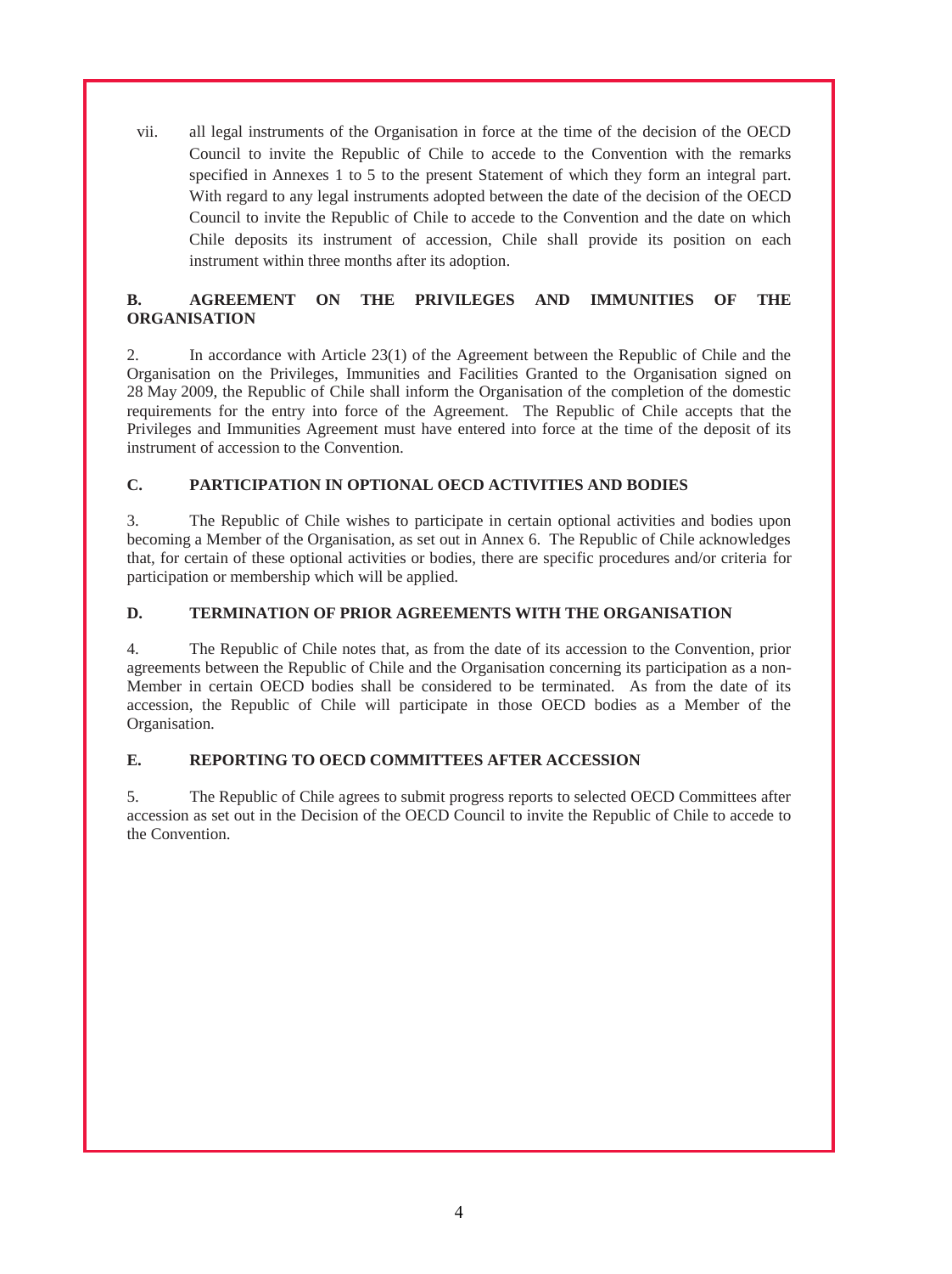vii. all legal instruments of the Organisation in force at the time of the decision of the OECD Council to invite the Republic of Chile to accede to the Convention with the remarks specified in Annexes 1 to 5 to the present Statement of which they form an integral part. With regard to any legal instruments adopted between the date of the decision of the OECD Council to invite the Republic of Chile to accede to the Convention and the date on which Chile deposits its instrument of accession, Chile shall provide its position on each instrument within three months after its adoption.

## B. AGREEMENT ON THE PRIVILEGES AND IMMUNITIES OF THE ORGANISATION

2. In accordance with Article 23(1) of the Agreement between the Republic of Chile and the Organisation on the Privileges, Immunities and Facilities Granted to the Organisation signed on 28 May 2009, the Republic of Chile shall inform the Organisation of the completion of the domestic requirements for the entry into force of the Agreement. The Republic of Chile accepts that the Privileges and Immunities Agreement must have entered into force at the time of the deposit of its instrument of accession to the Convention.

## C. PARTICIPATION IN OPTIONAL OECD ACTIVITIES AND BODIES

3. The Republic of Chile wishes to participate in certain optional activities and bodies upon becoming a Member of the Organisation, as set out in Annex 6. The Republic of Chile acknowledges that, for certain of these optional activities or bodies, there are specific procedures and/or criteria for participation or membership which will be applied.

## D. TERMINATION OF PRIOR AGREEMENTS WITH THE ORGANISATION

4. The Republic of Chile notes that, as from the date of its accession to the Convention, prior agreements between the Republic of Chile and the Organisation concerning its participation as a non-Member in certain OECD bodies shall be considered to be terminated. As from the date of its accession, the Republic of Chile will participate in those OECD bodies as a Member of the Organisation.

## E. REPORTING TO OECD COMMITTEES AFTER ACCESSION

5. The Republic of Chile agrees to submit progress reports to selected OECD Committees after accession as set out in the Decision of the OECD Council to invite the Republic of Chile to accede to the Convention.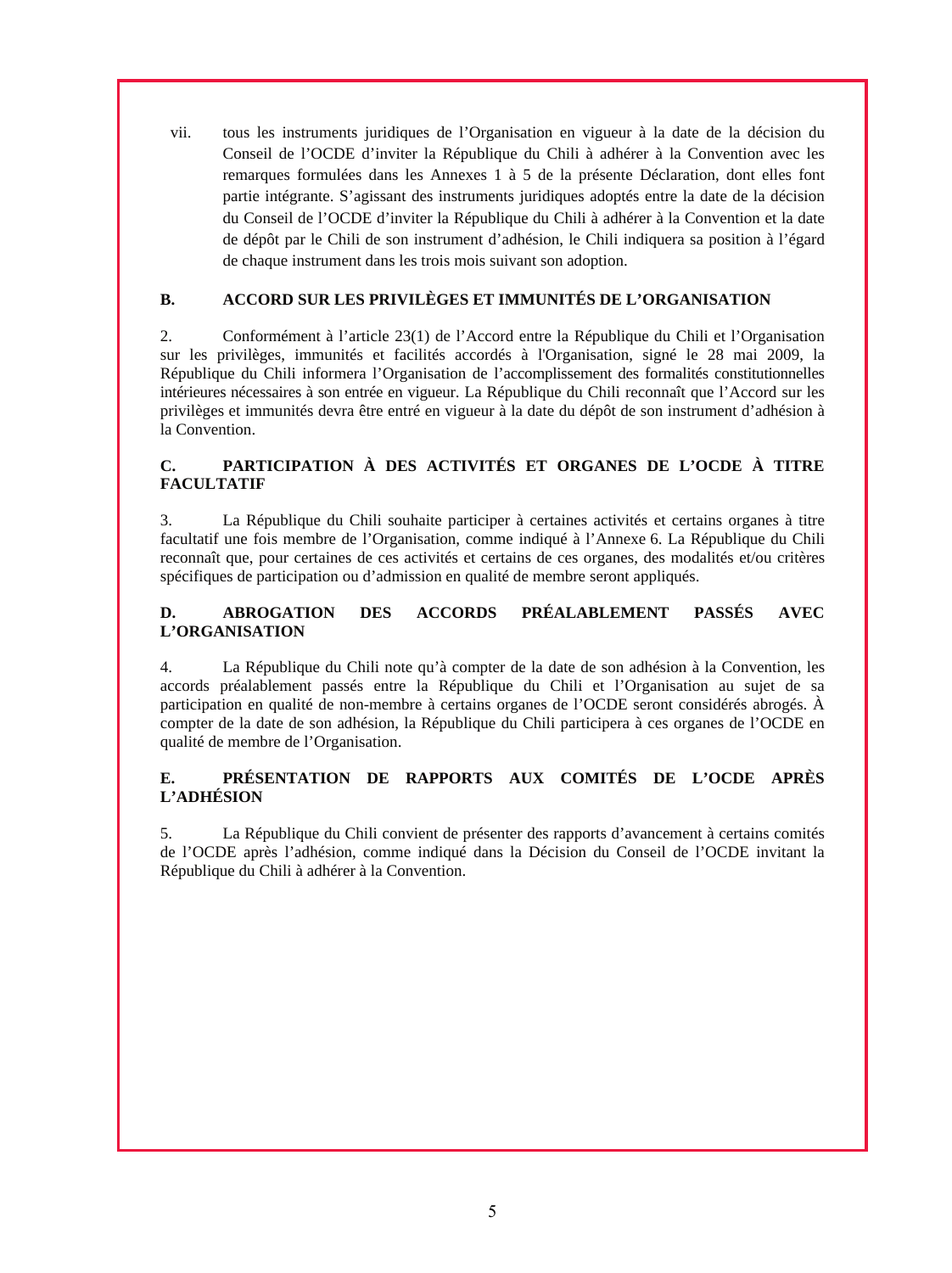vii. tous les instruments juridiques de l'Organisation en vigueur à la date de la décision du Conseil de l'OCDE d'inviter la République du Chili à adhérer à la Convention avec les remarques formulées dans les Annexes 1 à 5 de la présente Déclaration, dont elles font partie intégrante. S'agissant des instruments juridiques adoptés entre la date de la décision du Conseil de l'OCDE d'inviter la République du Chili à adhérer à la Convention et la date de dépôt par le Chili de son instrument d'adhésion, le Chili indiquera sa position à l'égard de chaque instrument dans les trois mois suivant son adoption.

## B. ACCORD SUR LES PRIVILÈGES ET IMMUNITÉS DE L'ORGANISATION

2. Conformément à l'article 23(1) de l'Accord entre la République du Chili et l'Organisation sur les privilèges, immunités et facilités accordés à l'Organisation, signé le 28 mai 2009, la République du Chili informera l'Organisation de l'accomplissement des formalités constitutionnelles intérieures nécessaires à son entrée en vigueur. La République du Chili reconnaît que l'Accord sur les privilèges et immunités devra être entré en vigueur à la date du dépôt de son instrument d'adhésion à la Convention.

## C. PARTICIPATION À DES ACTIVITÉS ET ORGANES DE L'OCDE À TITRE FACULTATIF

3. La République du Chili souhaite participer à certaines activités et certains organes à titre facultatif une fois membre de l'Organisation, comme indiqué à l'Annexe 6. La République du Chili reconnaît que, pour certaines de ces activités et certains de ces organes, des modalités et/ou critères spécifiques de participation ou d'admission en qualité de membre seront appliqués.

## D. ABROGATION DES ACCORDS PRÉALABLEMENT PASSÉS AVEC L'ORGANISATION

4. La République du Chili note qu'à compter de la date de son adhésion à la Convention, les accords préalablement passés entre la République du Chili et l'Organisation au sujet de sa participation en qualité de non-membre à certains organes de l'OCDE seront considérés abrogés. À compter de la date de son adhésion, la République du Chili participera à ces organes de l'OCDE en qualité de membre de l'Organisation.

## E. PRÉSENTATION DE RAPPORTS AUX COMITÉS DE L'OCDE APRÈS L'ADHÉSION

5. La République du Chili convient de présenter des rapports d'avancement à certains comités de l'OCDE après l'adhésion, comme indiqué dans la Décision du Conseil de l'OCDE invitant la République du Chili à adhérer à la Convention.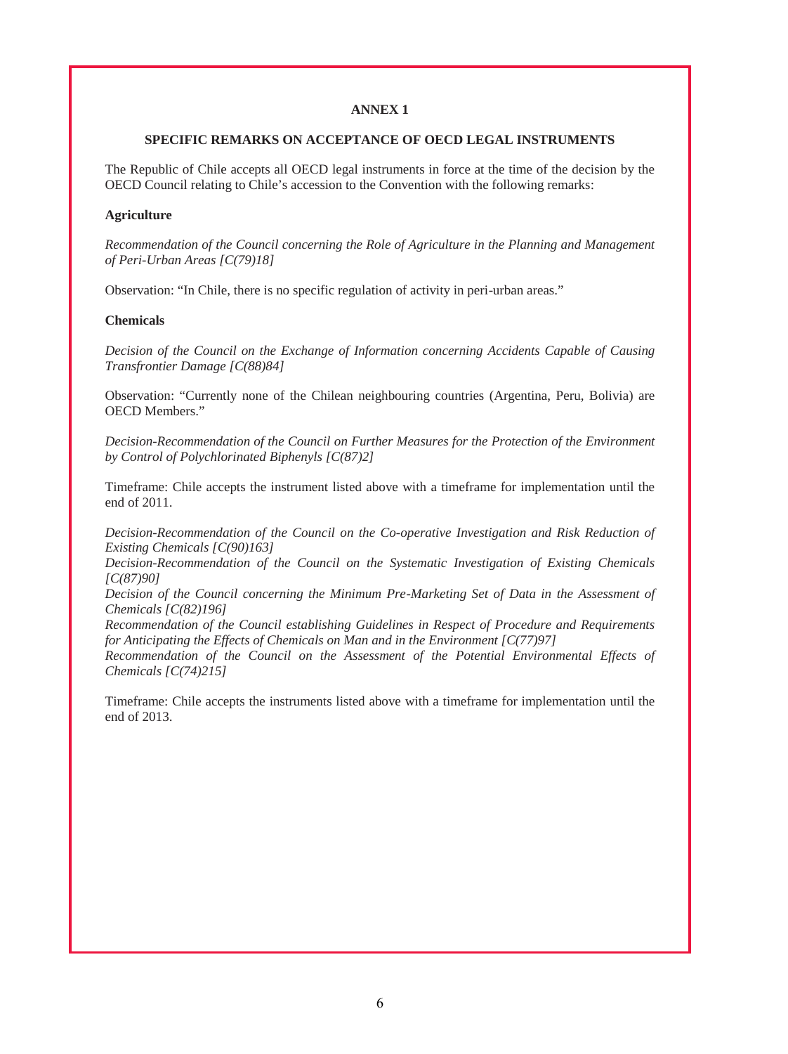## ANNEX 1

### SPECIFIC REMARKS ON ACCEPTANCE OF OECD LEGAL INSTRUMENTS

The Republic of Chile accepts all OECD legal instruments in force at the time of the decision by the OECD Council relating to Chile's accession to the Convention with the following remarks:

**Agriculture**

*Recommendation of the Council concerning the Role of Agriculture in the Planning and Management of Peri-Urban Areas [C(79)18]*

Observation: "In Chile, there is no specific regulation of activity in peri-urban areas."

**Chemicals**

*Decision of the Council on the Exchange of Information concerning Accidents Capable of Causing Transfrontier Damage [C(88)84]*

Observation: "Currently none of the Chilean neighbouring countries (Argentina, Peru, Bolivia) are OECD Members."

*Decision-Recommendation of the Council on Further Measures for the Protection of the Environment by Control of Polychlorinated Biphenyls [C(87)2]*

Timeframe: Chile accepts the instrument listed above with a timeframe for implementation until the end of 2011.

*Decision-Recommendation of the Council on the Co-operative Investigation and Risk Reduction of Existing Chemicals [C(90)163]*
*Decision-Recommendation of the Council on the Systematic Investigation of Existing Chemicals [C(87)90]*
*Decision of the Council concerning the Minimum Pre-Marketing Set of Data in the Assessment of Chemicals [C(82)196]*
*Recommendation of the Council establishing Guidelines in Respect of Procedure and Requirements for Anticipating the Effects of Chemicals on Man and in the Environment [C(77)97]*
*Recommendation of the Council on the Assessment of the Potential Environmental Effects of Chemicals [C(74)215]*

Timeframe: Chile accepts the instruments listed above with a timeframe for implementation until the end of 2013.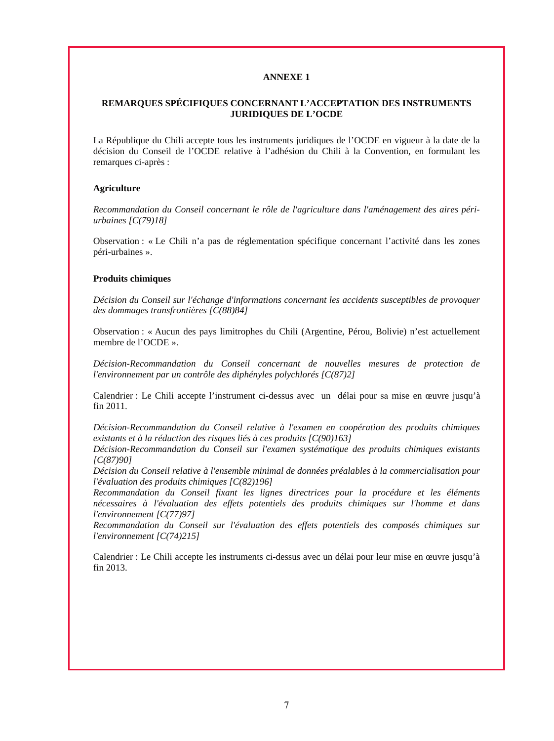## ANNEXE 1

### REMARQUES SPÉCIFIQUES CONCERNANT L'ACCEPTATION DES INSTRUMENTS JURIDIQUES DE L'OCDE

La République du Chili accepte tous les instruments juridiques de l'OCDE en vigueur à la date de la décision du Conseil de l'OCDE relative à l'adhésion du Chili à la Convention, en formulant les remarques ci-après :

**Agriculture**

*Recommandation du Conseil concernant le rôle de l'agriculture dans l'aménagement des aires péri-urbaines [C(79)18]*

Observation : « Le Chili n'a pas de réglementation spécifique concernant l'activité dans les zones péri-urbaines ».

**Produits chimiques**

*Décision du Conseil sur l'échange d'informations concernant les accidents susceptibles de provoquer des dommages transfrontières [C(88)84]*

Observation : « Aucun des pays limitrophes du Chili (Argentine, Pérou, Bolivie) n'est actuellement membre de l'OCDE ».

*Décision-Recommandation du Conseil concernant de nouvelles mesures de protection de l'environnement par un contrôle des diphényles polychlorés [C(87)2]*

Calendrier : Le Chili accepte l'instrument ci-dessus avec un délai pour sa mise en œuvre jusqu'à fin 2011.

*Décision-Recommandation du Conseil relative à l'examen en coopération des produits chimiques existants et à la réduction des risques liés à ces produits [C(90)163]*
*Décision-Recommandation du Conseil sur l'examen systématique des produits chimiques existants [C(87)90]*
*Décision du Conseil relative à l'ensemble minimal de données préalables à la commercialisation pour l'évaluation des produits chimiques [C(82)196]*
*Recommandation du Conseil fixant les lignes directrices pour la procédure et les éléments nécessaires à l'évaluation des effets potentiels des produits chimiques sur l'homme et dans l'environnement [C(77)97]*
*Recommandation du Conseil sur l'évaluation des effets potentiels des composés chimiques sur l'environnement [C(74)215]*

Calendrier : Le Chili accepte les instruments ci-dessus avec un délai pour leur mise en œuvre jusqu'à fin 2013.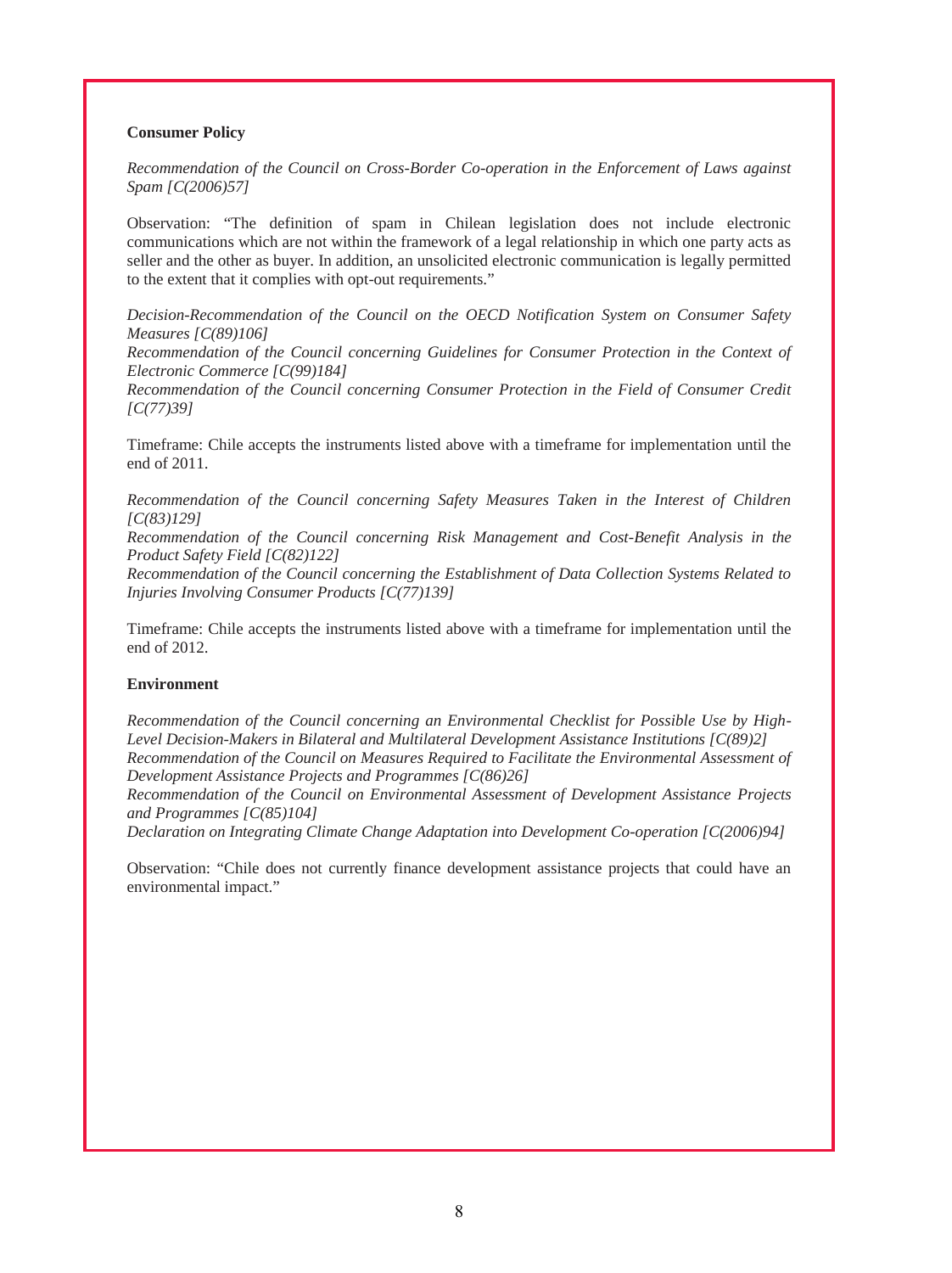**Consumer Policy**

*Recommendation of the Council on Cross-Border Co-operation in the Enforcement of Laws against Spam [C(2006)57]*

Observation: "The definition of spam in Chilean legislation does not include electronic communications which are not within the framework of a legal relationship in which one party acts as seller and the other as buyer. In addition, an unsolicited electronic communication is legally permitted to the extent that it complies with opt-out requirements."

*Decision-Recommendation of the Council on the OECD Notification System on Consumer Safety Measures [C(89)106]*
*Recommendation of the Council concerning Guidelines for Consumer Protection in the Context of Electronic Commerce [C(99)184]*
*Recommendation of the Council concerning Consumer Protection in the Field of Consumer Credit [C(77)39]*

Timeframe: Chile accepts the instruments listed above with a timeframe for implementation until the end of 2011.

*Recommendation of the Council concerning Safety Measures Taken in the Interest of Children [C(83)129]*
*Recommendation of the Council concerning Risk Management and Cost-Benefit Analysis in the Product Safety Field [C(82)122]*
*Recommendation of the Council concerning the Establishment of Data Collection Systems Related to Injuries Involving Consumer Products [C(77)139]*

Timeframe: Chile accepts the instruments listed above with a timeframe for implementation until the end of 2012.

**Environment**

*Recommendation of the Council concerning an Environmental Checklist for Possible Use by High-Level Decision-Makers in Bilateral and Multilateral Development Assistance Institutions [C(89)2]*
*Recommendation of the Council on Measures Required to Facilitate the Environmental Assessment of Development Assistance Projects and Programmes [C(86)26]*
*Recommendation of the Council on Environmental Assessment of Development Assistance Projects and Programmes [C(85)104]*
*Declaration on Integrating Climate Change Adaptation into Development Co-operation [C(2006)94]*

Observation: "Chile does not currently finance development assistance projects that could have an environmental impact."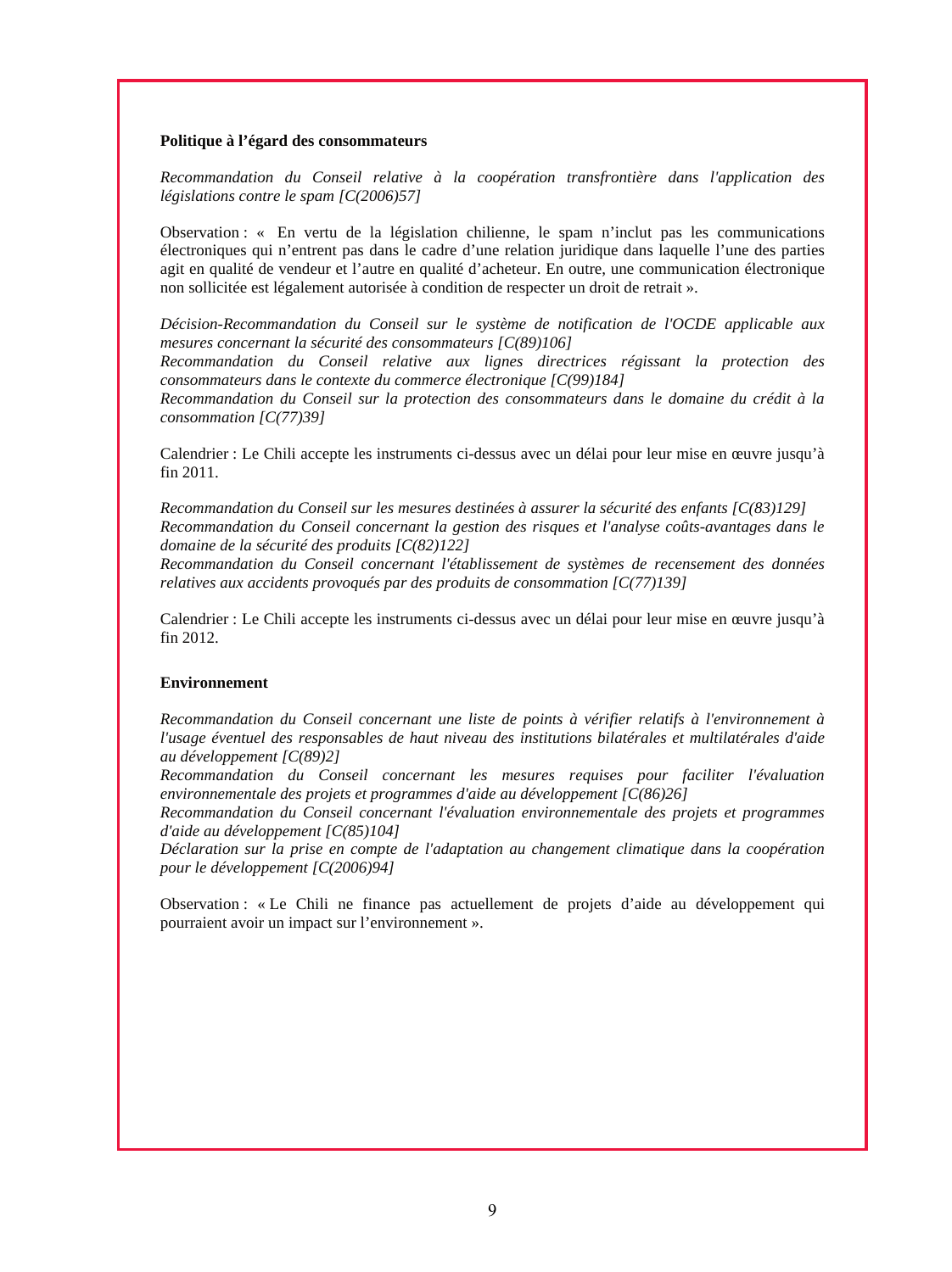**Politique à l'égard des consommateurs**

*Recommandation du Conseil relative à la coopération transfrontière dans l'application des législations contre le spam [C(2006)57]*

Observation : « En vertu de la législation chilienne, le spam n'inclut pas les communications électroniques qui n'entrent pas dans le cadre d'une relation juridique dans laquelle l'une des parties agit en qualité de vendeur et l'autre en qualité d'acheteur. En outre, une communication électronique non sollicitée est légalement autorisée à condition de respecter un droit de retrait ».

*Décision-Recommandation du Conseil sur le système de notification de l'OCDE applicable aux mesures concernant la sécurité des consommateurs [C(89)106]*
*Recommandation du Conseil relative aux lignes directrices régissant la protection des consommateurs dans le contexte du commerce électronique [C(99)184]*
*Recommandation du Conseil sur la protection des consommateurs dans le domaine du crédit à la consommation [C(77)39]*

Calendrier : Le Chili accepte les instruments ci-dessus avec un délai pour leur mise en œuvre jusqu'à fin 2011.

*Recommandation du Conseil sur les mesures destinées à assurer la sécurité des enfants [C(83)129]*
*Recommandation du Conseil concernant la gestion des risques et l'analyse coûts-avantages dans le domaine de la sécurité des produits [C(82)122]*
*Recommandation du Conseil concernant l'établissement de systèmes de recensement des données relatives aux accidents provoqués par des produits de consommation [C(77)139]*

Calendrier : Le Chili accepte les instruments ci-dessus avec un délai pour leur mise en œuvre jusqu'à fin 2012.

**Environnement**

*Recommandation du Conseil concernant une liste de points à vérifier relatifs à l'environnement à l'usage éventuel des responsables de haut niveau des institutions bilatérales et multilatérales d'aide au développement [C(89)2]*
*Recommandation du Conseil concernant les mesures requises pour faciliter l'évaluation environnementale des projets et programmes d'aide au développement [C(86)26]*
*Recommandation du Conseil concernant l'évaluation environnementale des projets et programmes d'aide au développement [C(85)104]*
*Déclaration sur la prise en compte de l'adaptation au changement climatique dans la coopération pour le développement [C(2006)94]*

Observation : « Le Chili ne finance pas actuellement de projets d'aide au développement qui pourraient avoir un impact sur l'environnement ».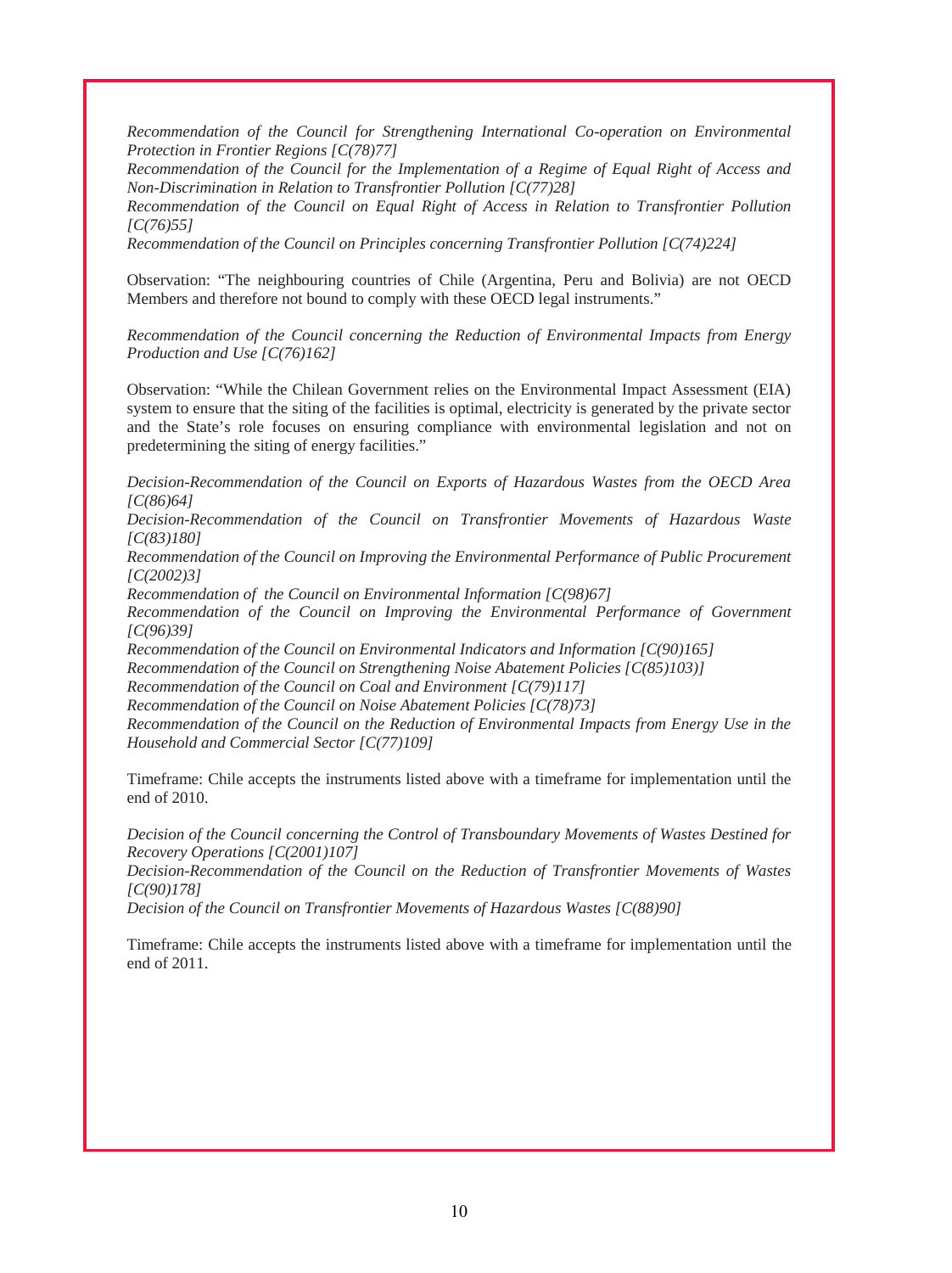*Recommendation of the Council for Strengthening International Co-operation on Environmental Protection in Frontier Regions [C(78)77]*
*Recommendation of the Council for the Implementation of a Regime of Equal Right of Access and Non-Discrimination in Relation to Transfrontier Pollution [C(77)28]*
*Recommendation of the Council on Equal Right of Access in Relation to Transfrontier Pollution [C(76)55]*
*Recommendation of the Council on Principles concerning Transfrontier Pollution [C(74)224]*

Observation: "The neighbouring countries of Chile (Argentina, Peru and Bolivia) are not OECD Members and therefore not bound to comply with these OECD legal instruments."

*Recommendation of the Council concerning the Reduction of Environmental Impacts from Energy Production and Use [C(76)162]*

Observation: "While the Chilean Government relies on the Environmental Impact Assessment (EIA) system to ensure that the siting of the facilities is optimal, electricity is generated by the private sector and the State's role focuses on ensuring compliance with environmental legislation and not on predetermining the siting of energy facilities."

*Decision-Recommendation of the Council on Exports of Hazardous Wastes from the OECD Area [C(86)64]*
*Decision-Recommendation of the Council on Transfrontier Movements of Hazardous Waste [C(83)180]*
*Recommendation of the Council on Improving the Environmental Performance of Public Procurement [C(2002)3]*
*Recommendation of the Council on Environmental Information [C(98)67]*
*Recommendation of the Council on Improving the Environmental Performance of Government [C(96)39]*
*Recommendation of the Council on Environmental Indicators and Information [C(90)165]*
*Recommendation of the Council on Strengthening Noise Abatement Policies [C(85)103)]*
*Recommendation of the Council on Coal and Environment [C(79)117]*
*Recommendation of the Council on Noise Abatement Policies [C(78)73]*
*Recommendation of the Council on the Reduction of Environmental Impacts from Energy Use in the Household and Commercial Sector [C(77)109]*

Timeframe: Chile accepts the instruments listed above with a timeframe for implementation until the end of 2010.

*Decision of the Council concerning the Control of Transboundary Movements of Wastes Destined for Recovery Operations [C(2001)107]*
*Decision-Recommendation of the Council on the Reduction of Transfrontier Movements of Wastes [C(90)178]*
*Decision of the Council on Transfrontier Movements of Hazardous Wastes [C(88)90]*

Timeframe: Chile accepts the instruments listed above with a timeframe for implementation until the end of 2011.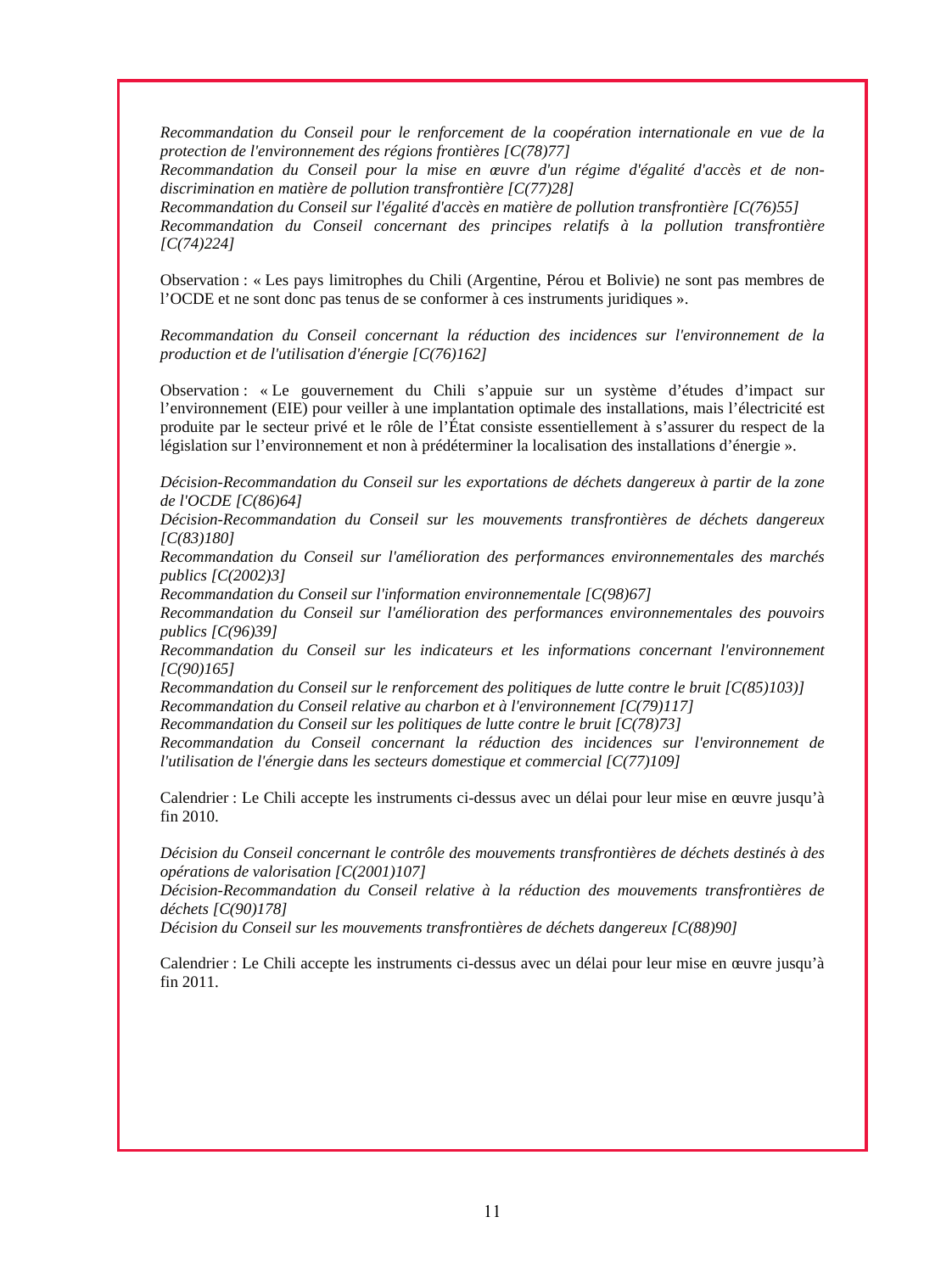*Recommandation du Conseil pour le renforcement de la coopération internationale en vue de la protection de l'environnement des régions frontières [C(78)77]*
*Recommandation du Conseil pour la mise en œuvre d'un régime d'égalité d'accès et de non-discrimination en matière de pollution transfrontière [C(77)28]*
*Recommandation du Conseil sur l'égalité d'accès en matière de pollution transfrontière [C(76)55]*
*Recommandation du Conseil concernant des principes relatifs à la pollution transfrontière [C(74)224]*

Observation : « Les pays limitrophes du Chili (Argentine, Pérou et Bolivie) ne sont pas membres de l'OCDE et ne sont donc pas tenus de se conformer à ces instruments juridiques ».

*Recommandation du Conseil concernant la réduction des incidences sur l'environnement de la production et de l'utilisation d'énergie [C(76)162]*

Observation : « Le gouvernement du Chili s'appuie sur un système d'études d'impact sur l'environnement (EIE) pour veiller à une implantation optimale des installations, mais l'électricité est produite par le secteur privé et le rôle de l'État consiste essentiellement à s'assurer du respect de la législation sur l'environnement et non à prédéterminer la localisation des installations d'énergie ».

*Décision-Recommandation du Conseil sur les exportations de déchets dangereux à partir de la zone de l'OCDE [C(86)64]*
*Décision-Recommandation du Conseil sur les mouvements transfrontières de déchets dangereux [C(83)180]*
*Recommandation du Conseil sur l'amélioration des performances environnementales des marchés publics [C(2002)3]*
*Recommandation du Conseil sur l'information environnementale [C(98)67]*
*Recommandation du Conseil sur l'amélioration des performances environnementales des pouvoirs publics [C(96)39]*
*Recommandation du Conseil sur les indicateurs et les informations concernant l'environnement [C(90)165]*
*Recommandation du Conseil sur le renforcement des politiques de lutte contre le bruit [C(85)103)]*
*Recommandation du Conseil relative au charbon et à l'environnement [C(79)117]*
*Recommandation du Conseil sur les politiques de lutte contre le bruit [C(78)73]*
*Recommandation du Conseil concernant la réduction des incidences sur l'environnement de l'utilisation de l'énergie dans les secteurs domestique et commercial [C(77)109]*

Calendrier : Le Chili accepte les instruments ci-dessus avec un délai pour leur mise en œuvre jusqu'à fin 2010.

*Décision du Conseil concernant le contrôle des mouvements transfrontières de déchets destinés à des opérations de valorisation [C(2001)107]*
*Décision-Recommandation du Conseil relative à la réduction des mouvements transfrontières de déchets [C(90)178]*
*Décision du Conseil sur les mouvements transfrontières de déchets dangereux [C(88)90]*

Calendrier : Le Chili accepte les instruments ci-dessus avec un délai pour leur mise en œuvre jusqu'à fin 2011.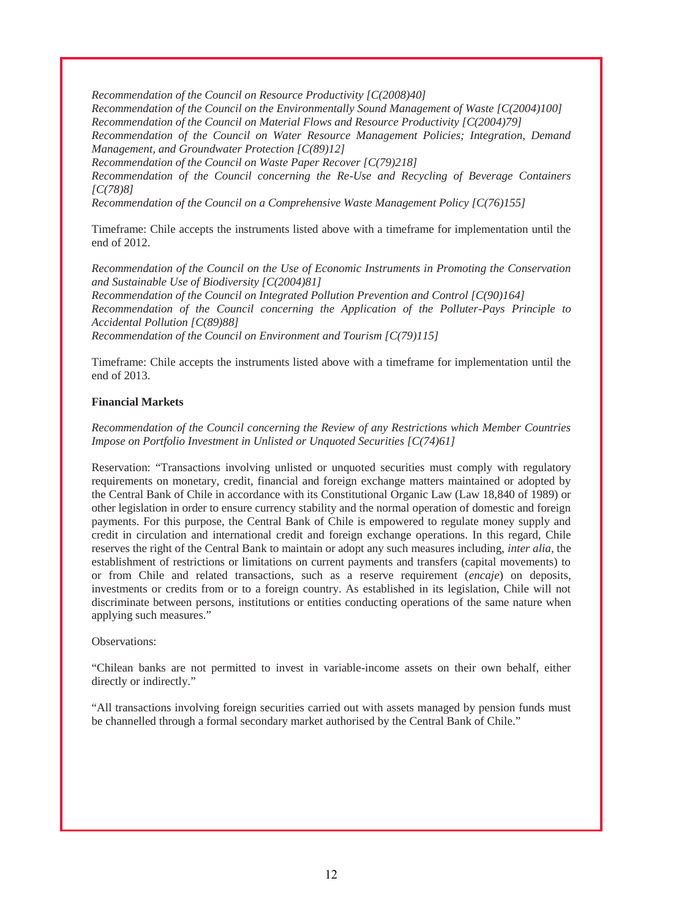*Recommendation of the Council on Resource Productivity [C(2008)40]*
*Recommendation of the Council on the Environmentally Sound Management of Waste [C(2004)100]*
*Recommendation of the Council on Material Flows and Resource Productivity [C(2004)79]*
*Recommendation of the Council on Water Resource Management Policies; Integration, Demand Management, and Groundwater Protection [C(89)12]*
*Recommendation of the Council on Waste Paper Recover [C(79)218]*
*Recommendation of the Council concerning the Re-Use and Recycling of Beverage Containers [C(78)8]*
*Recommendation of the Council on a Comprehensive Waste Management Policy [C(76)155]*

Timeframe: Chile accepts the instruments listed above with a timeframe for implementation until the end of 2012.

*Recommendation of the Council on the Use of Economic Instruments in Promoting the Conservation and Sustainable Use of Biodiversity [C(2004)81]*
*Recommendation of the Council on Integrated Pollution Prevention and Control [C(90)164]*
*Recommendation of the Council concerning the Application of the Polluter-Pays Principle to Accidental Pollution [C(89)88]*
*Recommendation of the Council on Environment and Tourism [C(79)115]*

Timeframe: Chile accepts the instruments listed above with a timeframe for implementation until the end of 2013.

**Financial Markets**

*Recommendation of the Council concerning the Review of any Restrictions which Member Countries Impose on Portfolio Investment in Unlisted or Unquoted Securities [C(74)61]*

Reservation: "Transactions involving unlisted or unquoted securities must comply with regulatory requirements on monetary, credit, financial and foreign exchange matters maintained or adopted by the Central Bank of Chile in accordance with its Constitutional Organic Law (Law 18,840 of 1989) or other legislation in order to ensure currency stability and the normal operation of domestic and foreign payments. For this purpose, the Central Bank of Chile is empowered to regulate money supply and credit in circulation and international credit and foreign exchange operations. In this regard, Chile reserves the right of the Central Bank to maintain or adopt any such measures including, *inter alia*, the establishment of restrictions or limitations on current payments and transfers (capital movements) to or from Chile and related transactions, such as a reserve requirement (*encaje*) on deposits, investments or credits from or to a foreign country. As established in its legislation, Chile will not discriminate between persons, institutions or entities conducting operations of the same nature when applying such measures."

Observations:

"Chilean banks are not permitted to invest in variable-income assets on their own behalf, either directly or indirectly."

"All transactions involving foreign securities carried out with assets managed by pension funds must be channelled through a formal secondary market authorised by the Central Bank of Chile."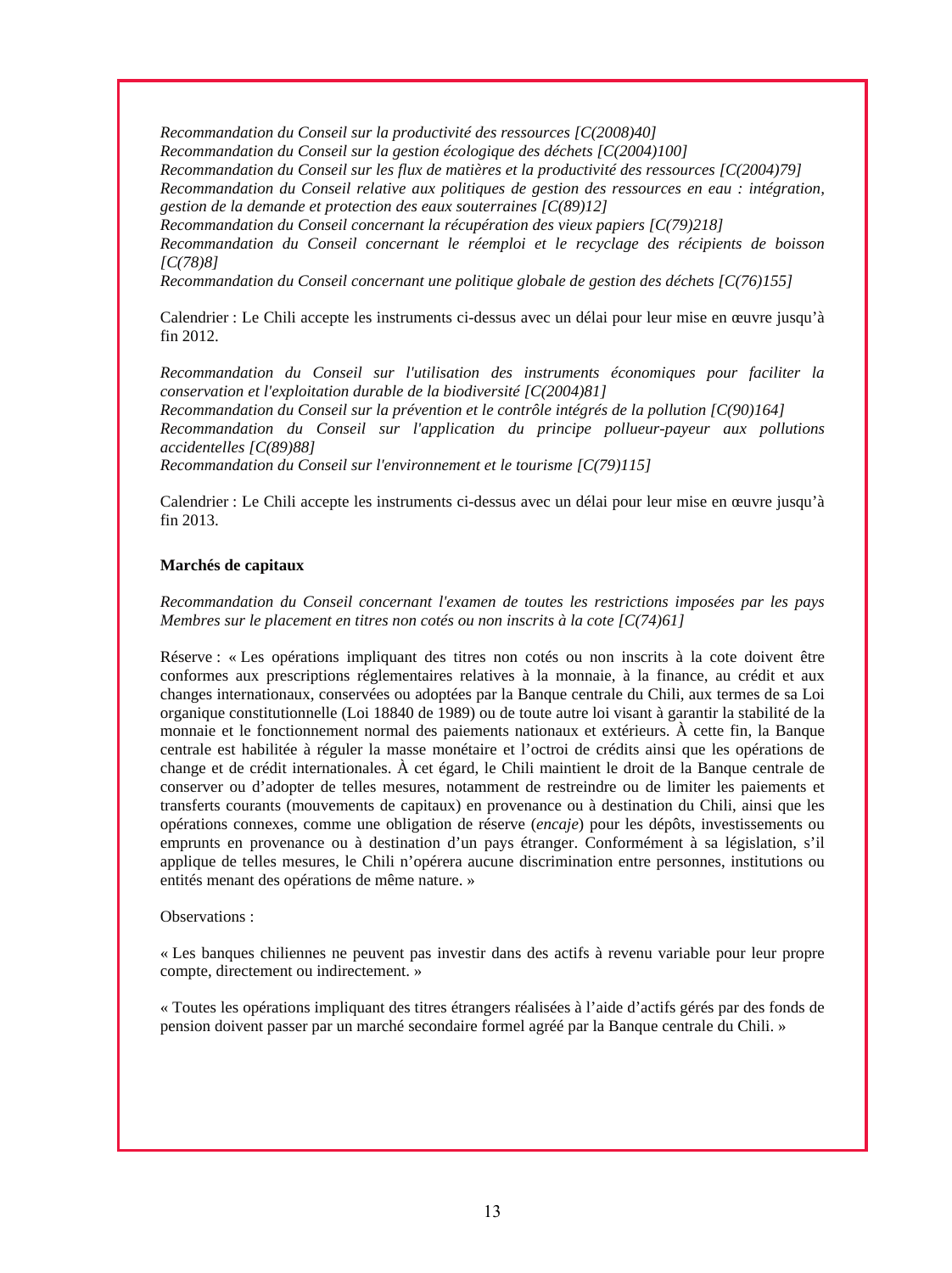*Recommandation du Conseil sur la productivité des ressources [C(2008)40]*
*Recommandation du Conseil sur la gestion écologique des déchets [C(2004)100]*
*Recommandation du Conseil sur les flux de matières et la productivité des ressources [C(2004)79]*
*Recommandation du Conseil relative aux politiques de gestion des ressources en eau : intégration, gestion de la demande et protection des eaux souterraines [C(89)12]*
*Recommandation du Conseil concernant la récupération des vieux papiers [C(79)218]*
*Recommandation du Conseil concernant le réemploi et le recyclage des récipients de boisson [C(78)8]*
*Recommandation du Conseil concernant une politique globale de gestion des déchets [C(76)155]*

Calendrier : Le Chili accepte les instruments ci-dessus avec un délai pour leur mise en œuvre jusqu'à fin 2012.

*Recommandation du Conseil sur l'utilisation des instruments économiques pour faciliter la conservation et l'exploitation durable de la biodiversité [C(2004)81]*
*Recommandation du Conseil sur la prévention et le contrôle intégrés de la pollution [C(90)164]*
*Recommandation du Conseil sur l'application du principe pollueur-payeur aux pollutions accidentelles [C(89)88]*
*Recommandation du Conseil sur l'environnement et le tourisme [C(79)115]*

Calendrier : Le Chili accepte les instruments ci-dessus avec un délai pour leur mise en œuvre jusqu'à fin 2013.

**Marchés de capitaux**

*Recommandation du Conseil concernant l'examen de toutes les restrictions imposées par les pays Membres sur le placement en titres non cotés ou non inscrits à la cote [C(74)61]*

Réserve : « Les opérations impliquant des titres non cotés ou non inscrits à la cote doivent être conformes aux prescriptions réglementaires relatives à la monnaie, à la finance, au crédit et aux changes internationaux, conservées ou adoptées par la Banque centrale du Chili, aux termes de sa Loi organique constitutionnelle (Loi 18840 de 1989) ou de toute autre loi visant à garantir la stabilité de la monnaie et le fonctionnement normal des paiements nationaux et extérieurs. À cette fin, la Banque centrale est habilitée à réguler la masse monétaire et l'octroi de crédits ainsi que les opérations de change et de crédit internationales. À cet égard, le Chili maintient le droit de la Banque centrale de conserver ou d'adopter de telles mesures, notamment de restreindre ou de limiter les paiements et transferts courants (mouvements de capitaux) en provenance ou à destination du Chili, ainsi que les opérations connexes, comme une obligation de réserve (*encaje*) pour les dépôts, investissements ou emprunts en provenance ou à destination d'un pays étranger. Conformément à sa législation, s'il applique de telles mesures, le Chili n'opérera aucune discrimination entre personnes, institutions ou entités menant des opérations de même nature. »

Observations :

« Les banques chiliennes ne peuvent pas investir dans des actifs à revenu variable pour leur propre compte, directement ou indirectement. »

« Toutes les opérations impliquant des titres étrangers réalisées à l'aide d'actifs gérés par des fonds de pension doivent passer par un marché secondaire formel agréé par la Banque centrale du Chili. »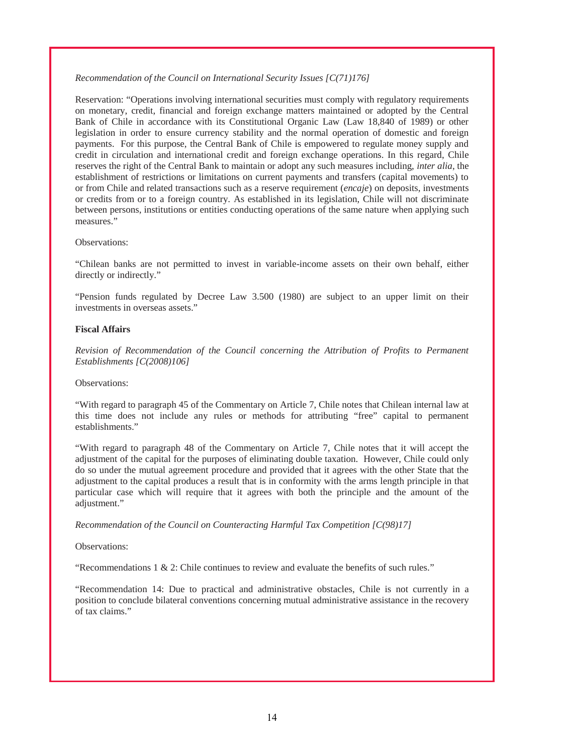*Recommendation of the Council on International Security Issues [C(71)176]*

Reservation: "Operations involving international securities must comply with regulatory requirements on monetary, credit, financial and foreign exchange matters maintained or adopted by the Central Bank of Chile in accordance with its Constitutional Organic Law (Law 18,840 of 1989) or other legislation in order to ensure currency stability and the normal operation of domestic and foreign payments. For this purpose, the Central Bank of Chile is empowered to regulate money supply and credit in circulation and international credit and foreign exchange operations. In this regard, Chile reserves the right of the Central Bank to maintain or adopt any such measures including, *inter alia*, the establishment of restrictions or limitations on current payments and transfers (capital movements) to or from Chile and related transactions such as a reserve requirement (*encaje*) on deposits, investments or credits from or to a foreign country. As established in its legislation, Chile will not discriminate between persons, institutions or entities conducting operations of the same nature when applying such measures."

Observations:

"Chilean banks are not permitted to invest in variable-income assets on their own behalf, either directly or indirectly."

"Pension funds regulated by Decree Law 3.500 (1980) are subject to an upper limit on their investments in overseas assets."

**Fiscal Affairs**

*Revision of Recommendation of the Council concerning the Attribution of Profits to Permanent Establishments [C(2008)106]*

Observations:

"With regard to paragraph 45 of the Commentary on Article 7, Chile notes that Chilean internal law at this time does not include any rules or methods for attributing "free" capital to permanent establishments."

"With regard to paragraph 48 of the Commentary on Article 7, Chile notes that it will accept the adjustment of the capital for the purposes of eliminating double taxation. However, Chile could only do so under the mutual agreement procedure and provided that it agrees with the other State that the adjustment to the capital produces a result that is in conformity with the arms length principle in that particular case which will require that it agrees with both the principle and the amount of the adjustment."

*Recommendation of the Council on Counteracting Harmful Tax Competition [C(98)17]*

Observations:

"Recommendations 1 & 2: Chile continues to review and evaluate the benefits of such rules."

"Recommendation 14: Due to practical and administrative obstacles, Chile is not currently in a position to conclude bilateral conventions concerning mutual administrative assistance in the recovery of tax claims."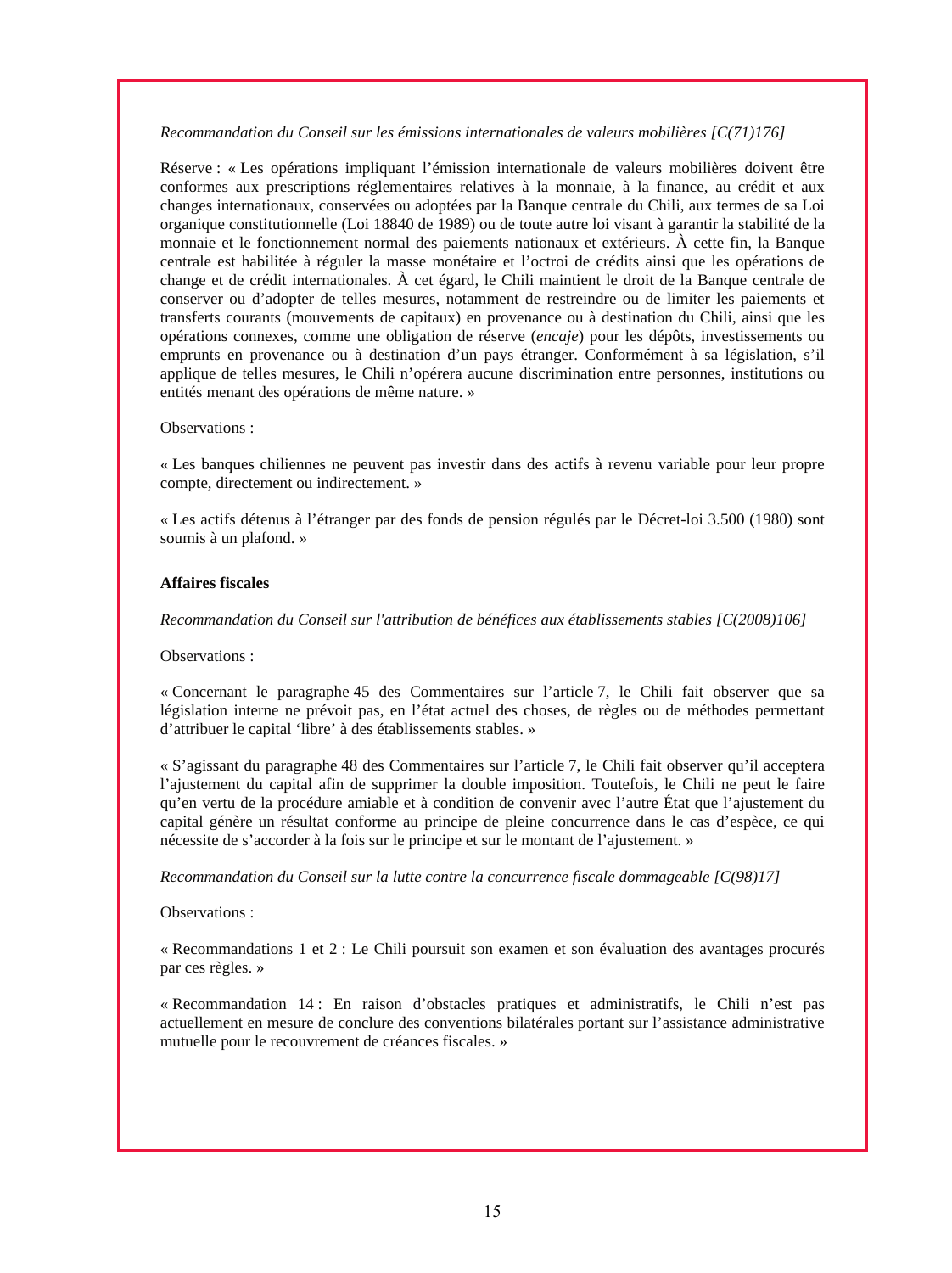*Recommandation du Conseil sur les émissions internationales de valeurs mobilières [C(71)176]*

Réserve : « Les opérations impliquant l'émission internationale de valeurs mobilières doivent être conformes aux prescriptions réglementaires relatives à la monnaie, à la finance, au crédit et aux changes internationaux, conservées ou adoptées par la Banque centrale du Chili, aux termes de sa Loi organique constitutionnelle (Loi 18840 de 1989) ou de toute autre loi visant à garantir la stabilité de la monnaie et le fonctionnement normal des paiements nationaux et extérieurs. À cette fin, la Banque centrale est habilitée à réguler la masse monétaire et l'octroi de crédits ainsi que les opérations de change et de crédit internationales. À cet égard, le Chili maintient le droit de la Banque centrale de conserver ou d'adopter de telles mesures, notamment de restreindre ou de limiter les paiements et transferts courants (mouvements de capitaux) en provenance ou à destination du Chili, ainsi que les opérations connexes, comme une obligation de réserve (*encaje*) pour les dépôts, investissements ou emprunts en provenance ou à destination d'un pays étranger. Conformément à sa législation, s'il applique de telles mesures, le Chili n'opérera aucune discrimination entre personnes, institutions ou entités menant des opérations de même nature. »

Observations :

« Les banques chiliennes ne peuvent pas investir dans des actifs à revenu variable pour leur propre compte, directement ou indirectement. »

« Les actifs détenus à l'étranger par des fonds de pension régulés par le Décret-loi 3.500 (1980) sont soumis à un plafond. »

**Affaires fiscales**

*Recommandation du Conseil sur l'attribution de bénéfices aux établissements stables [C(2008)106]*

Observations :

« Concernant le paragraphe 45 des Commentaires sur l'article 7, le Chili fait observer que sa législation interne ne prévoit pas, en l'état actuel des choses, de règles ou de méthodes permettant d'attribuer le capital 'libre' à des établissements stables. »

« S'agissant du paragraphe 48 des Commentaires sur l'article 7, le Chili fait observer qu'il acceptera l'ajustement du capital afin de supprimer la double imposition. Toutefois, le Chili ne peut le faire qu'en vertu de la procédure amiable et à condition de convenir avec l'autre État que l'ajustement du capital génère un résultat conforme au principe de pleine concurrence dans le cas d'espèce, ce qui nécessite de s'accorder à la fois sur le principe et sur le montant de l'ajustement. »

*Recommandation du Conseil sur la lutte contre la concurrence fiscale dommageable [C(98)17]*

Observations :

« Recommandations 1 et 2 : Le Chili poursuit son examen et son évaluation des avantages procurés par ces règles. »

« Recommandation 14 : En raison d'obstacles pratiques et administratifs, le Chili n'est pas actuellement en mesure de conclure des conventions bilatérales portant sur l'assistance administrative mutuelle pour le recouvrement de créances fiscales. »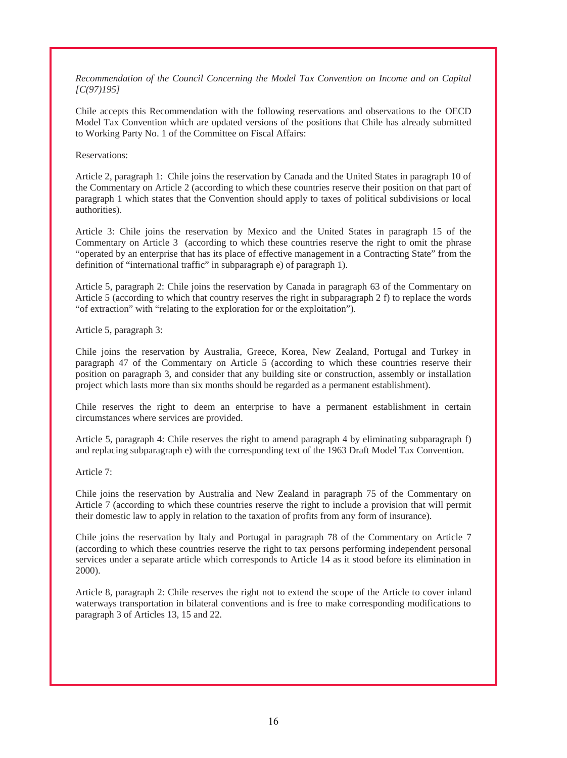*Recommendation of the Council Concerning the Model Tax Convention on Income and on Capital [C(97)195]*

Chile accepts this Recommendation with the following reservations and observations to the OECD Model Tax Convention which are updated versions of the positions that Chile has already submitted to Working Party No. 1 of the Committee on Fiscal Affairs:

Reservations:

Article 2, paragraph 1: Chile joins the reservation by Canada and the United States in paragraph 10 of the Commentary on Article 2 (according to which these countries reserve their position on that part of paragraph 1 which states that the Convention should apply to taxes of political subdivisions or local authorities).

Article 3: Chile joins the reservation by Mexico and the United States in paragraph 15 of the Commentary on Article 3 (according to which these countries reserve the right to omit the phrase "operated by an enterprise that has its place of effective management in a Contracting State" from the definition of "international traffic" in subparagraph e) of paragraph 1).

Article 5, paragraph 2: Chile joins the reservation by Canada in paragraph 63 of the Commentary on Article 5 (according to which that country reserves the right in subparagraph 2 f) to replace the words "of extraction" with "relating to the exploration for or the exploitation").

Article 5, paragraph 3:

Chile joins the reservation by Australia, Greece, Korea, New Zealand, Portugal and Turkey in paragraph 47 of the Commentary on Article 5 (according to which these countries reserve their position on paragraph 3, and consider that any building site or construction, assembly or installation project which lasts more than six months should be regarded as a permanent establishment).

Chile reserves the right to deem an enterprise to have a permanent establishment in certain circumstances where services are provided.

Article 5, paragraph 4: Chile reserves the right to amend paragraph 4 by eliminating subparagraph f) and replacing subparagraph e) with the corresponding text of the 1963 Draft Model Tax Convention.

Article 7:

Chile joins the reservation by Australia and New Zealand in paragraph 75 of the Commentary on Article 7 (according to which these countries reserve the right to include a provision that will permit their domestic law to apply in relation to the taxation of profits from any form of insurance).

Chile joins the reservation by Italy and Portugal in paragraph 78 of the Commentary on Article 7 (according to which these countries reserve the right to tax persons performing independent personal services under a separate article which corresponds to Article 14 as it stood before its elimination in 2000).

Article 8, paragraph 2: Chile reserves the right not to extend the scope of the Article to cover inland waterways transportation in bilateral conventions and is free to make corresponding modifications to paragraph 3 of Articles 13, 15 and 22.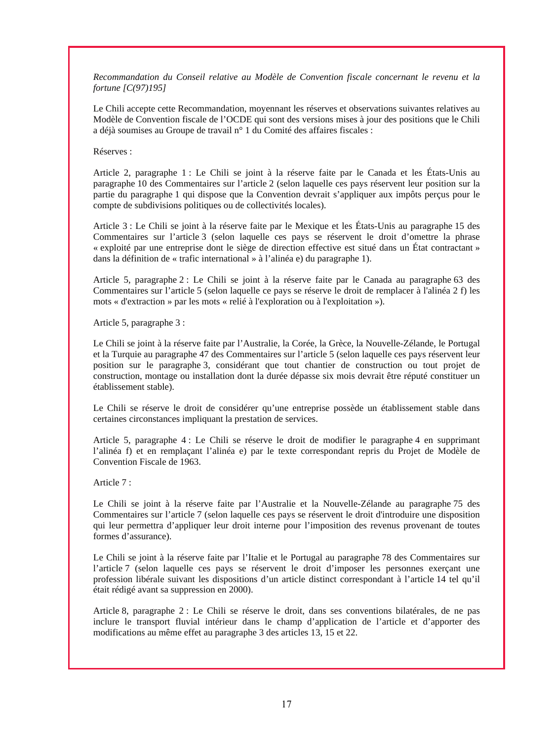*Recommandation du Conseil relative au Modèle de Convention fiscale concernant le revenu et la fortune [C(97)195]*

Le Chili accepte cette Recommandation, moyennant les réserves et observations suivantes relatives au Modèle de Convention fiscale de l'OCDE qui sont des versions mises à jour des positions que le Chili a déjà soumises au Groupe de travail n° 1 du Comité des affaires fiscales :

Réserves :

Article 2, paragraphe 1 : Le Chili se joint à la réserve faite par le Canada et les États-Unis au paragraphe 10 des Commentaires sur l'article 2 (selon laquelle ces pays réservent leur position sur la partie du paragraphe 1 qui dispose que la Convention devrait s'appliquer aux impôts perçus pour le compte de subdivisions politiques ou de collectivités locales).

Article 3 : Le Chili se joint à la réserve faite par le Mexique et les États-Unis au paragraphe 15 des Commentaires sur l'article 3 (selon laquelle ces pays se réservent le droit d'omettre la phrase « exploité par une entreprise dont le siège de direction effective est situé dans un État contractant » dans la définition de « trafic international » à l'alinéa e) du paragraphe 1).

Article 5, paragraphe 2 : Le Chili se joint à la réserve faite par le Canada au paragraphe 63 des Commentaires sur l'article 5 (selon laquelle ce pays se réserve le droit de remplacer à l'alinéa 2 f) les mots « d'extraction » par les mots « relié à l'exploration ou à l'exploitation »).

Article 5, paragraphe 3 :

Le Chili se joint à la réserve faite par l'Australie, la Corée, la Grèce, la Nouvelle-Zélande, le Portugal et la Turquie au paragraphe 47 des Commentaires sur l'article 5 (selon laquelle ces pays réservent leur position sur le paragraphe 3, considérant que tout chantier de construction ou tout projet de construction, montage ou installation dont la durée dépasse six mois devrait être réputé constituer un établissement stable).

Le Chili se réserve le droit de considérer qu'une entreprise possède un établissement stable dans certaines circonstances impliquant la prestation de services.

Article 5, paragraphe 4 : Le Chili se réserve le droit de modifier le paragraphe 4 en supprimant l'alinéa f) et en remplaçant l'alinéa e) par le texte correspondant repris du Projet de Modèle de Convention Fiscale de 1963.

Article 7 :

Le Chili se joint à la réserve faite par l'Australie et la Nouvelle-Zélande au paragraphe 75 des Commentaires sur l'article 7 (selon laquelle ces pays se réservent le droit d'introduire une disposition qui leur permettra d'appliquer leur droit interne pour l'imposition des revenus provenant de toutes formes d'assurance).

Le Chili se joint à la réserve faite par l'Italie et le Portugal au paragraphe 78 des Commentaires sur l'article 7 (selon laquelle ces pays se réservent le droit d'imposer les personnes exerçant une profession libérale suivant les dispositions d'un article distinct correspondant à l'article 14 tel qu'il était rédigé avant sa suppression en 2000).

Article 8, paragraphe 2 : Le Chili se réserve le droit, dans ses conventions bilatérales, de ne pas inclure le transport fluvial intérieur dans le champ d'application de l'article et d'apporter des modifications au même effet au paragraphe 3 des articles 13, 15 et 22.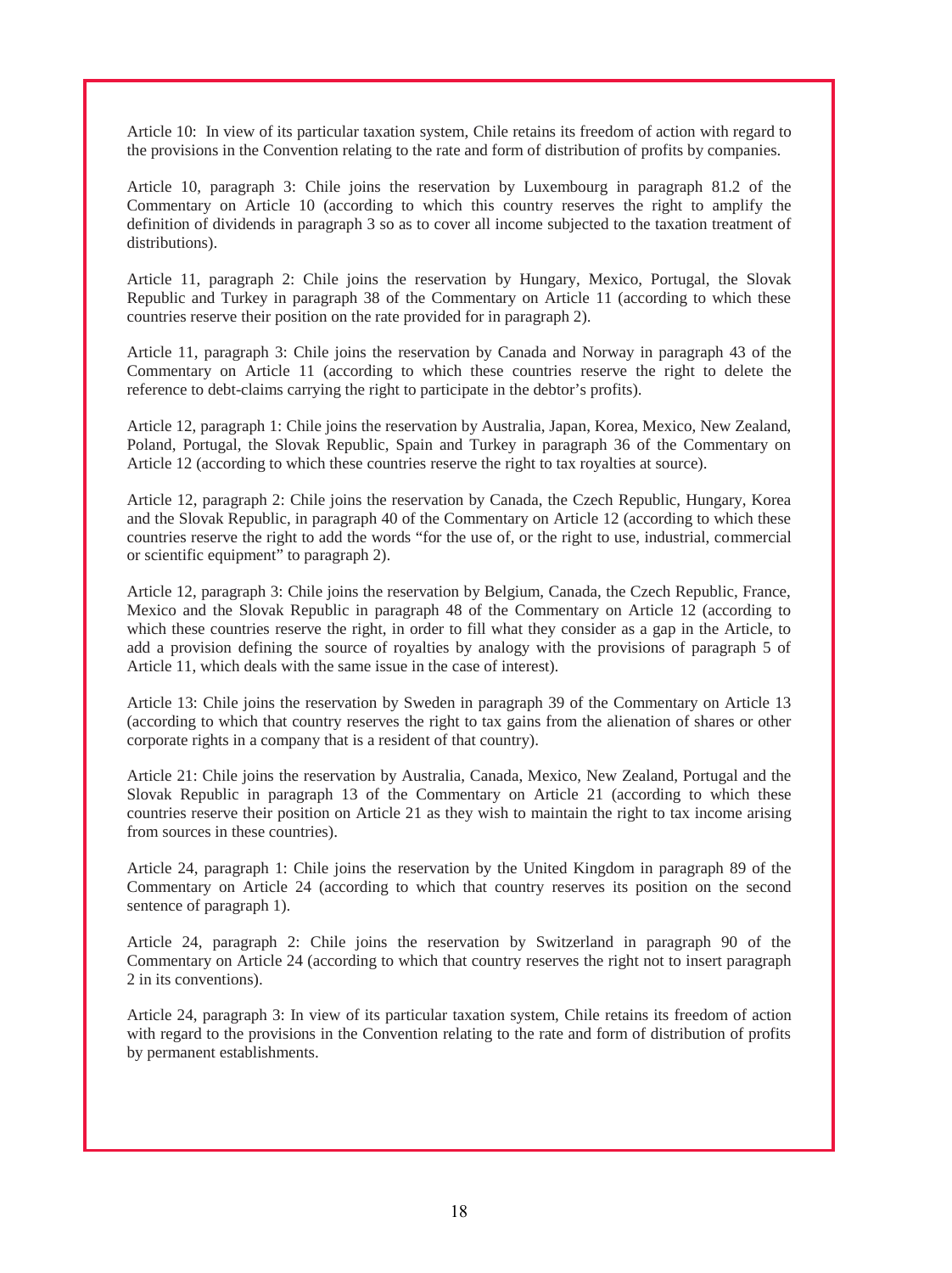Article 10: In view of its particular taxation system, Chile retains its freedom of action with regard to the provisions in the Convention relating to the rate and form of distribution of profits by companies.

Article 10, paragraph 3: Chile joins the reservation by Luxembourg in paragraph 81.2 of the Commentary on Article 10 (according to which this country reserves the right to amplify the definition of dividends in paragraph 3 so as to cover all income subjected to the taxation treatment of distributions).

Article 11, paragraph 2: Chile joins the reservation by Hungary, Mexico, Portugal, the Slovak Republic and Turkey in paragraph 38 of the Commentary on Article 11 (according to which these countries reserve their position on the rate provided for in paragraph 2).

Article 11, paragraph 3: Chile joins the reservation by Canada and Norway in paragraph 43 of the Commentary on Article 11 (according to which these countries reserve the right to delete the reference to debt-claims carrying the right to participate in the debtor's profits).

Article 12, paragraph 1: Chile joins the reservation by Australia, Japan, Korea, Mexico, New Zealand, Poland, Portugal, the Slovak Republic, Spain and Turkey in paragraph 36 of the Commentary on Article 12 (according to which these countries reserve the right to tax royalties at source).

Article 12, paragraph 2: Chile joins the reservation by Canada, the Czech Republic, Hungary, Korea and the Slovak Republic, in paragraph 40 of the Commentary on Article 12 (according to which these countries reserve the right to add the words "for the use of, or the right to use, industrial, commercial or scientific equipment" to paragraph 2).

Article 12, paragraph 3: Chile joins the reservation by Belgium, Canada, the Czech Republic, France, Mexico and the Slovak Republic in paragraph 48 of the Commentary on Article 12 (according to which these countries reserve the right, in order to fill what they consider as a gap in the Article, to add a provision defining the source of royalties by analogy with the provisions of paragraph 5 of Article 11, which deals with the same issue in the case of interest).

Article 13: Chile joins the reservation by Sweden in paragraph 39 of the Commentary on Article 13 (according to which that country reserves the right to tax gains from the alienation of shares or other corporate rights in a company that is a resident of that country).

Article 21: Chile joins the reservation by Australia, Canada, Mexico, New Zealand, Portugal and the Slovak Republic in paragraph 13 of the Commentary on Article 21 (according to which these countries reserve their position on Article 21 as they wish to maintain the right to tax income arising from sources in these countries).

Article 24, paragraph 1: Chile joins the reservation by the United Kingdom in paragraph 89 of the Commentary on Article 24 (according to which that country reserves its position on the second sentence of paragraph 1).

Article 24, paragraph 2: Chile joins the reservation by Switzerland in paragraph 90 of the Commentary on Article 24 (according to which that country reserves the right not to insert paragraph 2 in its conventions).

Article 24, paragraph 3: In view of its particular taxation system, Chile retains its freedom of action with regard to the provisions in the Convention relating to the rate and form of distribution of profits by permanent establishments.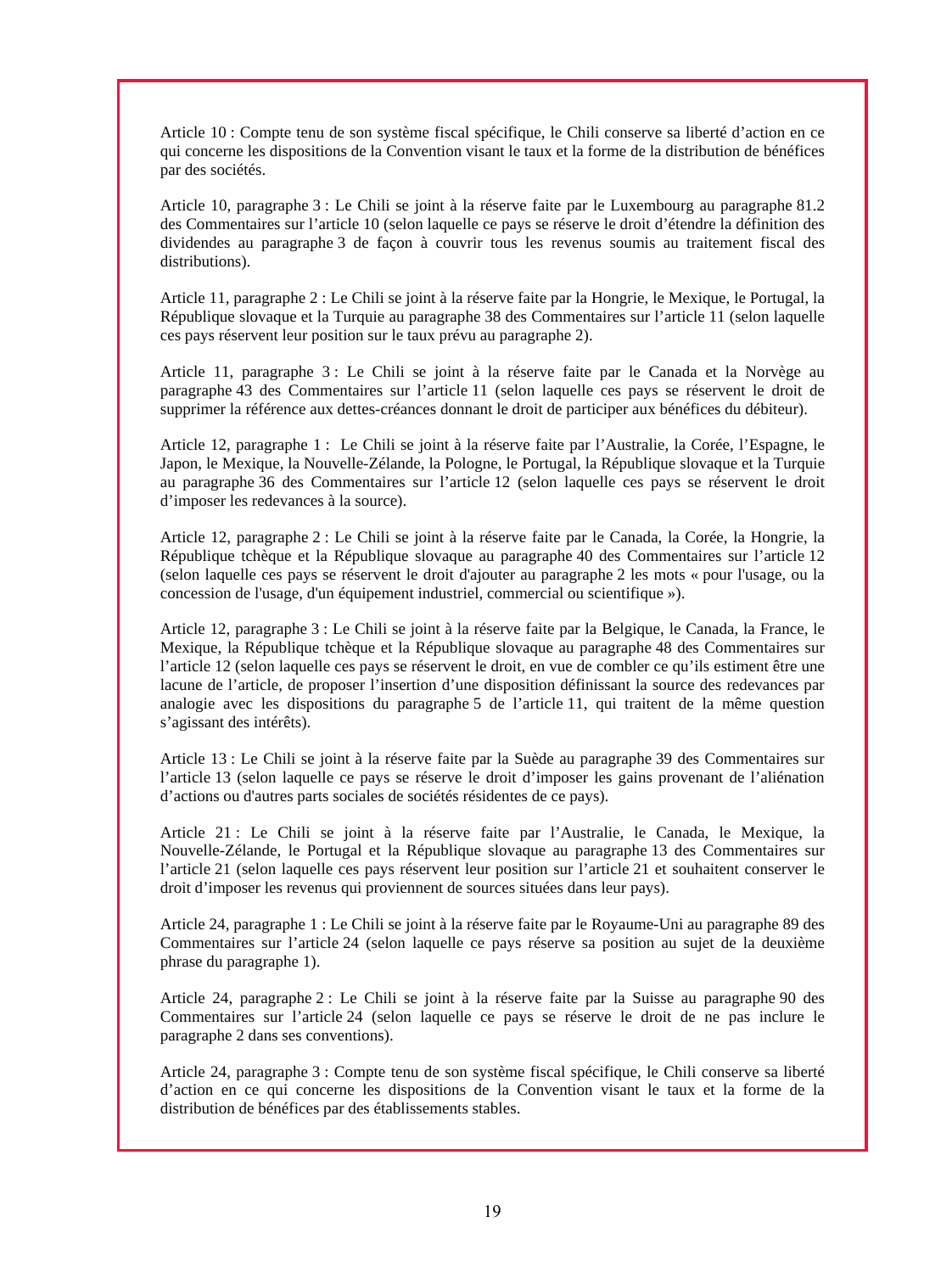Article 10 : Compte tenu de son système fiscal spécifique, le Chili conserve sa liberté d'action en ce qui concerne les dispositions de la Convention visant le taux et la forme de la distribution de bénéfices par des sociétés.

Article 10, paragraphe 3 : Le Chili se joint à la réserve faite par le Luxembourg au paragraphe 81.2 des Commentaires sur l'article 10 (selon laquelle ce pays se réserve le droit d'étendre la définition des dividendes au paragraphe 3 de façon à couvrir tous les revenus soumis au traitement fiscal des distributions).

Article 11, paragraphe 2 : Le Chili se joint à la réserve faite par la Hongrie, le Mexique, le Portugal, la République slovaque et la Turquie au paragraphe 38 des Commentaires sur l'article 11 (selon laquelle ces pays réservent leur position sur le taux prévu au paragraphe 2).

Article 11, paragraphe 3 : Le Chili se joint à la réserve faite par le Canada et la Norvège au paragraphe 43 des Commentaires sur l'article 11 (selon laquelle ces pays se réservent le droit de supprimer la référence aux dettes-créances donnant le droit de participer aux bénéfices du débiteur).

Article 12, paragraphe 1 : Le Chili se joint à la réserve faite par l'Australie, la Corée, l'Espagne, le Japon, le Mexique, la Nouvelle-Zélande, la Pologne, le Portugal, la République slovaque et la Turquie au paragraphe 36 des Commentaires sur l'article 12 (selon laquelle ces pays se réservent le droit d'imposer les redevances à la source).

Article 12, paragraphe 2 : Le Chili se joint à la réserve faite par le Canada, la Corée, la Hongrie, la République tchèque et la République slovaque au paragraphe 40 des Commentaires sur l'article 12 (selon laquelle ces pays se réservent le droit d'ajouter au paragraphe 2 les mots « pour l'usage, ou la concession de l'usage, d'un équipement industriel, commercial ou scientifique »).

Article 12, paragraphe 3 : Le Chili se joint à la réserve faite par la Belgique, le Canada, la France, le Mexique, la République tchèque et la République slovaque au paragraphe 48 des Commentaires sur l'article 12 (selon laquelle ces pays se réservent le droit, en vue de combler ce qu'ils estiment être une lacune de l'article, de proposer l'insertion d'une disposition définissant la source des redevances par analogie avec les dispositions du paragraphe 5 de l'article 11, qui traitent de la même question s'agissant des intérêts).

Article 13 : Le Chili se joint à la réserve faite par la Suède au paragraphe 39 des Commentaires sur l'article 13 (selon laquelle ce pays se réserve le droit d'imposer les gains provenant de l'aliénation d'actions ou d'autres parts sociales de sociétés résidentes de ce pays).

Article 21 : Le Chili se joint à la réserve faite par l'Australie, le Canada, le Mexique, la Nouvelle-Zélande, le Portugal et la République slovaque au paragraphe 13 des Commentaires sur l'article 21 (selon laquelle ces pays réservent leur position sur l'article 21 et souhaitent conserver le droit d'imposer les revenus qui proviennent de sources situées dans leur pays).

Article 24, paragraphe 1 : Le Chili se joint à la réserve faite par le Royaume-Uni au paragraphe 89 des Commentaires sur l'article 24 (selon laquelle ce pays réserve sa position au sujet de la deuxième phrase du paragraphe 1).

Article 24, paragraphe 2 : Le Chili se joint à la réserve faite par la Suisse au paragraphe 90 des Commentaires sur l'article 24 (selon laquelle ce pays se réserve le droit de ne pas inclure le paragraphe 2 dans ses conventions).

Article 24, paragraphe 3 : Compte tenu de son système fiscal spécifique, le Chili conserve sa liberté d'action en ce qui concerne les dispositions de la Convention visant le taux et la forme de la distribution de bénéfices par des établissements stables.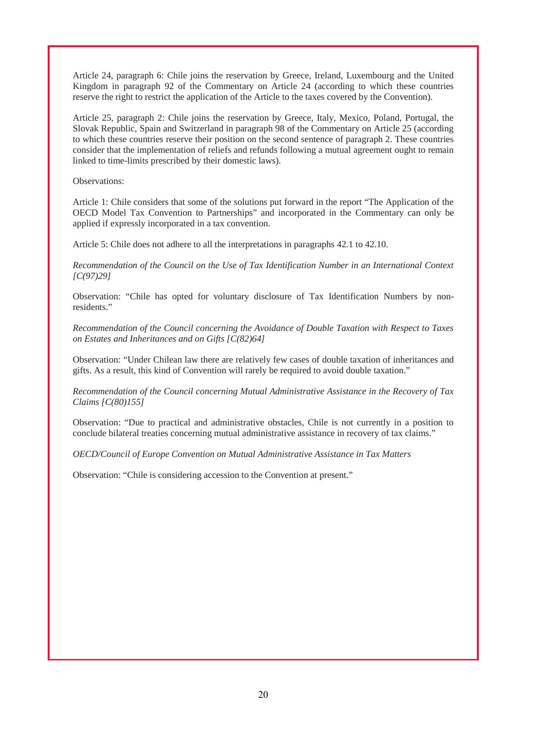Article 24, paragraph 6: Chile joins the reservation by Greece, Ireland, Luxembourg and the United Kingdom in paragraph 92 of the Commentary on Article 24 (according to which these countries reserve the right to restrict the application of the Article to the taxes covered by the Convention).

Article 25, paragraph 2: Chile joins the reservation by Greece, Italy, Mexico, Poland, Portugal, the Slovak Republic, Spain and Switzerland in paragraph 98 of the Commentary on Article 25 (according to which these countries reserve their position on the second sentence of paragraph 2. These countries consider that the implementation of reliefs and refunds following a mutual agreement ought to remain linked to time-limits prescribed by their domestic laws).

Observations:

Article 1: Chile considers that some of the solutions put forward in the report "The Application of the OECD Model Tax Convention to Partnerships" and incorporated in the Commentary can only be applied if expressly incorporated in a tax convention.

Article 5: Chile does not adhere to all the interpretations in paragraphs 42.1 to 42.10.

*Recommendation of the Council on the Use of Tax Identification Number in an International Context [C(97)29]*

Observation: "Chile has opted for voluntary disclosure of Tax Identification Numbers by non-residents."

*Recommendation of the Council concerning the Avoidance of Double Taxation with Respect to Taxes on Estates and Inheritances and on Gifts [C(82)64]*

Observation: "Under Chilean law there are relatively few cases of double taxation of inheritances and gifts. As a result, this kind of Convention will rarely be required to avoid double taxation."

*Recommendation of the Council concerning Mutual Administrative Assistance in the Recovery of Tax Claims [C(80)155]*

Observation: "Due to practical and administrative obstacles, Chile is not currently in a position to conclude bilateral treaties concerning mutual administrative assistance in recovery of tax claims."

*OECD/Council of Europe Convention on Mutual Administrative Assistance in Tax Matters*

Observation: "Chile is considering accession to the Convention at present."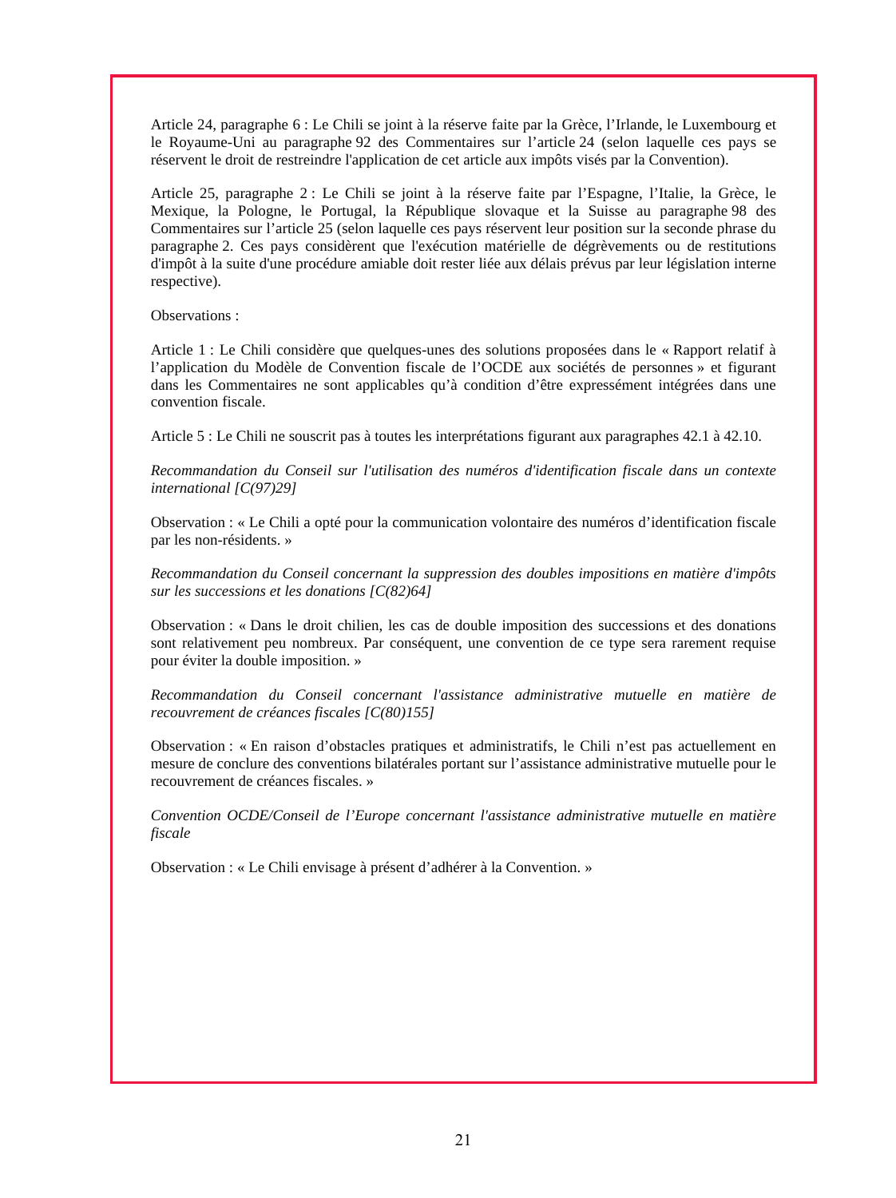Article 24, paragraphe 6 : Le Chili se joint à la réserve faite par la Grèce, l'Irlande, le Luxembourg et le Royaume-Uni au paragraphe 92 des Commentaires sur l'article 24 (selon laquelle ces pays se réservent le droit de restreindre l'application de cet article aux impôts visés par la Convention).

Article 25, paragraphe 2 : Le Chili se joint à la réserve faite par l'Espagne, l'Italie, la Grèce, le Mexique, la Pologne, le Portugal, la République slovaque et la Suisse au paragraphe 98 des Commentaires sur l'article 25 (selon laquelle ces pays réservent leur position sur la seconde phrase du paragraphe 2. Ces pays considèrent que l'exécution matérielle de dégrèvements ou de restitutions d'impôt à la suite d'une procédure amiable doit rester liée aux délais prévus par leur législation interne respective).

Observations :

Article 1 : Le Chili considère que quelques-unes des solutions proposées dans le « Rapport relatif à l'application du Modèle de Convention fiscale de l'OCDE aux sociétés de personnes » et figurant dans les Commentaires ne sont applicables qu'à condition d'être expressément intégrées dans une convention fiscale.

Article 5 : Le Chili ne souscrit pas à toutes les interprétations figurant aux paragraphes 42.1 à 42.10.

*Recommandation du Conseil sur l'utilisation des numéros d'identification fiscale dans un contexte international [C(97)29]*

Observation : « Le Chili a opté pour la communication volontaire des numéros d'identification fiscale par les non-résidents. »

*Recommandation du Conseil concernant la suppression des doubles impositions en matière d'impôts sur les successions et les donations [C(82)64]*

Observation : « Dans le droit chilien, les cas de double imposition des successions et des donations sont relativement peu nombreux. Par conséquent, une convention de ce type sera rarement requise pour éviter la double imposition. »

*Recommandation du Conseil concernant l'assistance administrative mutuelle en matière de recouvrement de créances fiscales [C(80)155]*

Observation : « En raison d'obstacles pratiques et administratifs, le Chili n'est pas actuellement en mesure de conclure des conventions bilatérales portant sur l'assistance administrative mutuelle pour le recouvrement de créances fiscales. »

*Convention OCDE/Conseil de l'Europe concernant l'assistance administrative mutuelle en matière fiscale*

Observation : « Le Chili envisage à présent d'adhérer à la Convention. »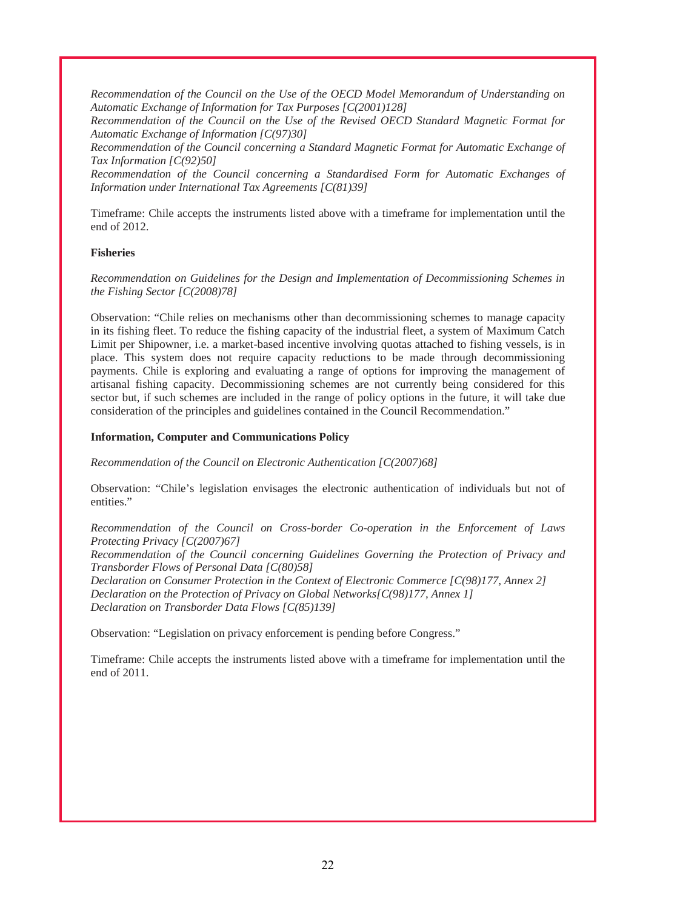*Recommendation of the Council on the Use of the OECD Model Memorandum of Understanding on Automatic Exchange of Information for Tax Purposes [C(2001)128]*
*Recommendation of the Council on the Use of the Revised OECD Standard Magnetic Format for Automatic Exchange of Information [C(97)30]*
*Recommendation of the Council concerning a Standard Magnetic Format for Automatic Exchange of Tax Information [C(92)50]*
*Recommendation of the Council concerning a Standardised Form for Automatic Exchanges of Information under International Tax Agreements [C(81)39]*

Timeframe: Chile accepts the instruments listed above with a timeframe for implementation until the end of 2012.

**Fisheries**

*Recommendation on Guidelines for the Design and Implementation of Decommissioning Schemes in the Fishing Sector [C(2008)78]*

Observation: "Chile relies on mechanisms other than decommissioning schemes to manage capacity in its fishing fleet. To reduce the fishing capacity of the industrial fleet, a system of Maximum Catch Limit per Shipowner, i.e. a market-based incentive involving quotas attached to fishing vessels, is in place. This system does not require capacity reductions to be made through decommissioning payments. Chile is exploring and evaluating a range of options for improving the management of artisanal fishing capacity. Decommissioning schemes are not currently being considered for this sector but, if such schemes are included in the range of policy options in the future, it will take due consideration of the principles and guidelines contained in the Council Recommendation."

**Information, Computer and Communications Policy**

*Recommendation of the Council on Electronic Authentication [C(2007)68]*

Observation: "Chile's legislation envisages the electronic authentication of individuals but not of entities."

*Recommendation of the Council on Cross-border Co-operation in the Enforcement of Laws Protecting Privacy [C(2007)67]*
*Recommendation of the Council concerning Guidelines Governing the Protection of Privacy and Transborder Flows of Personal Data [C(80)58]*
*Declaration on Consumer Protection in the Context of Electronic Commerce [C(98)177, Annex 2]*
*Declaration on the Protection of Privacy on Global Networks[C(98)177, Annex 1]*
*Declaration on Transborder Data Flows [C(85)139]*

Observation: "Legislation on privacy enforcement is pending before Congress."

Timeframe: Chile accepts the instruments listed above with a timeframe for implementation until the end of 2011.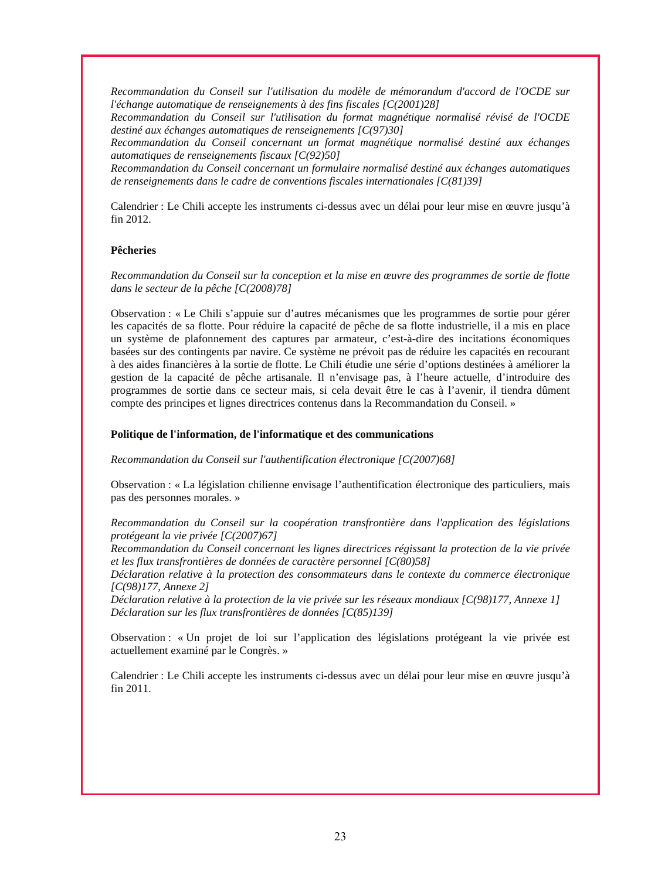*Recommandation du Conseil sur l'utilisation du modèle de mémorandum d'accord de l'OCDE sur l'échange automatique de renseignements à des fins fiscales [C(2001)28]*
*Recommandation du Conseil sur l'utilisation du format magnétique normalisé révisé de l'OCDE destiné aux échanges automatiques de renseignements [C(97)30]*
*Recommandation du Conseil concernant un format magnétique normalisé destiné aux échanges automatiques de renseignements fiscaux [C(92)50]*
*Recommandation du Conseil concernant un formulaire normalisé destiné aux échanges automatiques de renseignements dans le cadre de conventions fiscales internationales [C(81)39]*

Calendrier : Le Chili accepte les instruments ci-dessus avec un délai pour leur mise en œuvre jusqu'à fin 2012.

**Pêcheries**

*Recommandation du Conseil sur la conception et la mise en œuvre des programmes de sortie de flotte dans le secteur de la pêche [C(2008)78]*

Observation : « Le Chili s'appuie sur d'autres mécanismes que les programmes de sortie pour gérer les capacités de sa flotte. Pour réduire la capacité de pêche de sa flotte industrielle, il a mis en place un système de plafonnement des captures par armateur, c'est-à-dire des incitations économiques basées sur des contingents par navire. Ce système ne prévoit pas de réduire les capacités en recourant à des aides financières à la sortie de flotte. Le Chili étudie une série d'options destinées à améliorer la gestion de la capacité de pêche artisanale. Il n'envisage pas, à l'heure actuelle, d'introduire des programmes de sortie dans ce secteur mais, si cela devait être le cas à l'avenir, il tiendra dûment compte des principes et lignes directrices contenus dans la Recommandation du Conseil. »

**Politique de l'information, de l'informatique et des communications**

*Recommandation du Conseil sur l'authentification électronique [C(2007)68]*

Observation : « La législation chilienne envisage l'authentification électronique des particuliers, mais pas des personnes morales. »

*Recommandation du Conseil sur la coopération transfrontière dans l'application des législations protégeant la vie privée [C(2007)67]*
*Recommandation du Conseil concernant les lignes directrices régissant la protection de la vie privée et les flux transfrontières de données de caractère personnel [C(80)58]*
*Déclaration relative à la protection des consommateurs dans le contexte du commerce électronique [C(98)177, Annexe 2]*
*Déclaration relative à la protection de la vie privée sur les réseaux mondiaux [C(98)177, Annexe 1]*
*Déclaration sur les flux transfrontières de données [C(85)139]*

Observation : « Un projet de loi sur l'application des législations protégeant la vie privée est actuellement examiné par le Congrès. »

Calendrier : Le Chili accepte les instruments ci-dessus avec un délai pour leur mise en œuvre jusqu'à fin 2011.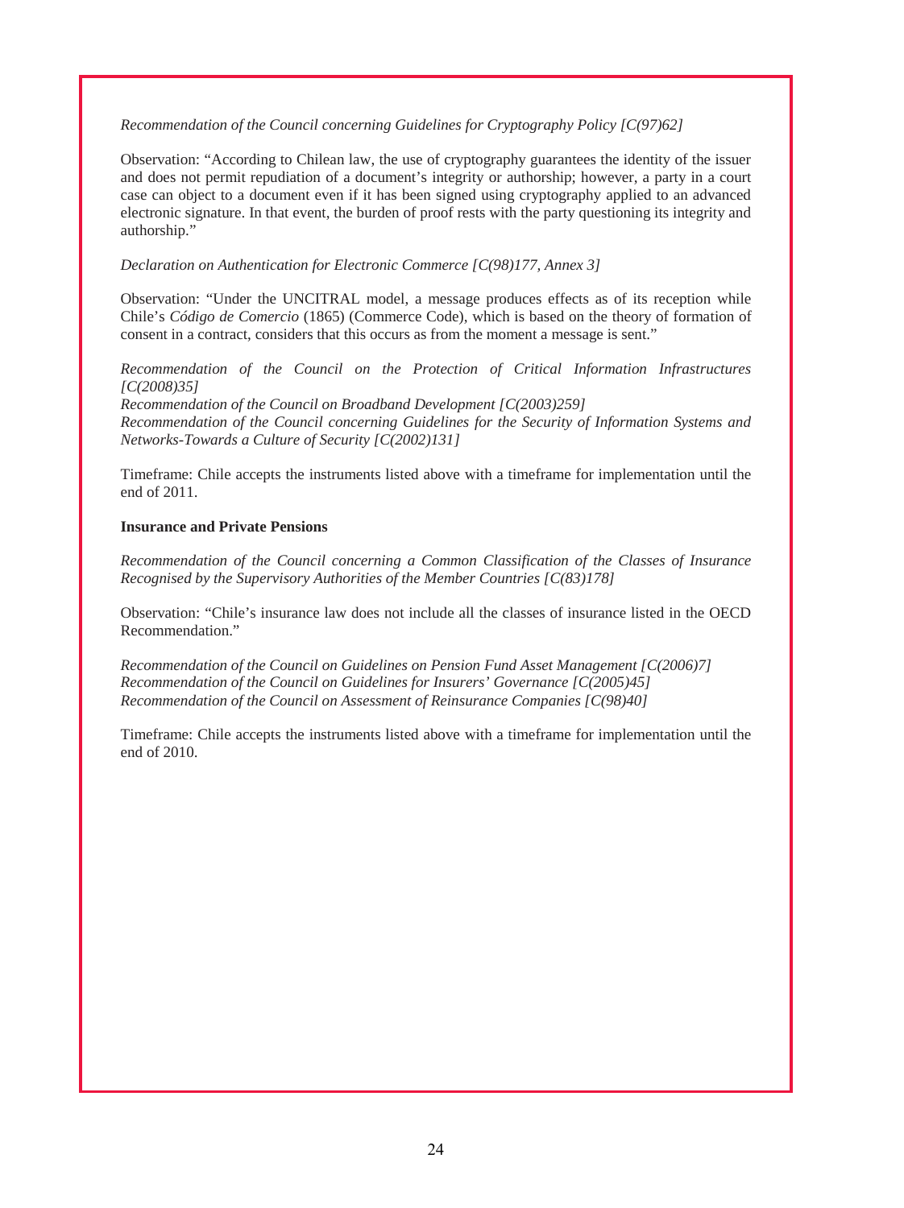*Recommendation of the Council concerning Guidelines for Cryptography Policy [C(97)62]*

Observation: "According to Chilean law, the use of cryptography guarantees the identity of the issuer and does not permit repudiation of a document's integrity or authorship; however, a party in a court case can object to a document even if it has been signed using cryptography applied to an advanced electronic signature. In that event, the burden of proof rests with the party questioning its integrity and authorship."

*Declaration on Authentication for Electronic Commerce [C(98)177, Annex 3]*

Observation: "Under the UNCITRAL model, a message produces effects as of its reception while Chile's *Código de Comercio* (1865) (Commerce Code), which is based on the theory of formation of consent in a contract, considers that this occurs as from the moment a message is sent."

*Recommendation of the Council on the Protection of Critical Information Infrastructures [C(2008)35]*
*Recommendation of the Council on Broadband Development [C(2003)259]*
*Recommendation of the Council concerning Guidelines for the Security of Information Systems and Networks-Towards a Culture of Security [C(2002)131]*

Timeframe: Chile accepts the instruments listed above with a timeframe for implementation until the end of 2011.

**Insurance and Private Pensions**

*Recommendation of the Council concerning a Common Classification of the Classes of Insurance Recognised by the Supervisory Authorities of the Member Countries [C(83)178]*

Observation: "Chile's insurance law does not include all the classes of insurance listed in the OECD Recommendation."

*Recommendation of the Council on Guidelines on Pension Fund Asset Management [C(2006)7]*
*Recommendation of the Council on Guidelines for Insurers' Governance [C(2005)45]*
*Recommendation of the Council on Assessment of Reinsurance Companies [C(98)40]*

Timeframe: Chile accepts the instruments listed above with a timeframe for implementation until the end of 2010.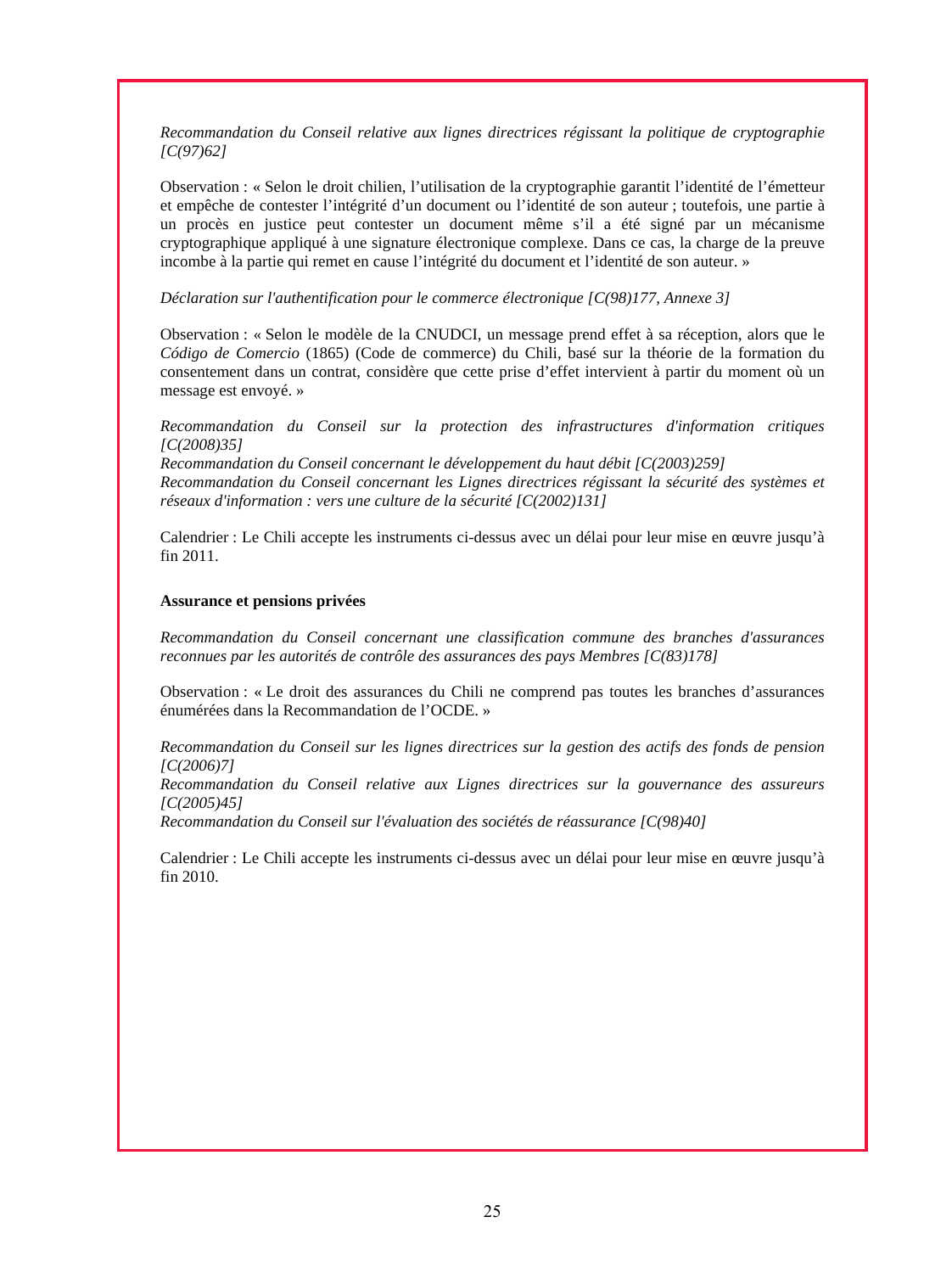*Recommandation du Conseil relative aux lignes directrices régissant la politique de cryptographie [C(97)62]*

Observation : « Selon le droit chilien, l'utilisation de la cryptographie garantit l'identité de l'émetteur et empêche de contester l'intégrité d'un document ou l'identité de son auteur ; toutefois, une partie à un procès en justice peut contester un document même s'il a été signé par un mécanisme cryptographique appliqué à une signature électronique complexe. Dans ce cas, la charge de la preuve incombe à la partie qui remet en cause l'intégrité du document et l'identité de son auteur. »

*Déclaration sur l'authentification pour le commerce électronique [C(98)177, Annexe 3]*

Observation : « Selon le modèle de la CNUDCI, un message prend effet à sa réception, alors que le *Código de Comercio* (1865) (Code de commerce) du Chili, basé sur la théorie de la formation du consentement dans un contrat, considère que cette prise d'effet intervient à partir du moment où un message est envoyé. »

*Recommandation du Conseil sur la protection des infrastructures d'information critiques [C(2008)35]*
*Recommandation du Conseil concernant le développement du haut débit [C(2003)259]*
*Recommandation du Conseil concernant les Lignes directrices régissant la sécurité des systèmes et réseaux d'information : vers une culture de la sécurité [C(2002)131]*

Calendrier : Le Chili accepte les instruments ci-dessus avec un délai pour leur mise en œuvre jusqu'à fin 2011.

**Assurance et pensions privées**

*Recommandation du Conseil concernant une classification commune des branches d'assurances reconnues par les autorités de contrôle des assurances des pays Membres [C(83)178]*

Observation : « Le droit des assurances du Chili ne comprend pas toutes les branches d'assurances énumérées dans la Recommandation de l'OCDE. »

*Recommandation du Conseil sur les lignes directrices sur la gestion des actifs des fonds de pension [C(2006)7]*
*Recommandation du Conseil relative aux Lignes directrices sur la gouvernance des assureurs [C(2005)45]*
*Recommandation du Conseil sur l'évaluation des sociétés de réassurance [C(98)40]*

Calendrier : Le Chili accepte les instruments ci-dessus avec un délai pour leur mise en œuvre jusqu'à fin 2010.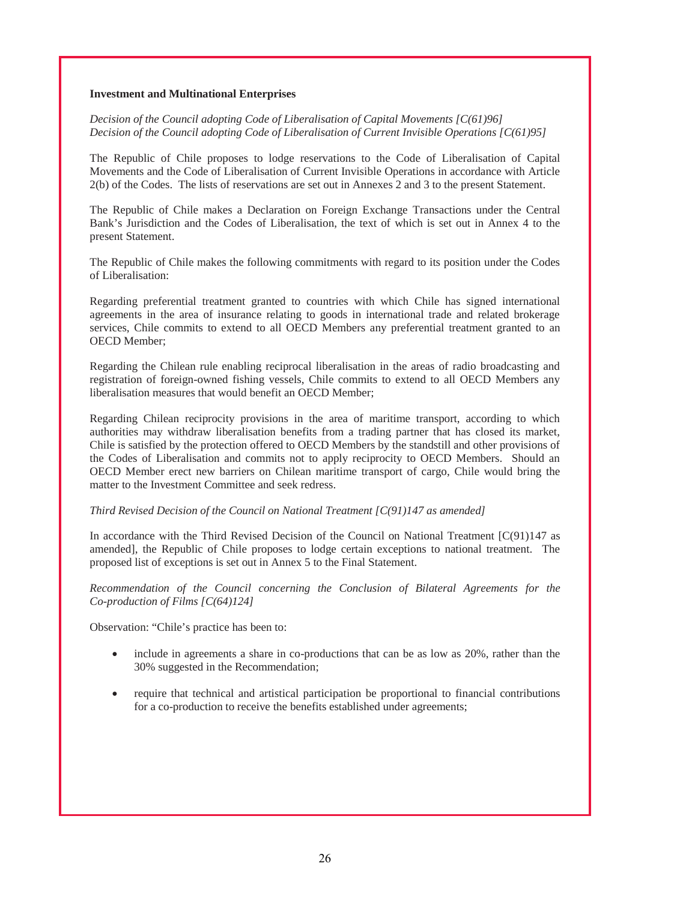**Investment and Multinational Enterprises**

*Decision of the Council adopting Code of Liberalisation of Capital Movements [C(61)96]*
*Decision of the Council adopting Code of Liberalisation of Current Invisible Operations [C(61)95]*

The Republic of Chile proposes to lodge reservations to the Code of Liberalisation of Capital Movements and the Code of Liberalisation of Current Invisible Operations in accordance with Article 2(b) of the Codes. The lists of reservations are set out in Annexes 2 and 3 to the present Statement.

The Republic of Chile makes a Declaration on Foreign Exchange Transactions under the Central Bank's Jurisdiction and the Codes of Liberalisation, the text of which is set out in Annex 4 to the present Statement.

The Republic of Chile makes the following commitments with regard to its position under the Codes of Liberalisation:

Regarding preferential treatment granted to countries with which Chile has signed international agreements in the area of insurance relating to goods in international trade and related brokerage services, Chile commits to extend to all OECD Members any preferential treatment granted to an OECD Member;

Regarding the Chilean rule enabling reciprocal liberalisation in the areas of radio broadcasting and registration of foreign-owned fishing vessels, Chile commits to extend to all OECD Members any liberalisation measures that would benefit an OECD Member;

Regarding Chilean reciprocity provisions in the area of maritime transport, according to which authorities may withdraw liberalisation benefits from a trading partner that has closed its market, Chile is satisfied by the protection offered to OECD Members by the standstill and other provisions of the Codes of Liberalisation and commits not to apply reciprocity to OECD Members. Should an OECD Member erect new barriers on Chilean maritime transport of cargo, Chile would bring the matter to the Investment Committee and seek redress.

*Third Revised Decision of the Council on National Treatment [C(91)147 as amended]*

In accordance with the Third Revised Decision of the Council on National Treatment [C(91)147 as amended], the Republic of Chile proposes to lodge certain exceptions to national treatment. The proposed list of exceptions is set out in Annex 5 to the Final Statement.

*Recommendation of the Council concerning the Conclusion of Bilateral Agreements for the Co-production of Films [C(64)124]*

Observation: "Chile's practice has been to:

- include in agreements a share in co-productions that can be as low as 20%, rather than the 30% suggested in the Recommendation;
- require that technical and artistical participation be proportional to financial contributions for a co-production to receive the benefits established under agreements;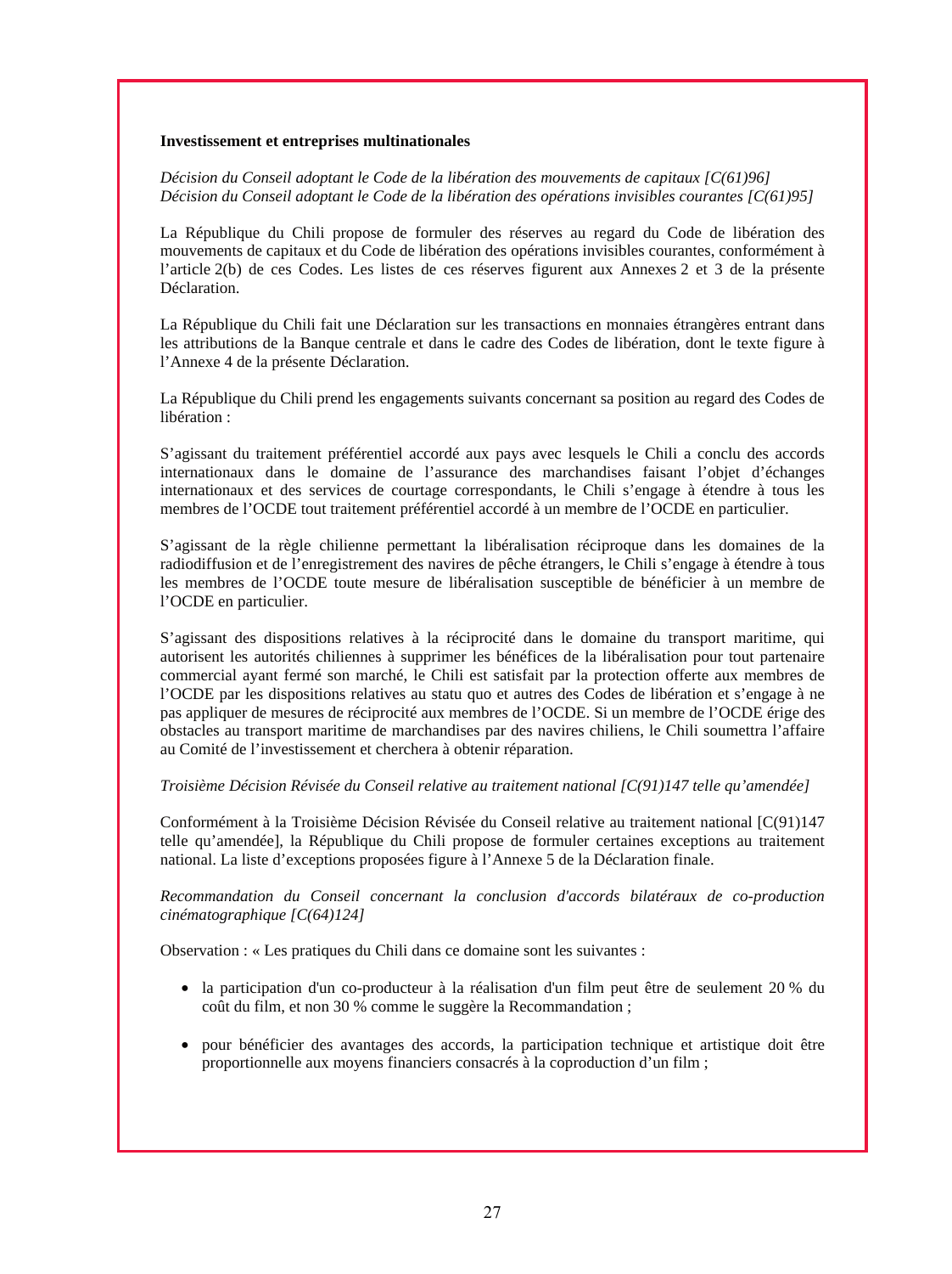**Investissement et entreprises multinationales**

*Décision du Conseil adoptant le Code de la libération des mouvements de capitaux [C(61)96]*
*Décision du Conseil adoptant le Code de la libération des opérations invisibles courantes [C(61)95]*

La République du Chili propose de formuler des réserves au regard du Code de libération des mouvements de capitaux et du Code de libération des opérations invisibles courantes, conformément à l'article 2(b) de ces Codes. Les listes de ces réserves figurent aux Annexes 2 et 3 de la présente Déclaration.

La République du Chili fait une Déclaration sur les transactions en monnaies étrangères entrant dans les attributions de la Banque centrale et dans le cadre des Codes de libération, dont le texte figure à l'Annexe 4 de la présente Déclaration.

La République du Chili prend les engagements suivants concernant sa position au regard des Codes de libération :

S'agissant du traitement préférentiel accordé aux pays avec lesquels le Chili a conclu des accords internationaux dans le domaine de l'assurance des marchandises faisant l'objet d'échanges internationaux et des services de courtage correspondants, le Chili s'engage à étendre à tous les membres de l'OCDE tout traitement préférentiel accordé à un membre de l'OCDE en particulier.

S'agissant de la règle chilienne permettant la libéralisation réciproque dans les domaines de la radiodiffusion et de l'enregistrement des navires de pêche étrangers, le Chili s'engage à étendre à tous les membres de l'OCDE toute mesure de libéralisation susceptible de bénéficier à un membre de l'OCDE en particulier.

S'agissant des dispositions relatives à la réciprocité dans le domaine du transport maritime, qui autorisent les autorités chiliennes à supprimer les bénéfices de la libéralisation pour tout partenaire commercial ayant fermé son marché, le Chili est satisfait par la protection offerte aux membres de l'OCDE par les dispositions relatives au statu quo et autres des Codes de libération et s'engage à ne pas appliquer de mesures de réciprocité aux membres de l'OCDE. Si un membre de l'OCDE érige des obstacles au transport maritime de marchandises par des navires chiliens, le Chili soumettra l'affaire au Comité de l'investissement et cherchera à obtenir réparation.

*Troisième Décision Révisée du Conseil relative au traitement national [C(91)147 telle qu'amendée]*

Conformément à la Troisième Décision Révisée du Conseil relative au traitement national [C(91)147 telle qu'amendée], la République du Chili propose de formuler certaines exceptions au traitement national. La liste d'exceptions proposées figure à l'Annexe 5 de la Déclaration finale.

*Recommandation du Conseil concernant la conclusion d'accords bilatéraux de co-production cinématographique [C(64)124]*

Observation : « Les pratiques du Chili dans ce domaine sont les suivantes :

- la participation d'un co-producteur à la réalisation d'un film peut être de seulement 20 % du coût du film, et non 30 % comme le suggère la Recommandation ;
- pour bénéficier des avantages des accords, la participation technique et artistique doit être proportionnelle aux moyens financiers consacrés à la coproduction d'un film ;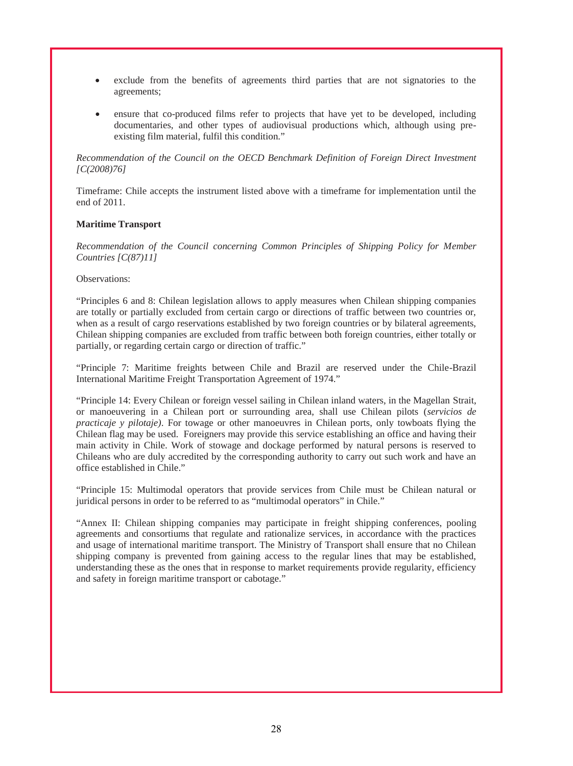- exclude from the benefits of agreements third parties that are not signatories to the agreements;
- ensure that co-produced films refer to projects that have yet to be developed, including documentaries, and other types of audiovisual productions which, although using pre-existing film material, fulfil this condition."

*Recommendation of the Council on the OECD Benchmark Definition of Foreign Direct Investment [C(2008)76]*

Timeframe: Chile accepts the instrument listed above with a timeframe for implementation until the end of 2011.

**Maritime Transport**

*Recommendation of the Council concerning Common Principles of Shipping Policy for Member Countries [C(87)11]*

Observations:

"Principles 6 and 8: Chilean legislation allows to apply measures when Chilean shipping companies are totally or partially excluded from certain cargo or directions of traffic between two countries or, when as a result of cargo reservations established by two foreign countries or by bilateral agreements, Chilean shipping companies are excluded from traffic between both foreign countries, either totally or partially, or regarding certain cargo or direction of traffic."

"Principle 7: Maritime freights between Chile and Brazil are reserved under the Chile-Brazil International Maritime Freight Transportation Agreement of 1974."

"Principle 14: Every Chilean or foreign vessel sailing in Chilean inland waters, in the Magellan Strait, or manoeuvering in a Chilean port or surrounding area, shall use Chilean pilots (*servicios de practicaje y pilotaje)*. For towage or other manoeuvres in Chilean ports, only towboats flying the Chilean flag may be used. Foreigners may provide this service establishing an office and having their main activity in Chile. Work of stowage and dockage performed by natural persons is reserved to Chileans who are duly accredited by the corresponding authority to carry out such work and have an office established in Chile."

"Principle 15: Multimodal operators that provide services from Chile must be Chilean natural or juridical persons in order to be referred to as "multimodal operators" in Chile."

"Annex II: Chilean shipping companies may participate in freight shipping conferences, pooling agreements and consortiums that regulate and rationalize services, in accordance with the practices and usage of international maritime transport. The Ministry of Transport shall ensure that no Chilean shipping company is prevented from gaining access to the regular lines that may be established, understanding these as the ones that in response to market requirements provide regularity, efficiency and safety in foreign maritime transport or cabotage."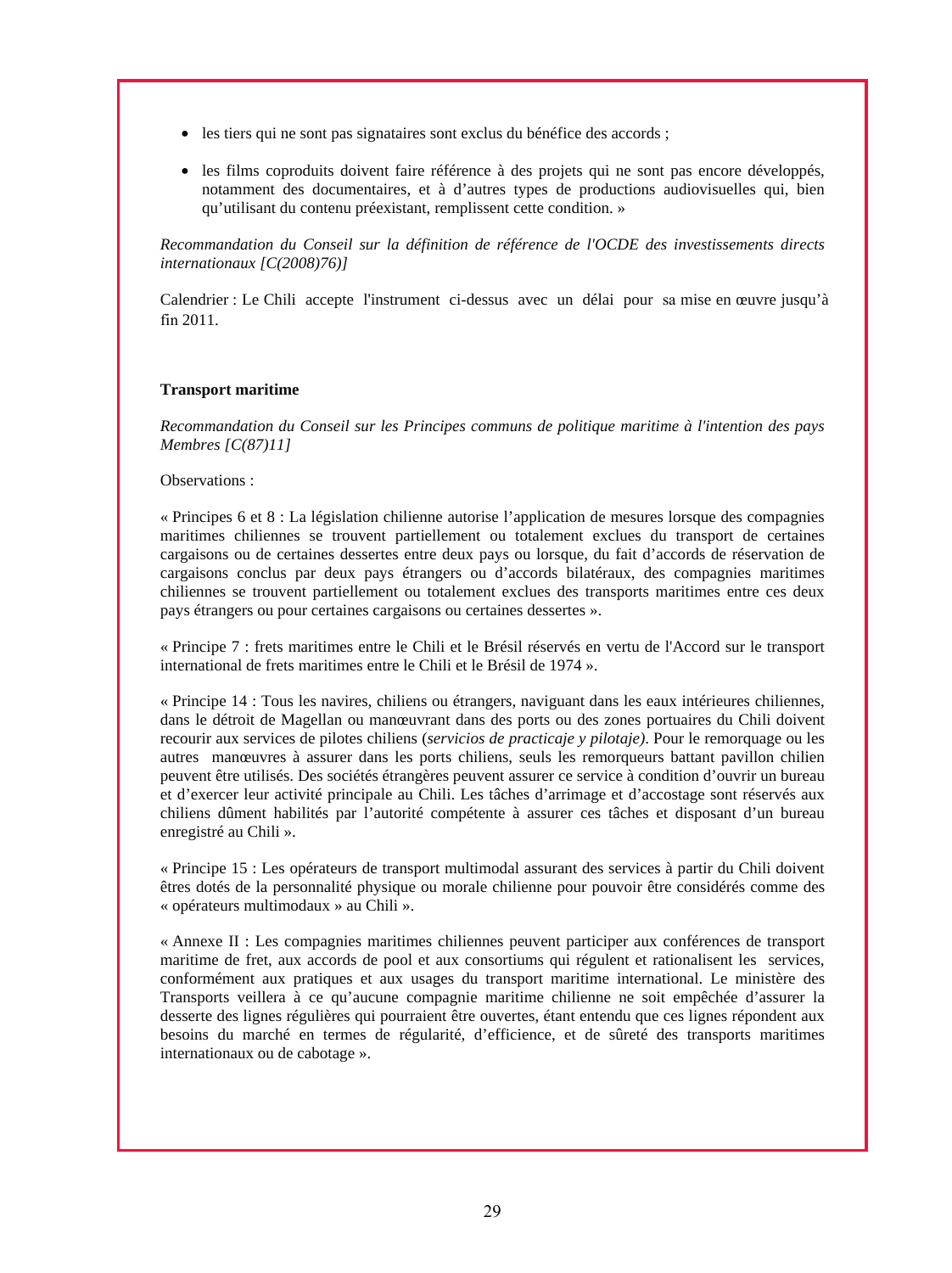- les tiers qui ne sont pas signataires sont exclus du bénéfice des accords ;
- les films coproduits doivent faire référence à des projets qui ne sont pas encore développés, notamment des documentaires, et à d'autres types de productions audiovisuelles qui, bien qu'utilisant du contenu préexistant, remplissent cette condition. »

*Recommandation du Conseil sur la définition de référence de l'OCDE des investissements directs internationaux [C(2008)76)]*

Calendrier : Le Chili accepte l'instrument ci-dessus avec un délai pour sa mise en œuvre jusqu'à fin 2011.

**Transport maritime**

*Recommandation du Conseil sur les Principes communs de politique maritime à l'intention des pays Membres [C(87)11]*

Observations :

« Principes 6 et 8 : La législation chilienne autorise l'application de mesures lorsque des compagnies maritimes chiliennes se trouvent partiellement ou totalement exclues du transport de certaines cargaisons ou de certaines dessertes entre deux pays ou lorsque, du fait d'accords de réservation de cargaisons conclus par deux pays étrangers ou d'accords bilatéraux, des compagnies maritimes chiliennes se trouvent partiellement ou totalement exclues des transports maritimes entre ces deux pays étrangers ou pour certaines cargaisons ou certaines dessertes ».

« Principe 7 : frets maritimes entre le Chili et le Brésil réservés en vertu de l'Accord sur le transport international de frets maritimes entre le Chili et le Brésil de 1974 ».

« Principe 14 : Tous les navires, chiliens ou étrangers, naviguant dans les eaux intérieures chiliennes, dans le détroit de Magellan ou manœuvrant dans des ports ou des zones portuaires du Chili doivent recourir aux services de pilotes chiliens (*servicios de practicaje y pilotaje)*. Pour le remorquage ou les autres manœuvres à assurer dans les ports chiliens, seuls les remorqueurs battant pavillon chilien peuvent être utilisés. Des sociétés étrangères peuvent assurer ce service à condition d'ouvrir un bureau et d'exercer leur activité principale au Chili. Les tâches d'arrimage et d'accostage sont réservés aux chiliens dûment habilités par l'autorité compétente à assurer ces tâches et disposant d'un bureau enregistré au Chili ».

« Principe 15 : Les opérateurs de transport multimodal assurant des services à partir du Chili doivent êtres dotés de la personnalité physique ou morale chilienne pour pouvoir être considérés comme des « opérateurs multimodaux » au Chili ».

« Annexe II : Les compagnies maritimes chiliennes peuvent participer aux conférences de transport maritime de fret, aux accords de pool et aux consortiums qui régulent et rationalisent les services, conformément aux pratiques et aux usages du transport maritime international. Le ministère des Transports veillera à ce qu'aucune compagnie maritime chilienne ne soit empêchée d'assurer la desserte des lignes régulières qui pourraient être ouvertes, étant entendu que ces lignes répondent aux besoins du marché en termes de régularité, d'efficience, et de sûreté des transports maritimes internationaux ou de cabotage ».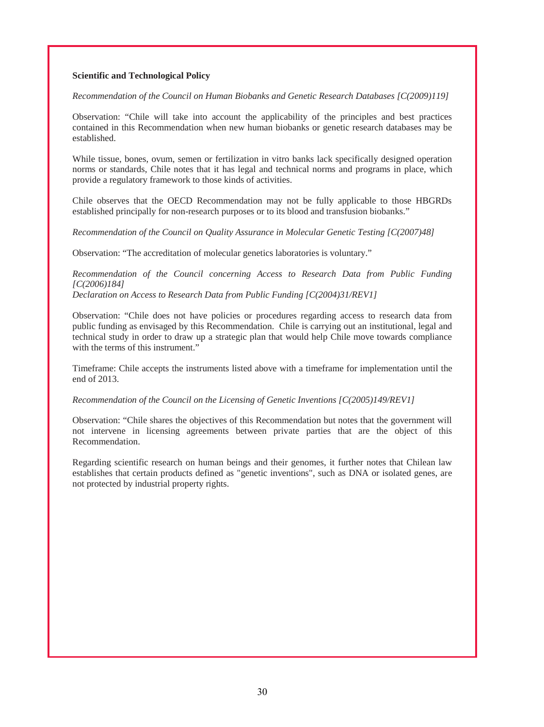**Scientific and Technological Policy**

*Recommendation of the Council on Human Biobanks and Genetic Research Databases [C(2009)119]*

Observation: "Chile will take into account the applicability of the principles and best practices contained in this Recommendation when new human biobanks or genetic research databases may be established.

While tissue, bones, ovum, semen or fertilization in vitro banks lack specifically designed operation norms or standards, Chile notes that it has legal and technical norms and programs in place, which provide a regulatory framework to those kinds of activities.

Chile observes that the OECD Recommendation may not be fully applicable to those HBGRDs established principally for non-research purposes or to its blood and transfusion biobanks."

*Recommendation of the Council on Quality Assurance in Molecular Genetic Testing [C(2007)48]*

Observation: "The accreditation of molecular genetics laboratories is voluntary."

*Recommendation of the Council concerning Access to Research Data from Public Funding [C(2006)184]*
*Declaration on Access to Research Data from Public Funding [C(2004)31/REV1]*

Observation: "Chile does not have policies or procedures regarding access to research data from public funding as envisaged by this Recommendation. Chile is carrying out an institutional, legal and technical study in order to draw up a strategic plan that would help Chile move towards compliance with the terms of this instrument."

Timeframe: Chile accepts the instruments listed above with a timeframe for implementation until the end of 2013.

*Recommendation of the Council on the Licensing of Genetic Inventions [C(2005)149/REV1]*

Observation: "Chile shares the objectives of this Recommendation but notes that the government will not intervene in licensing agreements between private parties that are the object of this Recommendation.

Regarding scientific research on human beings and their genomes, it further notes that Chilean law establishes that certain products defined as "genetic inventions", such as DNA or isolated genes, are not protected by industrial property rights.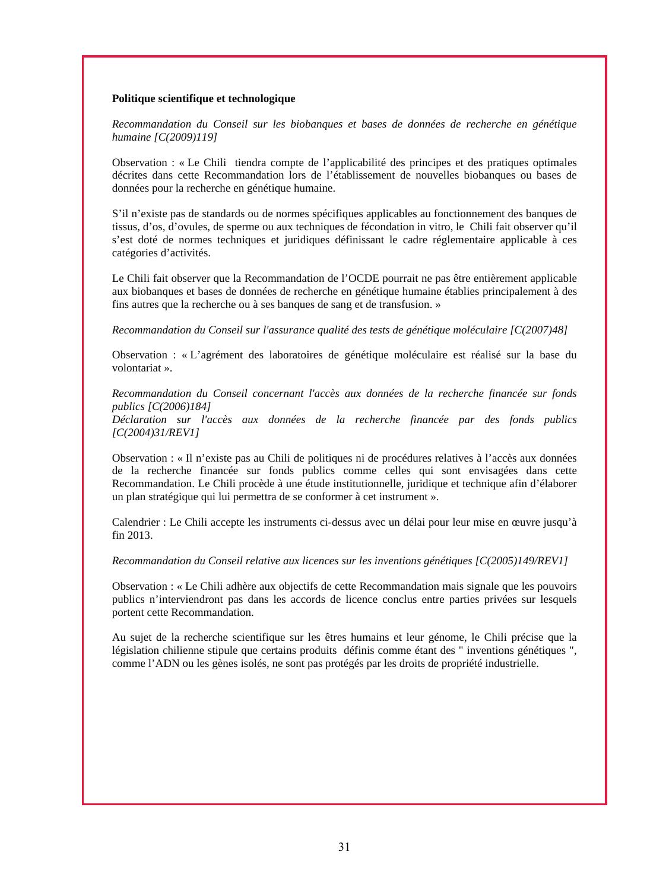**Politique scientifique et technologique**

*Recommandation du Conseil sur les biobanques et bases de données de recherche en génétique humaine [C(2009)119]*

Observation : « Le Chili tiendra compte de l'applicabilité des principes et des pratiques optimales décrites dans cette Recommandation lors de l'établissement de nouvelles biobanques ou bases de données pour la recherche en génétique humaine.

S'il n'existe pas de standards ou de normes spécifiques applicables au fonctionnement des banques de tissus, d'os, d'ovules, de sperme ou aux techniques de fécondation in vitro, le Chili fait observer qu'il s'est doté de normes techniques et juridiques définissant le cadre réglementaire applicable à ces catégories d'activités.

Le Chili fait observer que la Recommandation de l'OCDE pourrait ne pas être entièrement applicable aux biobanques et bases de données de recherche en génétique humaine établies principalement à des fins autres que la recherche ou à ses banques de sang et de transfusion. »

*Recommandation du Conseil sur l'assurance qualité des tests de génétique moléculaire [C(2007)48]*

Observation : « L'agrément des laboratoires de génétique moléculaire est réalisé sur la base du volontariat ».

*Recommandation du Conseil concernant l'accès aux données de la recherche financée sur fonds publics [C(2006)184]*
*Déclaration sur l'accès aux données de la recherche financée par des fonds publics [C(2004)31/REV1]*

Observation : « Il n'existe pas au Chili de politiques ni de procédures relatives à l'accès aux données de la recherche financée sur fonds publics comme celles qui sont envisagées dans cette Recommandation. Le Chili procède à une étude institutionnelle, juridique et technique afin d'élaborer un plan stratégique qui lui permettra de se conformer à cet instrument ».

Calendrier : Le Chili accepte les instruments ci-dessus avec un délai pour leur mise en œuvre jusqu'à fin 2013.

*Recommandation du Conseil relative aux licences sur les inventions génétiques [C(2005)149/REV1]*

Observation : « Le Chili adhère aux objectifs de cette Recommandation mais signale que les pouvoirs publics n'interviendront pas dans les accords de licence conclus entre parties privées sur lesquels portent cette Recommandation.

Au sujet de la recherche scientifique sur les êtres humains et leur génome, le Chili précise que la législation chilienne stipule que certains produits définis comme étant des " inventions génétiques ", comme l'ADN ou les gènes isolés, ne sont pas protégés par les droits de propriété industrielle.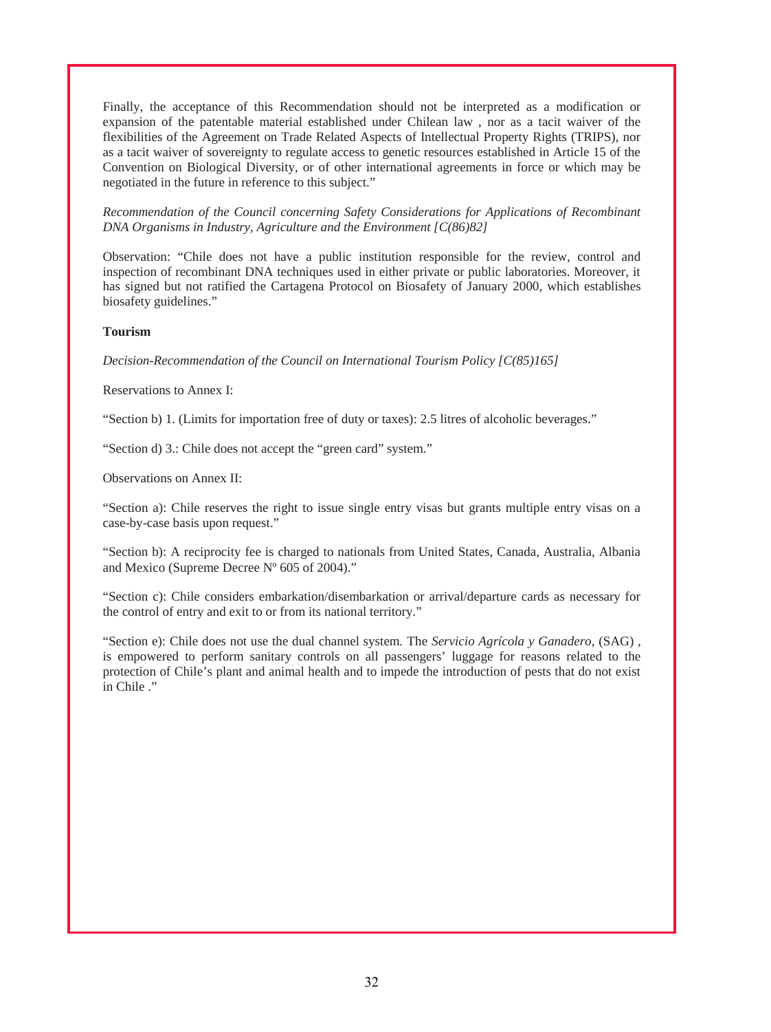Finally, the acceptance of this Recommendation should not be interpreted as a modification or expansion of the patentable material established under Chilean law , nor as a tacit waiver of the flexibilities of the Agreement on Trade Related Aspects of Intellectual Property Rights (TRIPS), nor as a tacit waiver of sovereignty to regulate access to genetic resources established in Article 15 of the Convention on Biological Diversity, or of other international agreements in force or which may be negotiated in the future in reference to this subject."

*Recommendation of the Council concerning Safety Considerations for Applications of Recombinant DNA Organisms in Industry, Agriculture and the Environment [C(86)82]*

Observation: "Chile does not have a public institution responsible for the review, control and inspection of recombinant DNA techniques used in either private or public laboratories. Moreover, it has signed but not ratified the Cartagena Protocol on Biosafety of January 2000, which establishes biosafety guidelines."

**Tourism**

*Decision-Recommendation of the Council on International Tourism Policy [C(85)165]*

Reservations to Annex I:

"Section b) 1. (Limits for importation free of duty or taxes): 2.5 litres of alcoholic beverages."

"Section d) 3.: Chile does not accept the "green card" system."

Observations on Annex II:

"Section a): Chile reserves the right to issue single entry visas but grants multiple entry visas on a case-by-case basis upon request."

"Section b): A reciprocity fee is charged to nationals from United States, Canada, Australia, Albania and Mexico (Supreme Decree Nº 605 of 2004)."

"Section c): Chile considers embarkation/disembarkation or arrival/departure cards as necessary for the control of entry and exit to or from its national territory."

"Section e): Chile does not use the dual channel system. The *Servicio Agrícola y Ganadero*, (SAG) , is empowered to perform sanitary controls on all passengers' luggage for reasons related to the protection of Chile's plant and animal health and to impede the introduction of pests that do not exist in Chile ."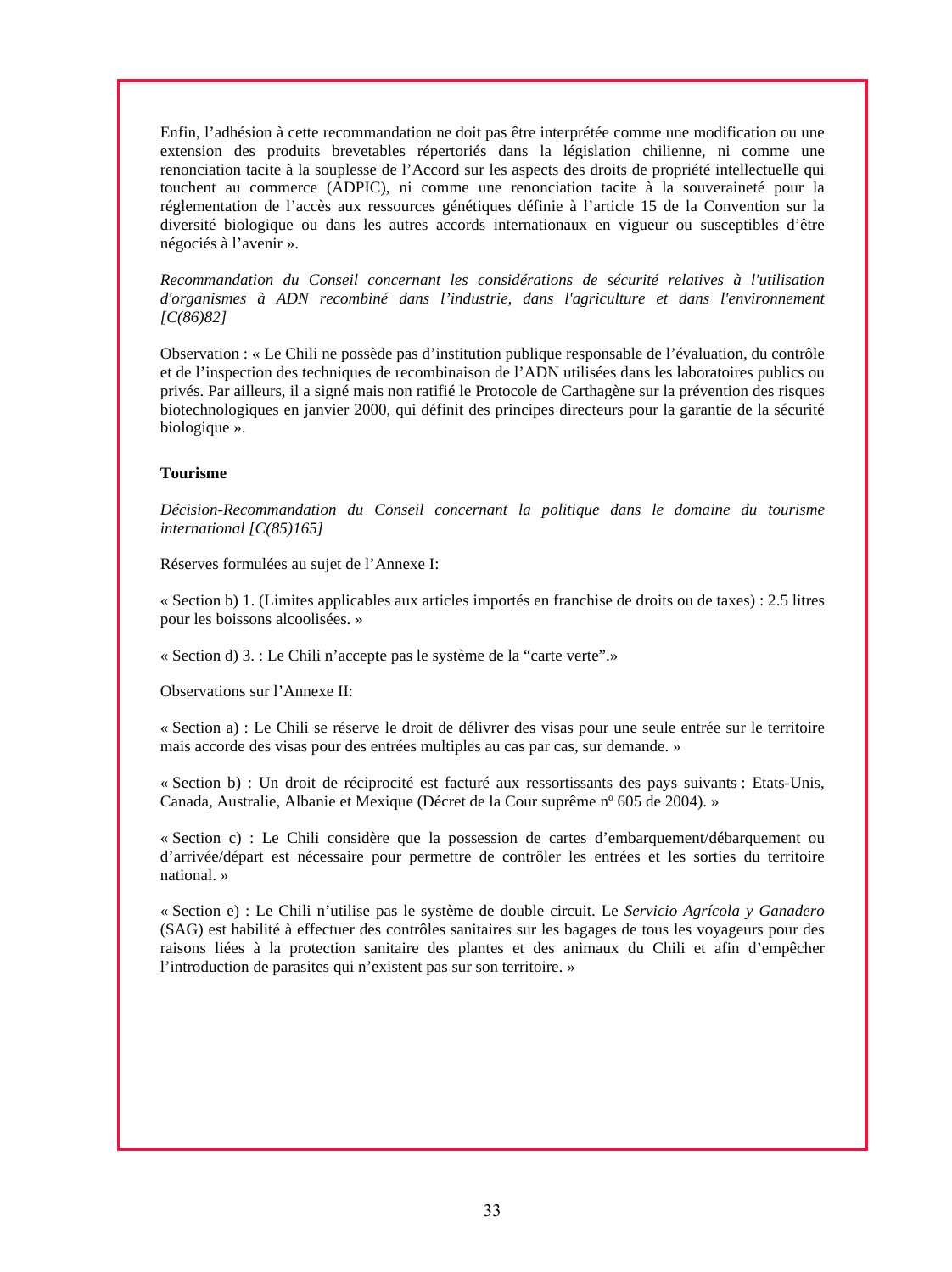Enfin, l'adhésion à cette recommandation ne doit pas être interprétée comme une modification ou une extension des produits brevetables répertoriés dans la législation chilienne, ni comme une renonciation tacite à la souplesse de l'Accord sur les aspects des droits de propriété intellectuelle qui touchent au commerce (ADPIC), ni comme une renonciation tacite à la souveraineté pour la réglementation de l'accès aux ressources génétiques définie à l'article 15 de la Convention sur la diversité biologique ou dans les autres accords internationaux en vigueur ou susceptibles d'être négociés à l'avenir ».

*Recommandation du Conseil concernant les considérations de sécurité relatives à l'utilisation d'organismes à ADN recombiné dans l'industrie, dans l'agriculture et dans l'environnement [C(86)82]*

Observation : « Le Chili ne possède pas d'institution publique responsable de l'évaluation, du contrôle et de l'inspection des techniques de recombinaison de l'ADN utilisées dans les laboratoires publics ou privés. Par ailleurs, il a signé mais non ratifié le Protocole de Carthagène sur la prévention des risques biotechnologiques en janvier 2000, qui définit des principes directeurs pour la garantie de la sécurité biologique ».

**Tourisme**

*Décision-Recommandation du Conseil concernant la politique dans le domaine du tourisme international [C(85)165]*

Réserves formulées au sujet de l'Annexe I:

« Section b) 1. (Limites applicables aux articles importés en franchise de droits ou de taxes) : 2.5 litres pour les boissons alcoolisées. »

« Section d) 3. : Le Chili n'accepte pas le système de la "carte verte".»

Observations sur l'Annexe II:

« Section a) : Le Chili se réserve le droit de délivrer des visas pour une seule entrée sur le territoire mais accorde des visas pour des entrées multiples au cas par cas, sur demande. »

« Section b) : Un droit de réciprocité est facturé aux ressortissants des pays suivants : Etats-Unis, Canada, Australie, Albanie et Mexique (Décret de la Cour suprême nº 605 de 2004). »

« Section c) : Le Chili considère que la possession de cartes d'embarquement/débarquement ou d'arrivée/départ est nécessaire pour permettre de contrôler les entrées et les sorties du territoire national. »

« Section e) : Le Chili n'utilise pas le système de double circuit. Le *Servicio Agrícola y Ganadero* (SAG) est habilité à effectuer des contrôles sanitaires sur les bagages de tous les voyageurs pour des raisons liées à la protection sanitaire des plantes et des animaux du Chili et afin d'empêcher l'introduction de parasites qui n'existent pas sur son territoire. »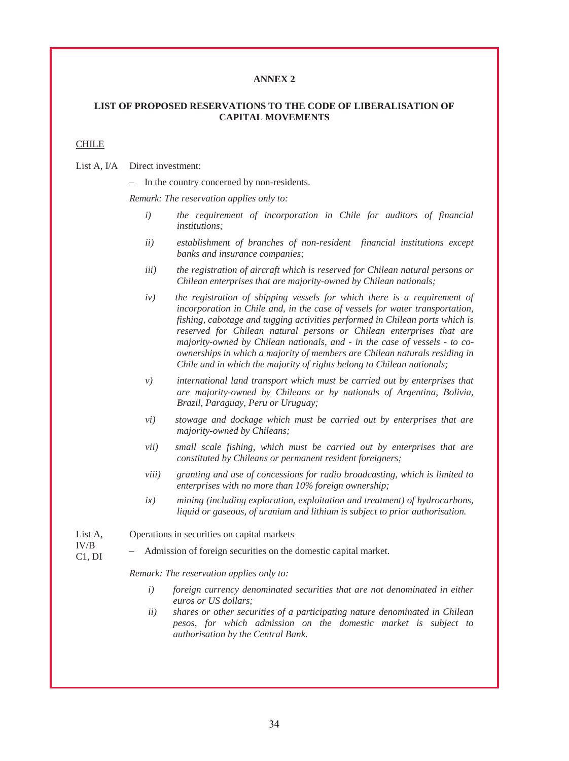**ANNEX 2**

**LIST OF PROPOSED RESERVATIONS TO THE CODE OF LIBERALISATION OF CAPITAL MOVEMENTS**

CHILE

List A, I/A Direct investment:

– In the country concerned by non-residents.

*Remark: The reservation applies only to:*

*i) the requirement of incorporation in Chile for auditors of financial institutions;*

*ii) establishment of branches of non-resident financial institutions except banks and insurance companies;*

*iii) the registration of aircraft which is reserved for Chilean natural persons or Chilean enterprises that are majority-owned by Chilean nationals;*

*iv) the registration of shipping vessels for which there is a requirement of incorporation in Chile and, in the case of vessels for water transportation, fishing, cabotage and tugging activities performed in Chilean ports which is reserved for Chilean natural persons or Chilean enterprises that are majority-owned by Chilean nationals, and - in the case of vessels - to co-ownerships in which a majority of members are Chilean naturals residing in Chile and in which the majority of rights belong to Chilean nationals;*

*v) international land transport which must be carried out by enterprises that are majority-owned by Chileans or by nationals of Argentina, Bolivia, Brazil, Paraguay, Peru or Uruguay;*

*vi) stowage and dockage which must be carried out by enterprises that are majority-owned by Chileans;*

*vii) small scale fishing, which must be carried out by enterprises that are constituted by Chileans or permanent resident foreigners;*

*viii) granting and use of concessions for radio broadcasting, which is limited to enterprises with no more than 10% foreign ownership;*

*ix) mining (including exploration, exploitation and treatment) of hydrocarbons, liquid or gaseous, of uranium and lithium is subject to prior authorisation.*

List A, IV/B C1, DI Operations in securities on capital markets

– Admission of foreign securities on the domestic capital market.

*Remark: The reservation applies only to:*

*i) foreign currency denominated securities that are not denominated in either euros or US dollars;*

*ii) shares or other securities of a participating nature denominated in Chilean pesos, for which admission on the domestic market is subject to authorisation by the Central Bank.*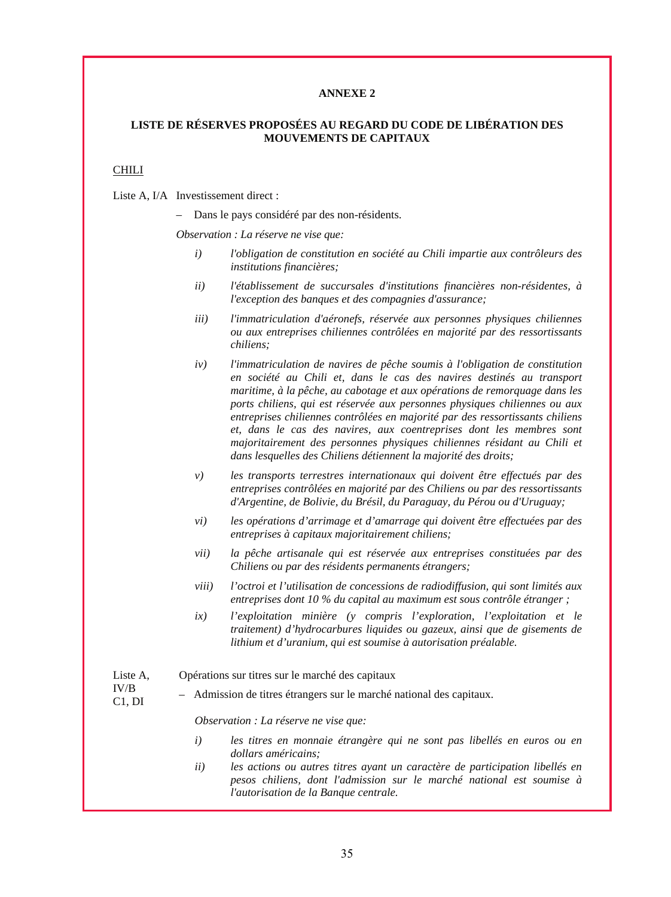**ANNEXE 2**

**LISTE DE RÉSERVES PROPOSÉES AU REGARD DU CODE DE LIBÉRATION DES MOUVEMENTS DE CAPITAUX**

CHILI

Liste A, I/A Investissement direct :

– Dans le pays considéré par des non-résidents.

*Observation : La réserve ne vise que:*

*i)* *l'obligation de constitution en société au Chili impartie aux contrôleurs des institutions financières;*

*ii)* *l'établissement de succursales d'institutions financières non-résidentes, à l'exception des banques et des compagnies d'assurance;*

*iii)* *l'immatriculation d'aéronefs, réservée aux personnes physiques chiliennes ou aux entreprises chiliennes contrôlées en majorité par des ressortissants chiliens;*

*iv)* *l'immatriculation de navires de pêche soumis à l'obligation de constitution en société au Chili et, dans le cas des navires destinés au transport maritime, à la pêche, au cabotage et aux opérations de remorquage dans les ports chiliens, qui est réservée aux personnes physiques chiliennes ou aux entreprises chiliennes contrôlées en majorité par des ressortissants chiliens et, dans le cas des navires, aux coentreprises dont les membres sont majoritairement des personnes physiques chiliennes résidant au Chili et dans lesquelles des Chiliens détiennent la majorité des droits;*

*v)* *les transports terrestres internationaux qui doivent être effectués par des entreprises contrôlées en majorité par des Chiliens ou par des ressortissants d'Argentine, de Bolivie, du Brésil, du Paraguay, du Pérou ou d'Uruguay;*

*vi)* *les opérations d'arrimage et d'amarrage qui doivent être effectuées par des entreprises à capitaux majoritairement chiliens;*

*vii)* *la pêche artisanale qui est réservée aux entreprises constituées par des Chiliens ou par des résidents permanents étrangers;*

*viii)* *l'octroi et l'utilisation de concessions de radiodiffusion, qui sont limités aux entreprises dont 10 % du capital au maximum est sous contrôle étranger ;*

*ix)* *l'exploitation minière (y compris l'exploration, l'exploitation et le traitement) d'hydrocarbures liquides ou gazeux, ainsi que de gisements de lithium et d'uranium, qui est soumise à autorisation préalable.*

Liste A, IV/B C1, DI Opérations sur titres sur le marché des capitaux

– Admission de titres étrangers sur le marché national des capitaux.

*Observation : La réserve ne vise que:*

*i)* *les titres en monnaie étrangère qui ne sont pas libellés en euros ou en dollars américains;*

*ii)* *les actions ou autres titres ayant un caractère de participation libellés en pesos chiliens, dont l'admission sur le marché national est soumise à l'autorisation de la Banque centrale.*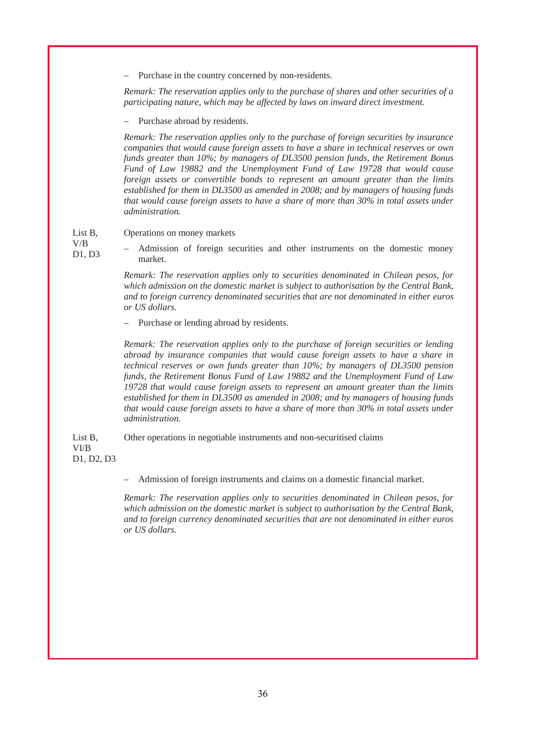– Purchase in the country concerned by non-residents.

*Remark: The reservation applies only to the purchase of shares and other securities of a participating nature, which may be affected by laws on inward direct investment.*

– Purchase abroad by residents.

*Remark: The reservation applies only to the purchase of foreign securities by insurance companies that would cause foreign assets to have a share in technical reserves or own funds greater than 10%; by managers of DL3500 pension funds, the Retirement Bonus Fund of Law 19882 and the Unemployment Fund of Law 19728 that would cause foreign assets or convertible bonds to represent an amount greater than the limits established for them in DL3500 as amended in 2008; and by managers of housing funds that would cause foreign assets to have a share of more than 30% in total assets under administration.*

List B, V/B D1, D3 — Operations on money markets

– Admission of foreign securities and other instruments on the domestic money market.

*Remark: The reservation applies only to securities denominated in Chilean pesos, for which admission on the domestic market is subject to authorisation by the Central Bank, and to foreign currency denominated securities that are not denominated in either euros or US dollars.*

– Purchase or lending abroad by residents.

*Remark: The reservation applies only to the purchase of foreign securities or lending abroad by insurance companies that would cause foreign assets to have a share in technical reserves or own funds greater than 10%; by managers of DL3500 pension funds, the Retirement Bonus Fund of Law 19882 and the Unemployment Fund of Law 19728 that would cause foreign assets to represent an amount greater than the limits established for them in DL3500 as amended in 2008; and by managers of housing funds that would cause foreign assets to have a share of more than 30% in total assets under administration.*

List B, VI/B D1, D2, D3 — Other operations in negotiable instruments and non-securitised claims

– Admission of foreign instruments and claims on a domestic financial market.

*Remark: The reservation applies only to securities denominated in Chilean pesos, for which admission on the domestic market is subject to authorisation by the Central Bank, and to foreign currency denominated securities that are not denominated in either euros or US dollars.*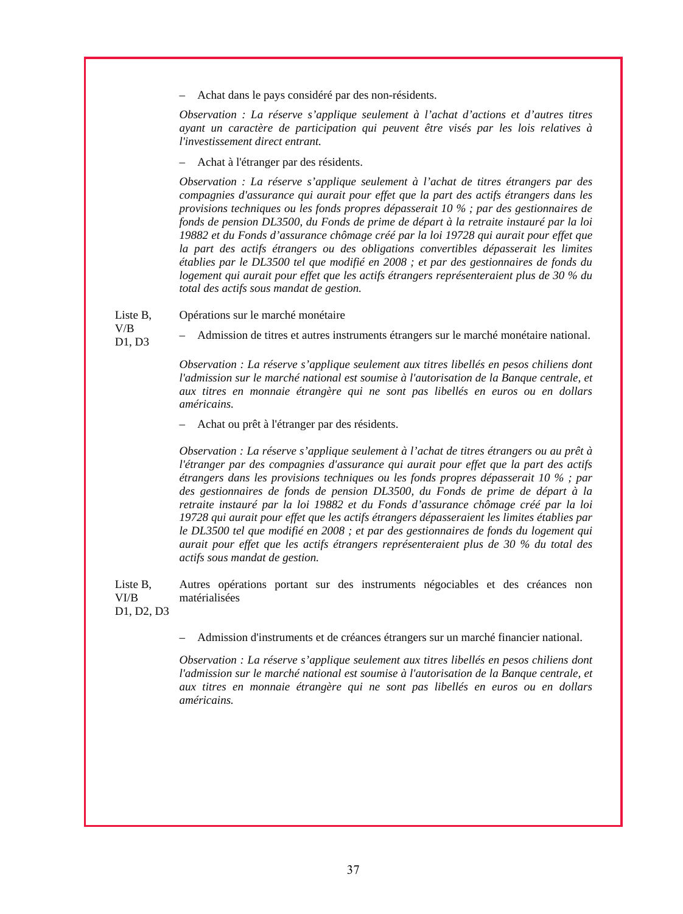– Achat dans le pays considéré par des non-résidents.

*Observation : La réserve s'applique seulement à l'achat d'actions et d'autres titres ayant un caractère de participation qui peuvent être visés par les lois relatives à l'investissement direct entrant.*

– Achat à l'étranger par des résidents.

*Observation : La réserve s'applique seulement à l'achat de titres étrangers par des compagnies d'assurance qui aurait pour effet que la part des actifs étrangers dans les provisions techniques ou les fonds propres dépasserait 10 % ; par des gestionnaires de fonds de pension DL3500, du Fonds de prime de départ à la retraite instauré par la loi 19882 et du Fonds d'assurance chômage créé par la loi 19728 qui aurait pour effet que la part des actifs étrangers ou des obligations convertibles dépasserait les limites établies par le DL3500 tel que modifié en 2008 ; et par des gestionnaires de fonds du logement qui aurait pour effet que les actifs étrangers représenteraient plus de 30 % du total des actifs sous mandat de gestion.*

Liste B, V/B D1, D3 — Opérations sur le marché monétaire

– Admission de titres et autres instruments étrangers sur le marché monétaire national.

*Observation : La réserve s'applique seulement aux titres libellés en pesos chiliens dont l'admission sur le marché national est soumise à l'autorisation de la Banque centrale, et aux titres en monnaie étrangère qui ne sont pas libellés en euros ou en dollars américains.*

– Achat ou prêt à l'étranger par des résidents.

*Observation : La réserve s'applique seulement à l'achat de titres étrangers ou au prêt à l'étranger par des compagnies d'assurance qui aurait pour effet que la part des actifs étrangers dans les provisions techniques ou les fonds propres dépasserait 10 % ; par des gestionnaires de fonds de pension DL3500, du Fonds de prime de départ à la retraite instauré par la loi 19882 et du Fonds d'assurance chômage créé par la loi 19728 qui aurait pour effet que les actifs étrangers dépasseraient les limites établies par le DL3500 tel que modifié en 2008 ; et par des gestionnaires de fonds du logement qui aurait pour effet que les actifs étrangers représenteraient plus de 30 % du total des actifs sous mandat de gestion.*

Liste B, VI/B D1, D2, D3 — Autres opérations portant sur des instruments négociables et des créances non matérialisées

– Admission d'instruments et de créances étrangers sur un marché financier national.

*Observation : La réserve s'applique seulement aux titres libellés en pesos chiliens dont l'admission sur le marché national est soumise à l'autorisation de la Banque centrale, et aux titres en monnaie étrangère qui ne sont pas libellés en euros ou en dollars américains.*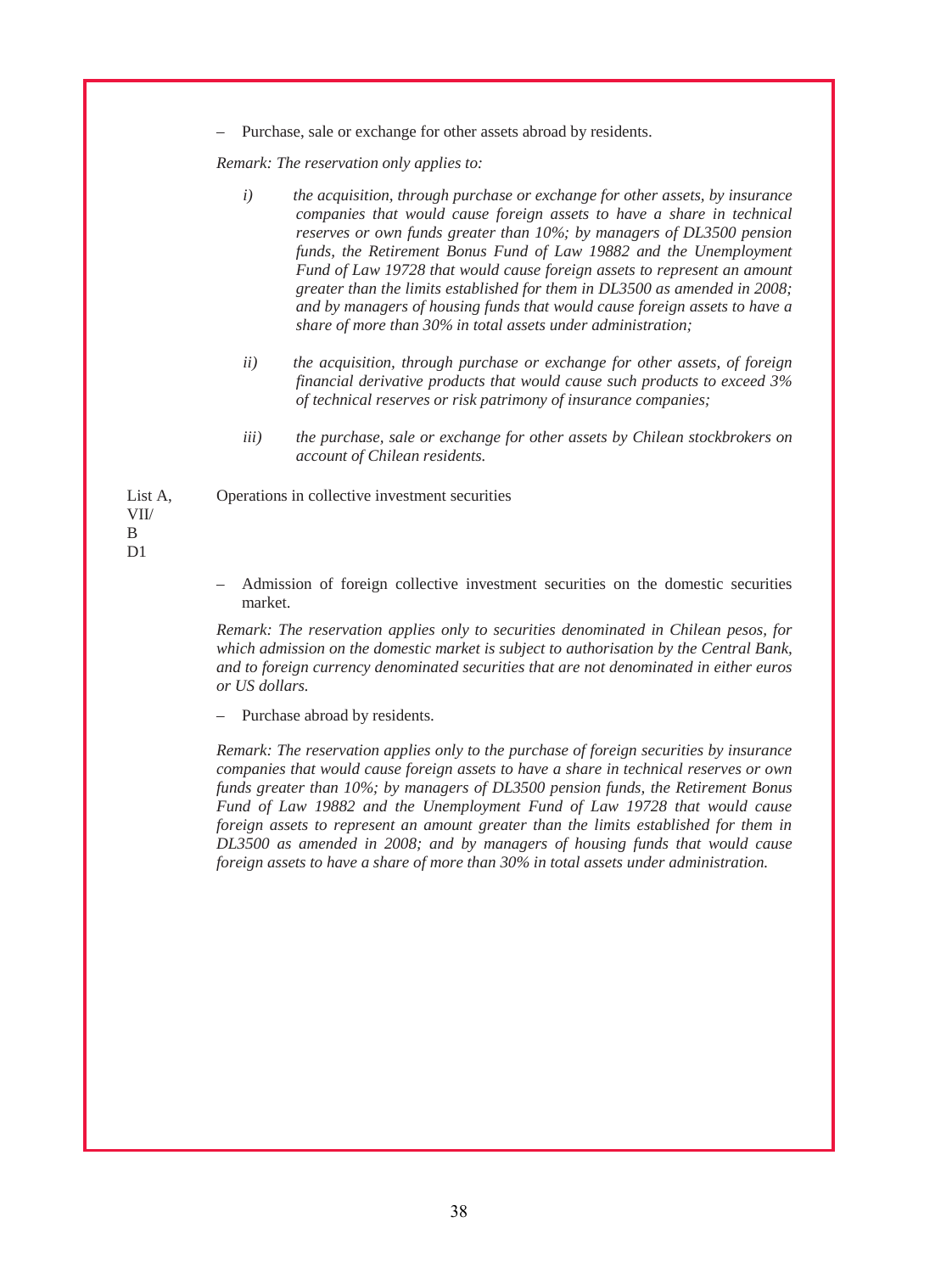– Purchase, sale or exchange for other assets abroad by residents.

*Remark: The reservation only applies to:*

*i) the acquisition, through purchase or exchange for other assets, by insurance companies that would cause foreign assets to have a share in technical reserves or own funds greater than 10%; by managers of DL3500 pension funds, the Retirement Bonus Fund of Law 19882 and the Unemployment Fund of Law 19728 that would cause foreign assets to represent an amount greater than the limits established for them in DL3500 as amended in 2008; and by managers of housing funds that would cause foreign assets to have a share of more than 30% in total assets under administration;*

*ii) the acquisition, through purchase or exchange for other assets, of foreign financial derivative products that would cause such products to exceed 3% of technical reserves or risk patrimony of insurance companies;*

*iii) the purchase, sale or exchange for other assets by Chilean stockbrokers on account of Chilean residents.*

List A, VII/ B D1 Operations in collective investment securities

– Admission of foreign collective investment securities on the domestic securities market.

*Remark: The reservation applies only to securities denominated in Chilean pesos, for which admission on the domestic market is subject to authorisation by the Central Bank, and to foreign currency denominated securities that are not denominated in either euros or US dollars.*

– Purchase abroad by residents.

*Remark: The reservation applies only to the purchase of foreign securities by insurance companies that would cause foreign assets to have a share in technical reserves or own funds greater than 10%; by managers of DL3500 pension funds, the Retirement Bonus Fund of Law 19882 and the Unemployment Fund of Law 19728 that would cause foreign assets to represent an amount greater than the limits established for them in DL3500 as amended in 2008; and by managers of housing funds that would cause foreign assets to have a share of more than 30% in total assets under administration.*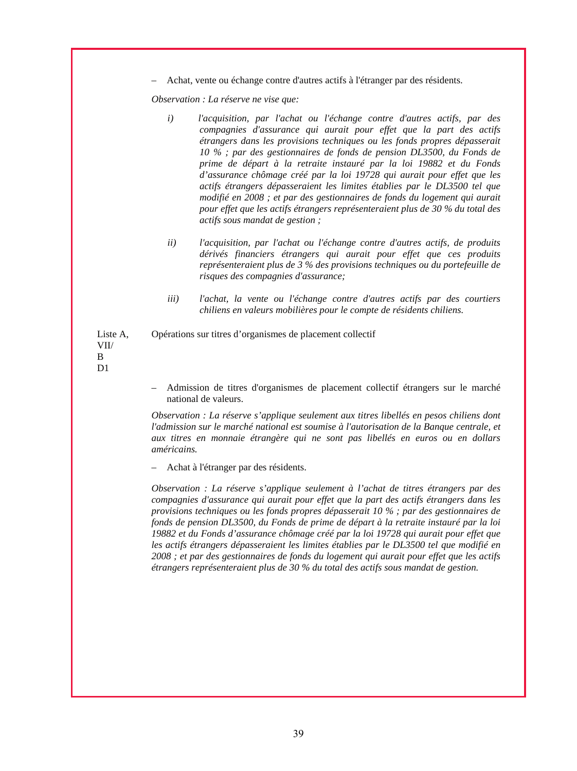– Achat, vente ou échange contre d'autres actifs à l'étranger par des résidents.

*Observation : La réserve ne vise que:*

*i)* *l'acquisition, par l'achat ou l'échange contre d'autres actifs, par des compagnies d'assurance qui aurait pour effet que la part des actifs étrangers dans les provisions techniques ou les fonds propres dépasserait 10 % ; par des gestionnaires de fonds de pension DL3500, du Fonds de prime de départ à la retraite instauré par la loi 19882 et du Fonds d'assurance chômage créé par la loi 19728 qui aurait pour effet que les actifs étrangers dépasseraient les limites établies par le DL3500 tel que modifié en 2008 ; et par des gestionnaires de fonds du logement qui aurait pour effet que les actifs étrangers représenteraient plus de 30 % du total des actifs sous mandat de gestion ;*

*ii)* *l'acquisition, par l'achat ou l'échange contre d'autres actifs, de produits dérivés financiers étrangers qui aurait pour effet que ces produits représenteraient plus de 3 % des provisions techniques ou du portefeuille de risques des compagnies d'assurance;*

*iii)* *l'achat, la vente ou l'échange contre d'autres actifs par des courtiers chiliens en valeurs mobilières pour le compte de résidents chiliens.*

Liste A, VII/ B D1

Opérations sur titres d'organismes de placement collectif

– Admission de titres d'organismes de placement collectif étrangers sur le marché national de valeurs.

*Observation : La réserve s'applique seulement aux titres libellés en pesos chiliens dont l'admission sur le marché national est soumise à l'autorisation de la Banque centrale, et aux titres en monnaie étrangère qui ne sont pas libellés en euros ou en dollars américains.*

– Achat à l'étranger par des résidents.

*Observation : La réserve s'applique seulement à l'achat de titres étrangers par des compagnies d'assurance qui aurait pour effet que la part des actifs étrangers dans les provisions techniques ou les fonds propres dépasserait 10 % ; par des gestionnaires de fonds de pension DL3500, du Fonds de prime de départ à la retraite instauré par la loi 19882 et du Fonds d'assurance chômage créé par la loi 19728 qui aurait pour effet que les actifs étrangers dépasseraient les limites établies par le DL3500 tel que modifié en 2008 ; et par des gestionnaires de fonds du logement qui aurait pour effet que les actifs étrangers représenteraient plus de 30 % du total des actifs sous mandat de gestion.*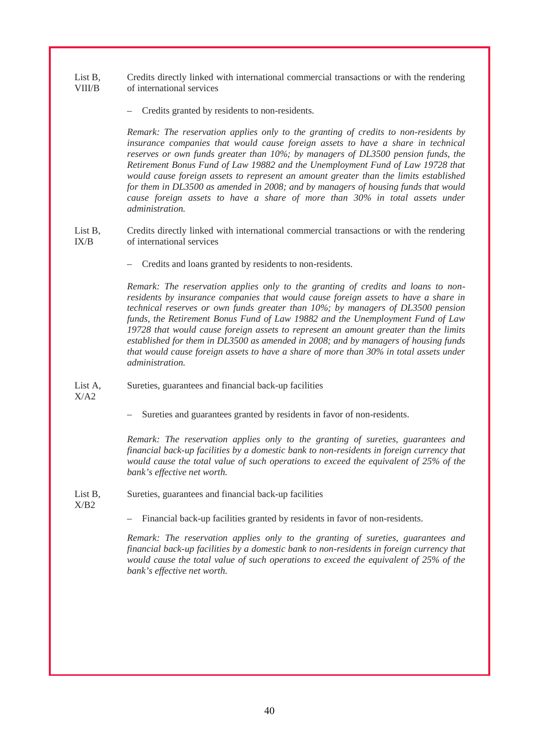List B, VIII/B — Credits directly linked with international commercial transactions or with the rendering of international services

– Credits granted by residents to non-residents.

*Remark: The reservation applies only to the granting of credits to non-residents by insurance companies that would cause foreign assets to have a share in technical reserves or own funds greater than 10%; by managers of DL3500 pension funds, the Retirement Bonus Fund of Law 19882 and the Unemployment Fund of Law 19728 that would cause foreign assets to represent an amount greater than the limits established for them in DL3500 as amended in 2008; and by managers of housing funds that would cause foreign assets to have a share of more than 30% in total assets under administration.*

List B, IX/B — Credits directly linked with international commercial transactions or with the rendering of international services

– Credits and loans granted by residents to non-residents.

*Remark: The reservation applies only to the granting of credits and loans to non-residents by insurance companies that would cause foreign assets to have a share in technical reserves or own funds greater than 10%; by managers of DL3500 pension funds, the Retirement Bonus Fund of Law 19882 and the Unemployment Fund of Law 19728 that would cause foreign assets to represent an amount greater than the limits established for them in DL3500 as amended in 2008; and by managers of housing funds that would cause foreign assets to have a share of more than 30% in total assets under administration.*

List A, X/A2 — Sureties, guarantees and financial back-up facilities

– Sureties and guarantees granted by residents in favor of non-residents.

*Remark: The reservation applies only to the granting of sureties, guarantees and financial back-up facilities by a domestic bank to non-residents in foreign currency that would cause the total value of such operations to exceed the equivalent of 25% of the bank's effective net worth.*

List B, X/B2 — Sureties, guarantees and financial back-up facilities

– Financial back-up facilities granted by residents in favor of non-residents.

*Remark: The reservation applies only to the granting of sureties, guarantees and financial back-up facilities by a domestic bank to non-residents in foreign currency that would cause the total value of such operations to exceed the equivalent of 25% of the bank's effective net worth.*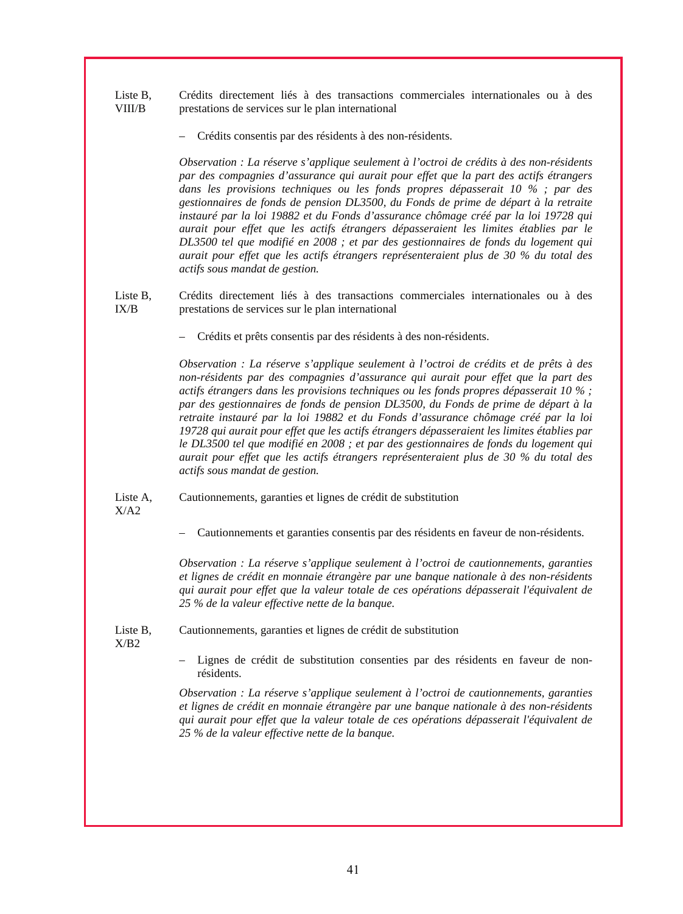Liste B, VIII/B — Crédits directement liés à des transactions commerciales internationales ou à des prestations de services sur le plan international

– Crédits consentis par des résidents à des non-résidents.

*Observation : La réserve s'applique seulement à l'octroi de crédits à des non-résidents par des compagnies d'assurance qui aurait pour effet que la part des actifs étrangers dans les provisions techniques ou les fonds propres dépasserait 10 % ; par des gestionnaires de fonds de pension DL3500, du Fonds de prime de départ à la retraite instauré par la loi 19882 et du Fonds d'assurance chômage créé par la loi 19728 qui aurait pour effet que les actifs étrangers dépasseraient les limites établies par le DL3500 tel que modifié en 2008 ; et par des gestionnaires de fonds du logement qui aurait pour effet que les actifs étrangers représenteraient plus de 30 % du total des actifs sous mandat de gestion.*

Liste B, IX/B — Crédits directement liés à des transactions commerciales internationales ou à des prestations de services sur le plan international

– Crédits et prêts consentis par des résidents à des non-résidents.

*Observation : La réserve s'applique seulement à l'octroi de crédits et de prêts à des non-résidents par des compagnies d'assurance qui aurait pour effet que la part des actifs étrangers dans les provisions techniques ou les fonds propres dépasserait 10 % ; par des gestionnaires de fonds de pension DL3500, du Fonds de prime de départ à la retraite instauré par la loi 19882 et du Fonds d'assurance chômage créé par la loi 19728 qui aurait pour effet que les actifs étrangers dépasseraient les limites établies par le DL3500 tel que modifié en 2008 ; et par des gestionnaires de fonds du logement qui aurait pour effet que les actifs étrangers représenteraient plus de 30 % du total des actifs sous mandat de gestion.*

Liste A, X/A2 — Cautionnements, garanties et lignes de crédit de substitution

– Cautionnements et garanties consentis par des résidents en faveur de non-résidents.

*Observation : La réserve s'applique seulement à l'octroi de cautionnements, garanties et lignes de crédit en monnaie étrangère par une banque nationale à des non-résidents qui aurait pour effet que la valeur totale de ces opérations dépasserait l'équivalent de 25 % de la valeur effective nette de la banque.*

Liste B, X/B2 — Cautionnements, garanties et lignes de crédit de substitution

– Lignes de crédit de substitution consenties par des résidents en faveur de non-résidents.

*Observation : La réserve s'applique seulement à l'octroi de cautionnements, garanties et lignes de crédit en monnaie étrangère par une banque nationale à des non-résidents qui aurait pour effet que la valeur totale de ces opérations dépasserait l'équivalent de 25 % de la valeur effective nette de la banque.*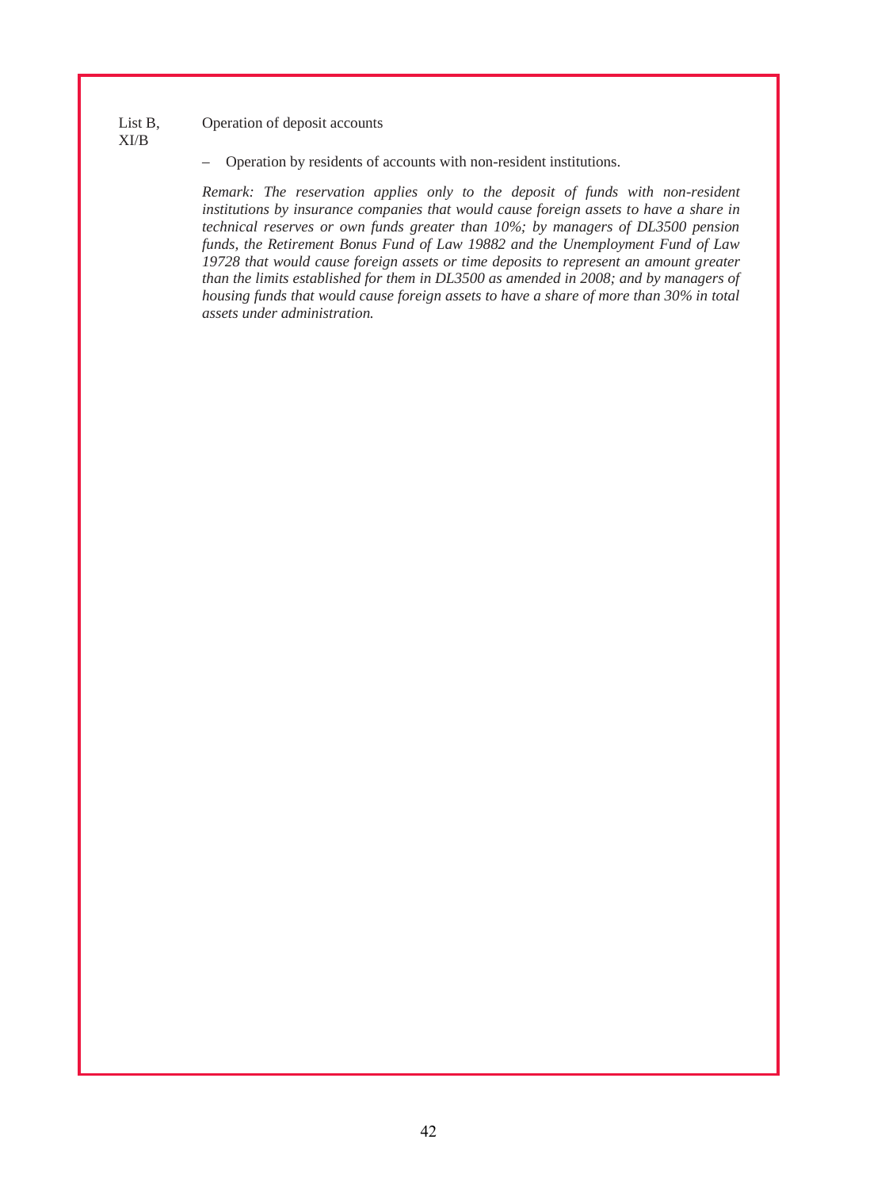List B, XI/B

Operation of deposit accounts

– Operation by residents of accounts with non-resident institutions.

*Remark: The reservation applies only to the deposit of funds with non-resident institutions by insurance companies that would cause foreign assets to have a share in technical reserves or own funds greater than 10%; by managers of DL3500 pension funds, the Retirement Bonus Fund of Law 19882 and the Unemployment Fund of Law 19728 that would cause foreign assets or time deposits to represent an amount greater than the limits established for them in DL3500 as amended in 2008; and by managers of housing funds that would cause foreign assets to have a share of more than 30% in total assets under administration.*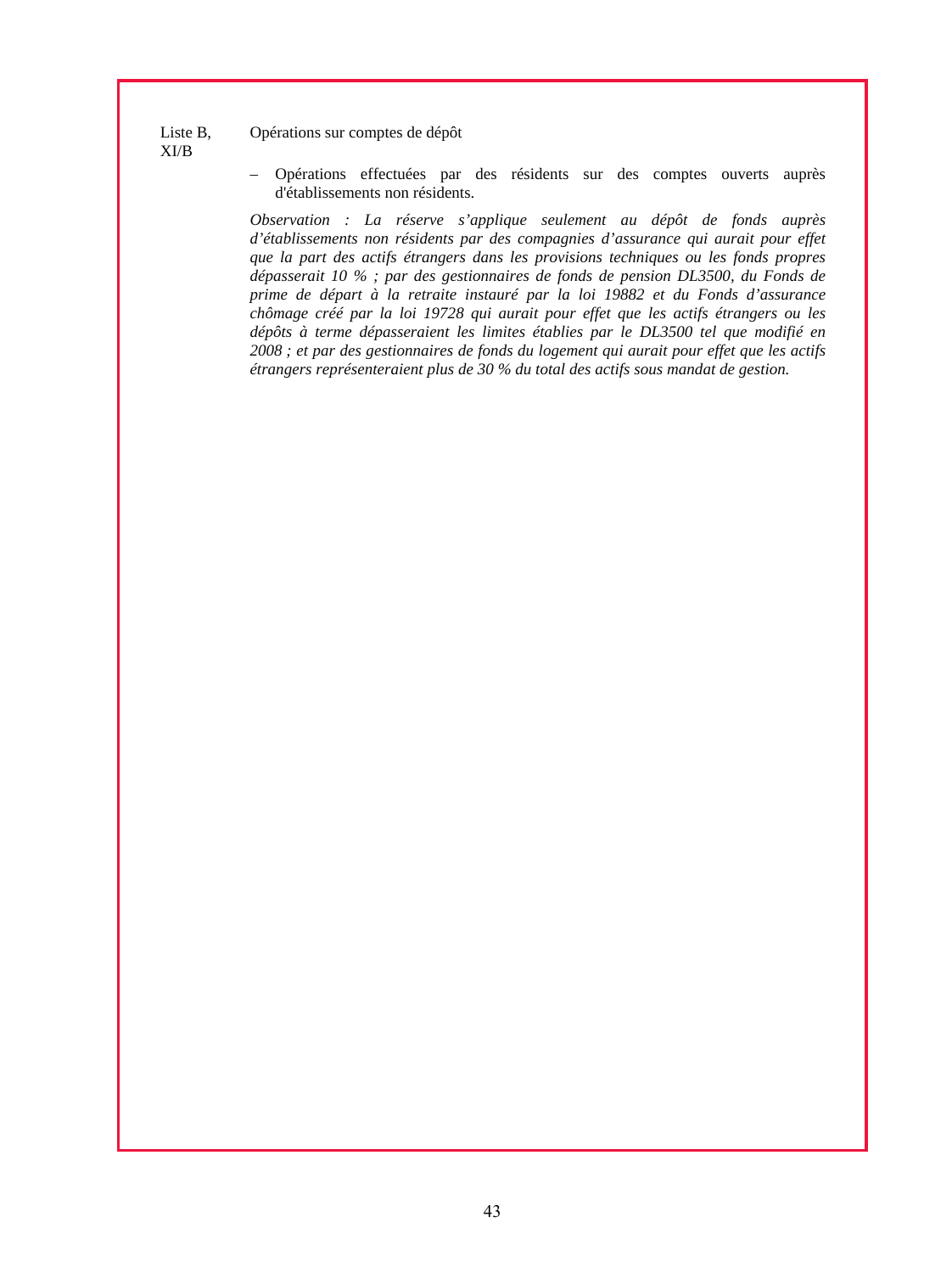Liste B, XI/B

Opérations sur comptes de dépôt

– Opérations effectuées par des résidents sur des comptes ouverts auprès d'établissements non résidents.

*Observation : La réserve s'applique seulement au dépôt de fonds auprès d'établissements non résidents par des compagnies d'assurance qui aurait pour effet que la part des actifs étrangers dans les provisions techniques ou les fonds propres dépasserait 10 % ; par des gestionnaires de fonds de pension DL3500, du Fonds de prime de départ à la retraite instauré par la loi 19882 et du Fonds d'assurance chômage créé par la loi 19728 qui aurait pour effet que les actifs étrangers ou les dépôts à terme dépasseraient les limites établies par le DL3500 tel que modifié en 2008 ; et par des gestionnaires de fonds du logement qui aurait pour effet que les actifs étrangers représenteraient plus de 30 % du total des actifs sous mandat de gestion.*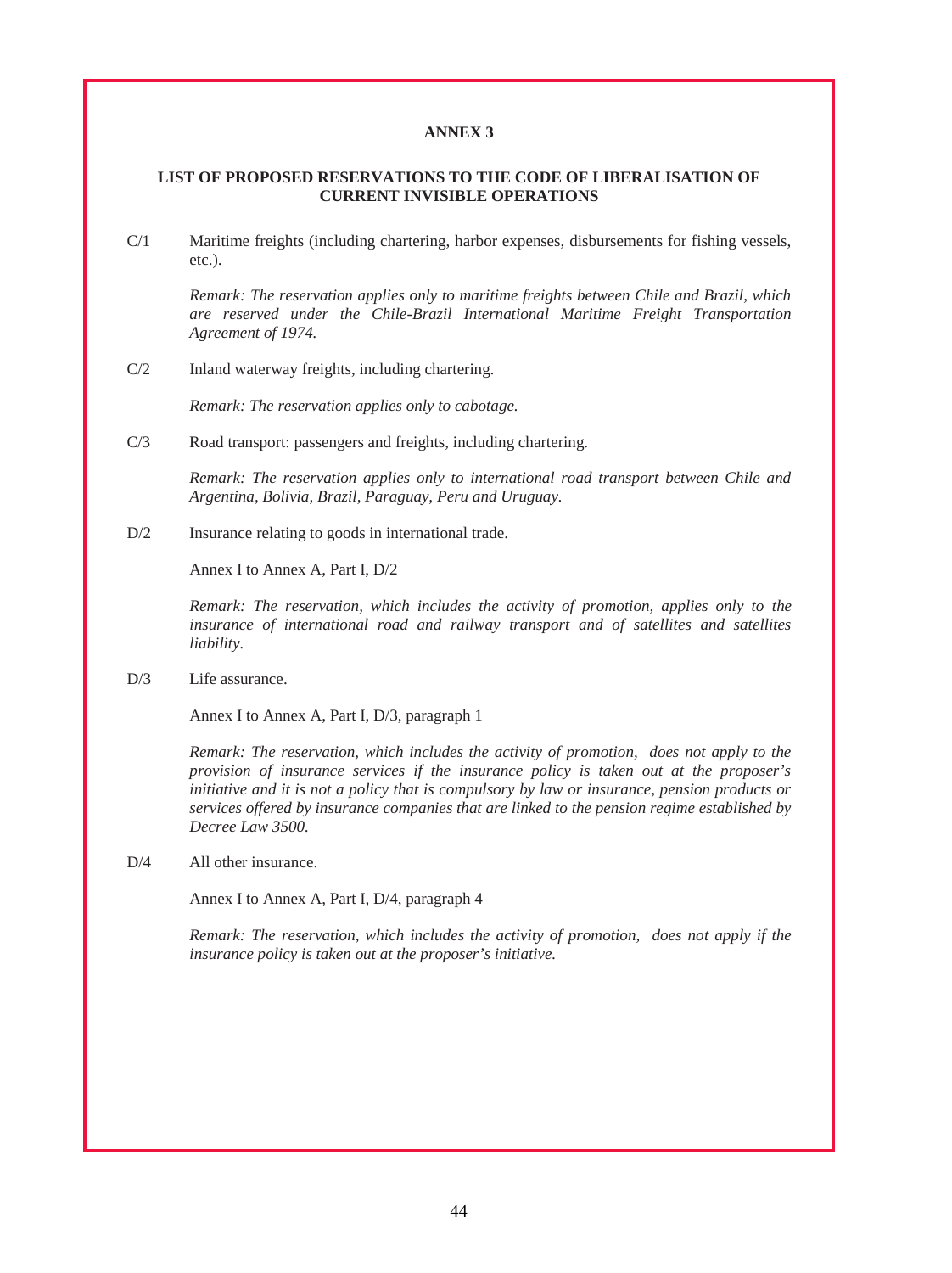## ANNEX 3

### LIST OF PROPOSED RESERVATIONS TO THE CODE OF LIBERALISATION OF CURRENT INVISIBLE OPERATIONS

C/1 Maritime freights (including chartering, harbor expenses, disbursements for fishing vessels, etc.).

*Remark: The reservation applies only to maritime freights between Chile and Brazil, which are reserved under the Chile-Brazil International Maritime Freight Transportation Agreement of 1974.*

C/2 Inland waterway freights, including chartering.

*Remark: The reservation applies only to cabotage.*

C/3 Road transport: passengers and freights, including chartering.

*Remark: The reservation applies only to international road transport between Chile and Argentina, Bolivia, Brazil, Paraguay, Peru and Uruguay.*

D/2 Insurance relating to goods in international trade.

Annex I to Annex A, Part I, D/2

*Remark: The reservation, which includes the activity of promotion, applies only to the insurance of international road and railway transport and of satellites and satellites liability.*

D/3 Life assurance.

Annex I to Annex A, Part I, D/3, paragraph 1

*Remark: The reservation, which includes the activity of promotion, does not apply to the provision of insurance services if the insurance policy is taken out at the proposer's initiative and it is not a policy that is compulsory by law or insurance, pension products or services offered by insurance companies that are linked to the pension regime established by Decree Law 3500.*

D/4 All other insurance.

Annex I to Annex A, Part I, D/4, paragraph 4

*Remark: The reservation, which includes the activity of promotion, does not apply if the insurance policy is taken out at the proposer's initiative.*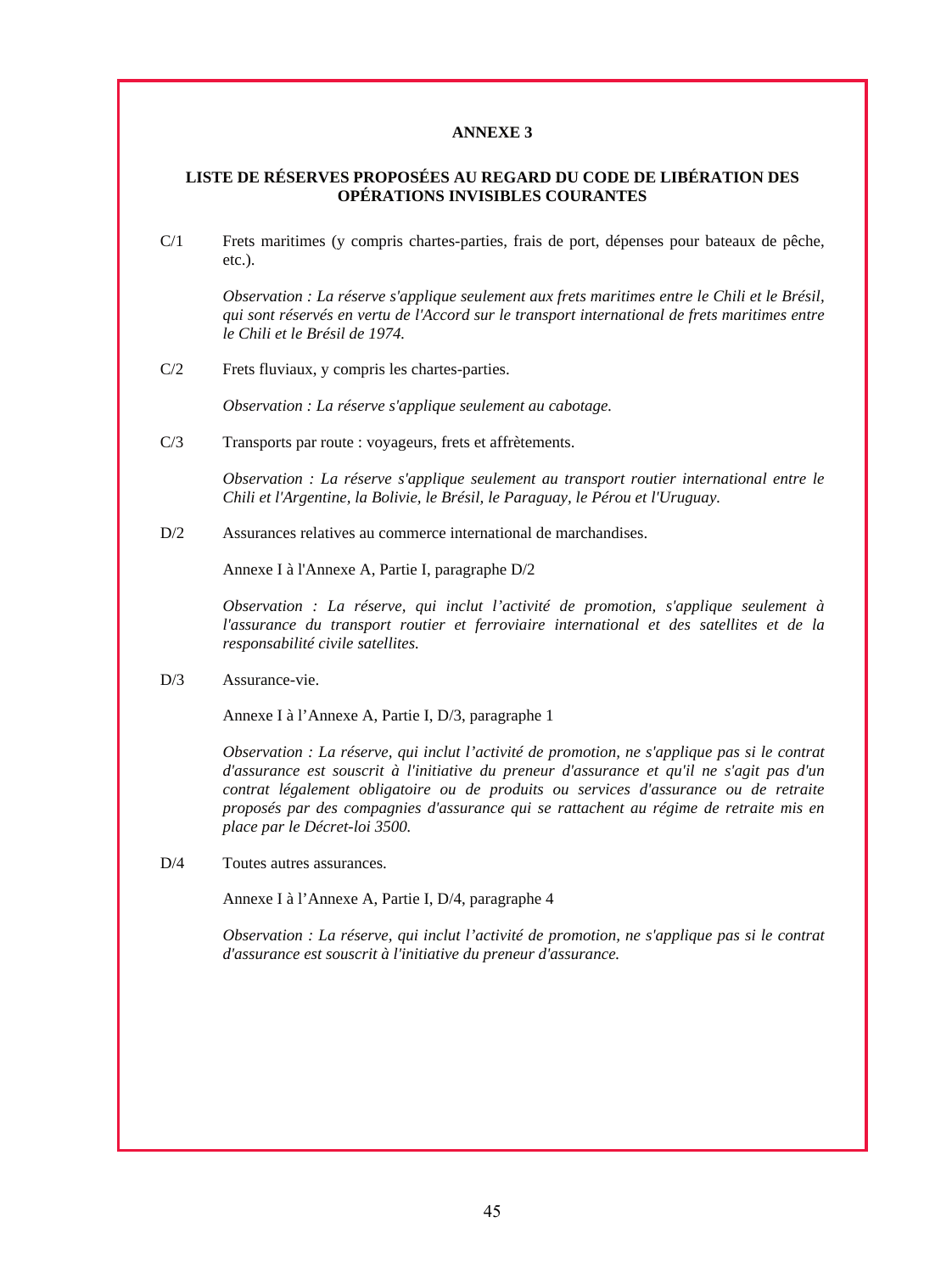## ANNEXE 3

### LISTE DE RÉSERVES PROPOSÉES AU REGARD DU CODE DE LIBÉRATION DES OPÉRATIONS INVISIBLES COURANTES

C/1 Frets maritimes (y compris chartes-parties, frais de port, dépenses pour bateaux de pêche, etc.).

*Observation : La réserve s'applique seulement aux frets maritimes entre le Chili et le Brésil, qui sont réservés en vertu de l'Accord sur le transport international de frets maritimes entre le Chili et le Brésil de 1974.*

C/2 Frets fluviaux, y compris les chartes-parties.

*Observation : La réserve s'applique seulement au cabotage.*

C/3 Transports par route : voyageurs, frets et affrètements.

*Observation : La réserve s'applique seulement au transport routier international entre le Chili et l'Argentine, la Bolivie, le Brésil, le Paraguay, le Pérou et l'Uruguay.*

D/2 Assurances relatives au commerce international de marchandises.

Annexe I à l'Annexe A, Partie I, paragraphe D/2

*Observation : La réserve, qui inclut l'activité de promotion, s'applique seulement à l'assurance du transport routier et ferroviaire international et des satellites et de la responsabilité civile satellites.*

D/3 Assurance-vie.

Annexe I à l'Annexe A, Partie I, D/3, paragraphe 1

*Observation : La réserve, qui inclut l'activité de promotion, ne s'applique pas si le contrat d'assurance est souscrit à l'initiative du preneur d'assurance et qu'il ne s'agit pas d'un contrat légalement obligatoire ou de produits ou services d'assurance ou de retraite proposés par des compagnies d'assurance qui se rattachent au régime de retraite mis en place par le Décret-loi 3500.*

D/4 Toutes autres assurances.

Annexe I à l'Annexe A, Partie I, D/4, paragraphe 4

*Observation : La réserve, qui inclut l'activité de promotion, ne s'applique pas si le contrat d'assurance est souscrit à l'initiative du preneur d'assurance.*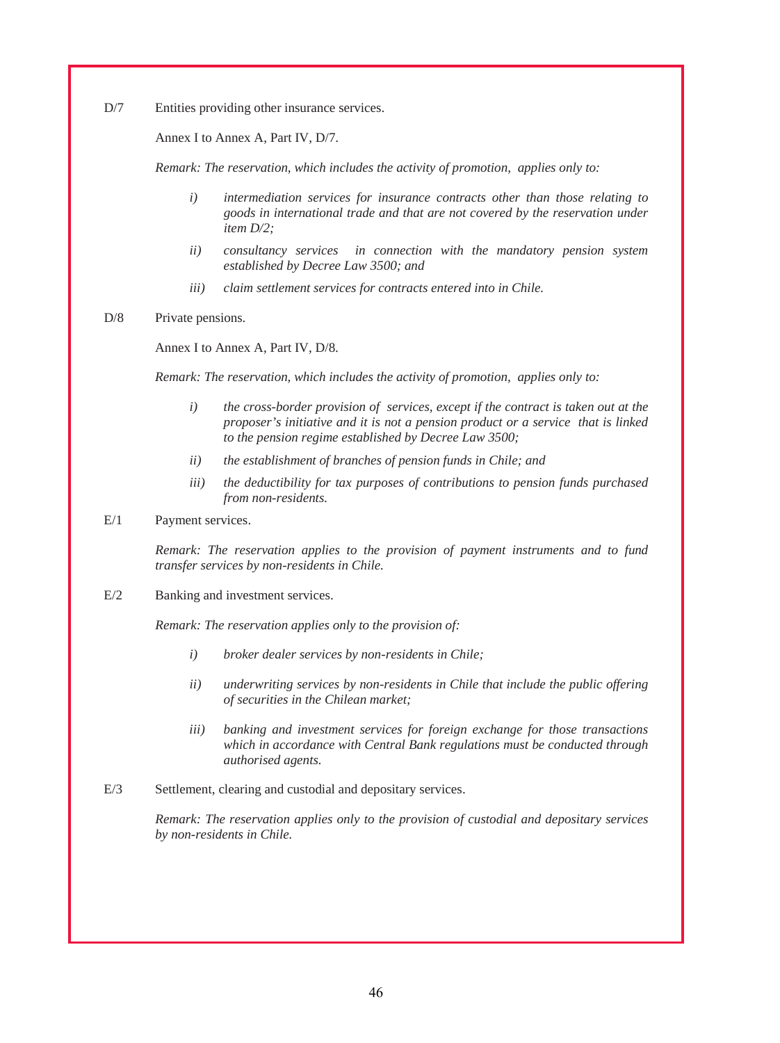D/7 Entities providing other insurance services.

Annex I to Annex A, Part IV, D/7.

*Remark: The reservation, which includes the activity of promotion, applies only to:*

- *i) intermediation services for insurance contracts other than those relating to goods in international trade and that are not covered by the reservation under item D/2;*
- *ii) consultancy services in connection with the mandatory pension system established by Decree Law 3500; and*
- *iii) claim settlement services for contracts entered into in Chile.*

D/8 Private pensions.

Annex I to Annex A, Part IV, D/8.

*Remark: The reservation, which includes the activity of promotion, applies only to:*

- *i) the cross-border provision of services, except if the contract is taken out at the proposer's initiative and it is not a pension product or a service that is linked to the pension regime established by Decree Law 3500;*
- *ii) the establishment of branches of pension funds in Chile; and*
- *iii) the deductibility for tax purposes of contributions to pension funds purchased from non-residents.*

E/1 Payment services.

*Remark: The reservation applies to the provision of payment instruments and to fund transfer services by non-residents in Chile.*

E/2 Banking and investment services.

*Remark: The reservation applies only to the provision of:*

- *i) broker dealer services by non-residents in Chile;*
- *ii) underwriting services by non-residents in Chile that include the public offering of securities in the Chilean market;*
- *iii) banking and investment services for foreign exchange for those transactions which in accordance with Central Bank regulations must be conducted through authorised agents.*

E/3 Settlement, clearing and custodial and depositary services.

*Remark: The reservation applies only to the provision of custodial and depositary services by non-residents in Chile.*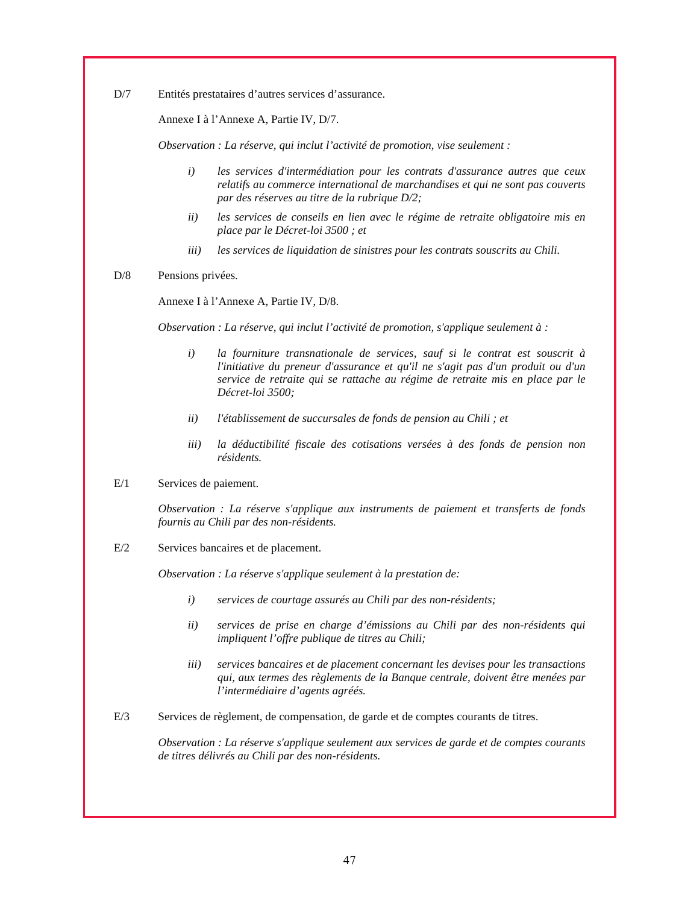D/7 Entités prestataires d'autres services d'assurance.

Annexe I à l'Annexe A, Partie IV, D/7.

*Observation : La réserve, qui inclut l'activité de promotion, vise seulement :*

- *i) les services d'intermédiation pour les contrats d'assurance autres que ceux relatifs au commerce international de marchandises et qui ne sont pas couverts par des réserves au titre de la rubrique D/2;*
- *ii) les services de conseils en lien avec le régime de retraite obligatoire mis en place par le Décret-loi 3500 ; et*
- *iii) les services de liquidation de sinistres pour les contrats souscrits au Chili.*

D/8 Pensions privées.

Annexe I à l'Annexe A, Partie IV, D/8.

*Observation : La réserve, qui inclut l'activité de promotion, s'applique seulement à :*

- *i) la fourniture transnationale de services, sauf si le contrat est souscrit à l'initiative du preneur d'assurance et qu'il ne s'agit pas d'un produit ou d'un service de retraite qui se rattache au régime de retraite mis en place par le Décret-loi 3500;*
- *ii) l'établissement de succursales de fonds de pension au Chili ; et*
- *iii) la déductibilité fiscale des cotisations versées à des fonds de pension non résidents.*

E/1 Services de paiement.

*Observation : La réserve s'applique aux instruments de paiement et transferts de fonds fournis au Chili par des non-résidents.*

E/2 Services bancaires et de placement.

*Observation : La réserve s'applique seulement à la prestation de:*

- *i) services de courtage assurés au Chili par des non-résidents;*
- *ii) services de prise en charge d'émissions au Chili par des non-résidents qui impliquent l'offre publique de titres au Chili;*
- *iii) services bancaires et de placement concernant les devises pour les transactions qui, aux termes des règlements de la Banque centrale, doivent être menées par l'intermédiaire d'agents agréés.*

E/3 Services de règlement, de compensation, de garde et de comptes courants de titres.

*Observation : La réserve s'applique seulement aux services de garde et de comptes courants de titres délivrés au Chili par des non-résidents.*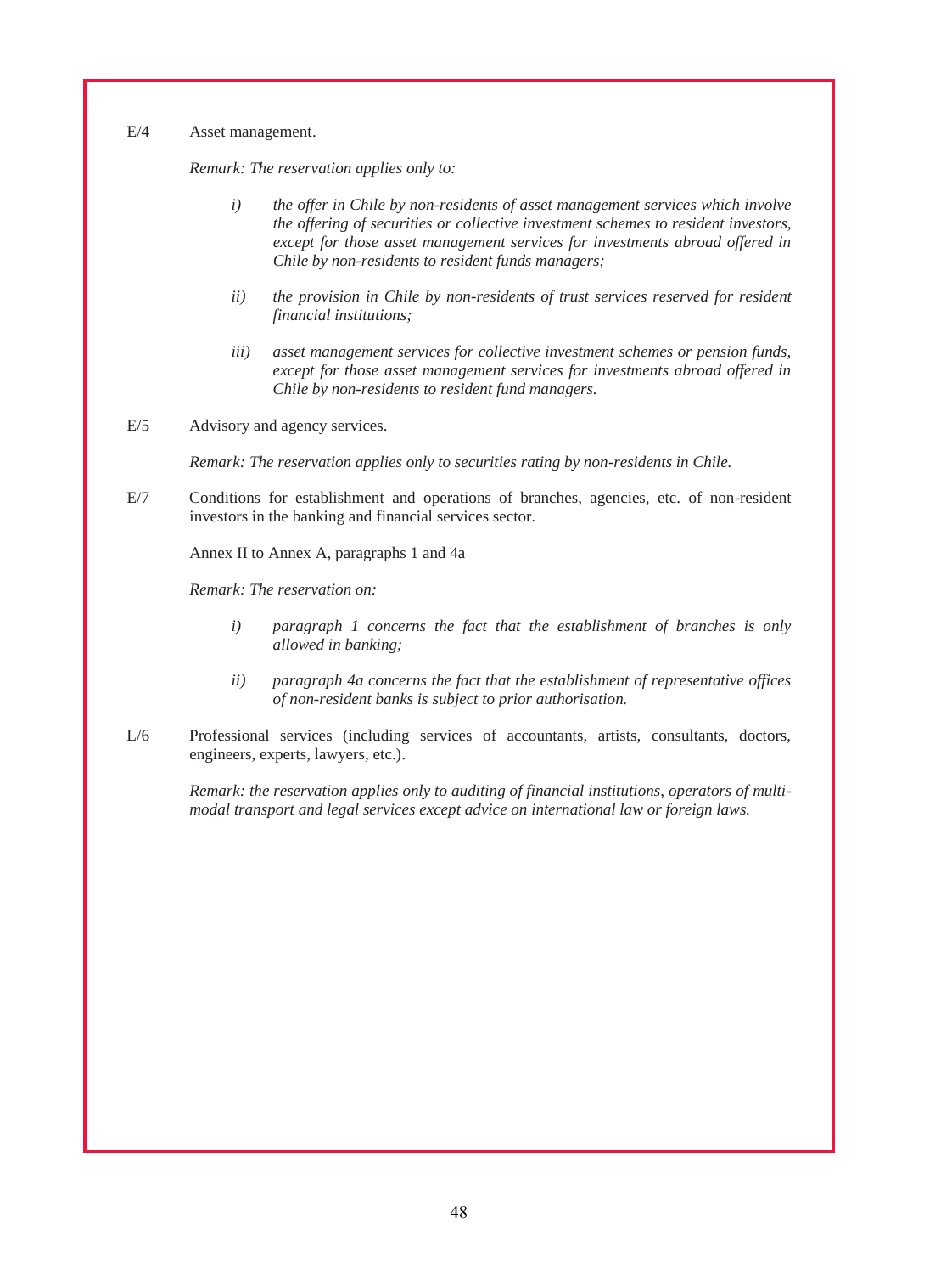E/4 Asset management.

*Remark: The reservation applies only to:*

- *i)* *the offer in Chile by non-residents of asset management services which involve the offering of securities or collective investment schemes to resident investors, except for those asset management services for investments abroad offered in Chile by non-residents to resident funds managers;*

- *ii)* *the provision in Chile by non-residents of trust services reserved for resident financial institutions;*

- *iii)* *asset management services for collective investment schemes or pension funds, except for those asset management services for investments abroad offered in Chile by non-residents to resident fund managers.*

E/5 Advisory and agency services.

*Remark: The reservation applies only to securities rating by non-residents in Chile.*

E/7 Conditions for establishment and operations of branches, agencies, etc. of non-resident investors in the banking and financial services sector.

Annex II to Annex A, paragraphs 1 and 4a

*Remark: The reservation on:*

- *i)* *paragraph 1 concerns the fact that the establishment of branches is only allowed in banking;*

- *ii)* *paragraph 4a concerns the fact that the establishment of representative offices of non-resident banks is subject to prior authorisation.*

L/6 Professional services (including services of accountants, artists, consultants, doctors, engineers, experts, lawyers, etc.).

*Remark: the reservation applies only to auditing of financial institutions, operators of multi-modal transport and legal services except advice on international law or foreign laws.*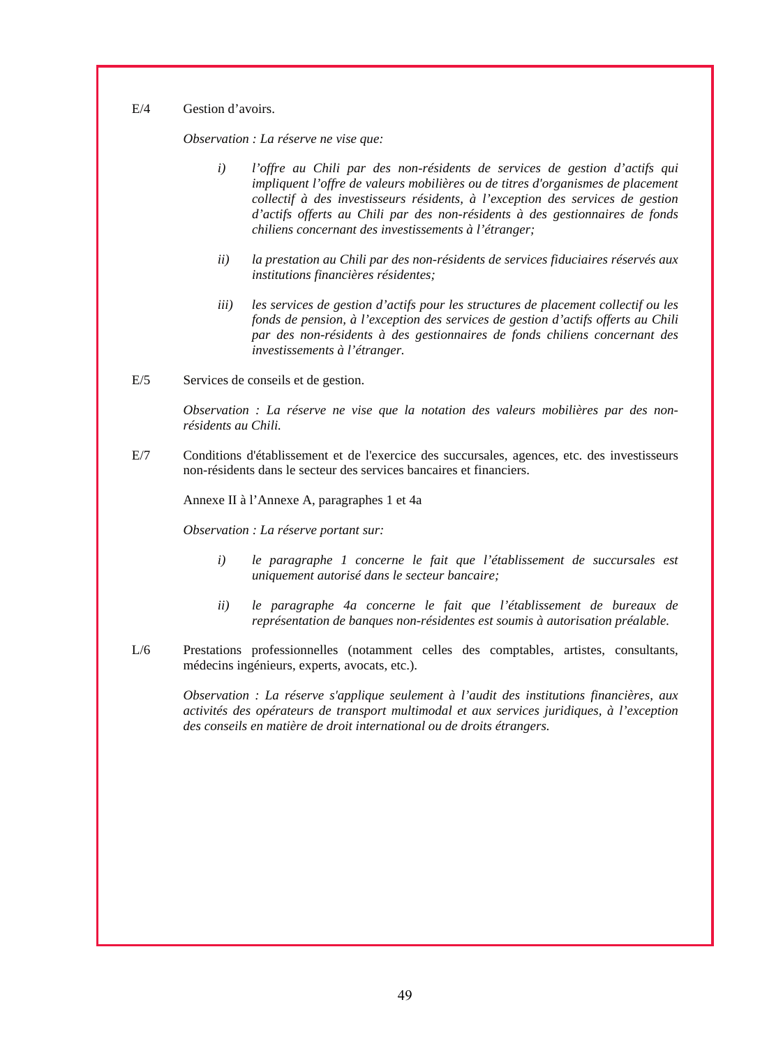E/4 Gestion d'avoirs.

*Observation : La réserve ne vise que:*

*i)* *l'offre au Chili par des non-résidents de services de gestion d'actifs qui impliquent l'offre de valeurs mobilières ou de titres d'organismes de placement collectif à des investisseurs résidents, à l'exception des services de gestion d'actifs offerts au Chili par des non-résidents à des gestionnaires de fonds chiliens concernant des investissements à l'étranger;*

*ii)* *la prestation au Chili par des non-résidents de services fiduciaires réservés aux institutions financières résidentes;*

*iii)* *les services de gestion d'actifs pour les structures de placement collectif ou les fonds de pension, à l'exception des services de gestion d'actifs offerts au Chili par des non-résidents à des gestionnaires de fonds chiliens concernant des investissements à l'étranger.*

E/5 Services de conseils et de gestion.

*Observation : La réserve ne vise que la notation des valeurs mobilières par des non-résidents au Chili.*

E/7 Conditions d'établissement et de l'exercice des succursales, agences, etc. des investisseurs non-résidents dans le secteur des services bancaires et financiers.

Annexe II à l'Annexe A, paragraphes 1 et 4a

*Observation : La réserve portant sur:*

*i)* *le paragraphe 1 concerne le fait que l'établissement de succursales est uniquement autorisé dans le secteur bancaire;*

*ii)* *le paragraphe 4a concerne le fait que l'établissement de bureaux de représentation de banques non-résidentes est soumis à autorisation préalable.*

L/6 Prestations professionnelles (notamment celles des comptables, artistes, consultants, médecins ingénieurs, experts, avocats, etc.).

*Observation : La réserve s'applique seulement à l'audit des institutions financières, aux activités des opérateurs de transport multimodal et aux services juridiques, à l'exception des conseils en matière de droit international ou de droits étrangers.*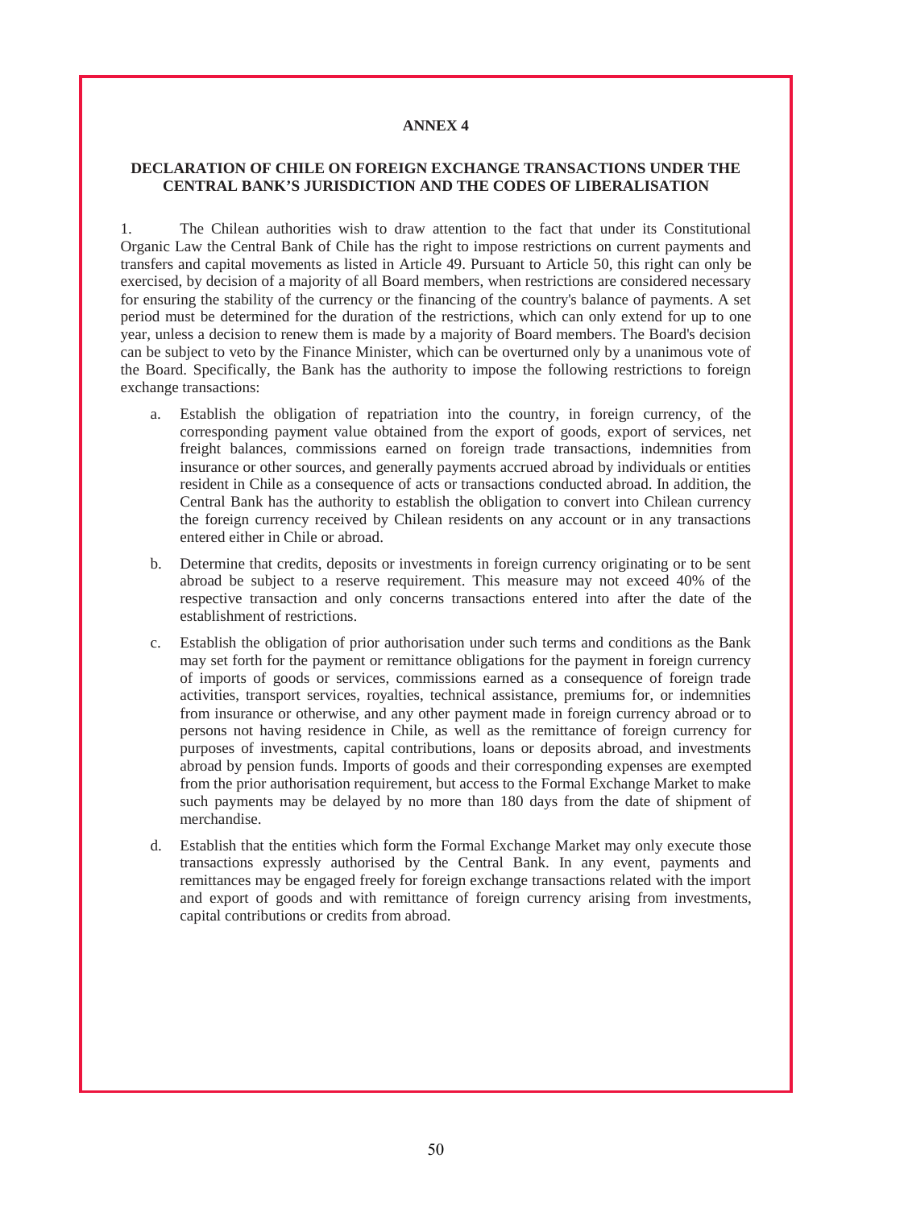# ANNEX 4

## DECLARATION OF CHILE ON FOREIGN EXCHANGE TRANSACTIONS UNDER THE CENTRAL BANK'S JURISDICTION AND THE CODES OF LIBERALISATION

1. The Chilean authorities wish to draw attention to the fact that under its Constitutional Organic Law the Central Bank of Chile has the right to impose restrictions on current payments and transfers and capital movements as listed in Article 49. Pursuant to Article 50, this right can only be exercised, by decision of a majority of all Board members, when restrictions are considered necessary for ensuring the stability of the currency or the financing of the country's balance of payments. A set period must be determined for the duration of the restrictions, which can only extend for up to one year, unless a decision to renew them is made by a majority of Board members. The Board's decision can be subject to veto by the Finance Minister, which can be overturned only by a unanimous vote of the Board. Specifically, the Bank has the authority to impose the following restrictions to foreign exchange transactions:

   a. Establish the obligation of repatriation into the country, in foreign currency, of the corresponding payment value obtained from the export of goods, export of services, net freight balances, commissions earned on foreign trade transactions, indemnities from insurance or other sources, and generally payments accrued abroad by individuals or entities resident in Chile as a consequence of acts or transactions conducted abroad. In addition, the Central Bank has the authority to establish the obligation to convert into Chilean currency the foreign currency received by Chilean residents on any account or in any transactions entered either in Chile or abroad.

   b. Determine that credits, deposits or investments in foreign currency originating or to be sent abroad be subject to a reserve requirement. This measure may not exceed 40% of the respective transaction and only concerns transactions entered into after the date of the establishment of restrictions.

   c. Establish the obligation of prior authorisation under such terms and conditions as the Bank may set forth for the payment or remittance obligations for the payment in foreign currency of imports of goods or services, commissions earned as a consequence of foreign trade activities, transport services, royalties, technical assistance, premiums for, or indemnities from insurance or otherwise, and any other payment made in foreign currency abroad or to persons not having residence in Chile, as well as the remittance of foreign currency for purposes of investments, capital contributions, loans or deposits abroad, and investments abroad by pension funds. Imports of goods and their corresponding expenses are exempted from the prior authorisation requirement, but access to the Formal Exchange Market to make such payments may be delayed by no more than 180 days from the date of shipment of merchandise.

   d. Establish that the entities which form the Formal Exchange Market may only execute those transactions expressly authorised by the Central Bank. In any event, payments and remittances may be engaged freely for foreign exchange transactions related with the import and export of goods and with remittance of foreign currency arising from investments, capital contributions or credits from abroad.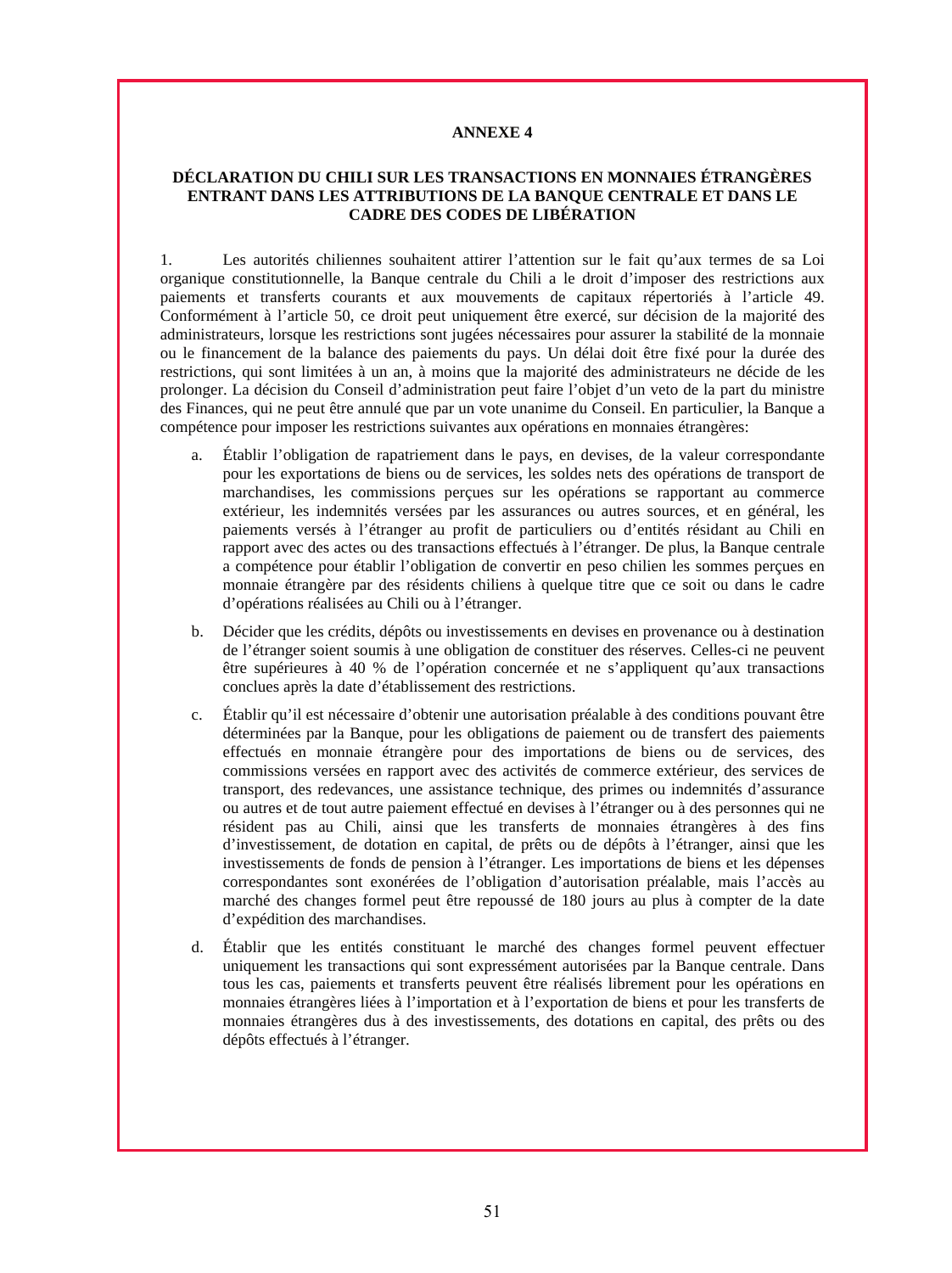## ANNEXE 4

### DÉCLARATION DU CHILI SUR LES TRANSACTIONS EN MONNAIES ÉTRANGÈRES ENTRANT DANS LES ATTRIBUTIONS DE LA BANQUE CENTRALE ET DANS LE CADRE DES CODES DE LIBÉRATION

1. Les autorités chiliennes souhaitent attirer l'attention sur le fait qu'aux termes de sa Loi organique constitutionnelle, la Banque centrale du Chili a le droit d'imposer des restrictions aux paiements et transferts courants et aux mouvements de capitaux répertoriés à l'article 49. Conformément à l'article 50, ce droit peut uniquement être exercé, sur décision de la majorité des administrateurs, lorsque les restrictions sont jugées nécessaires pour assurer la stabilité de la monnaie ou le financement de la balance des paiements du pays. Un délai doit être fixé pour la durée des restrictions, qui sont limitées à un an, à moins que la majorité des administrateurs ne décide de les prolonger. La décision du Conseil d'administration peut faire l'objet d'un veto de la part du ministre des Finances, qui ne peut être annulé que par un vote unanime du Conseil. En particulier, la Banque a compétence pour imposer les restrictions suivantes aux opérations en monnaies étrangères:

a. Établir l'obligation de rapatriement dans le pays, en devises, de la valeur correspondante pour les exportations de biens ou de services, les soldes nets des opérations de transport de marchandises, les commissions perçues sur les opérations se rapportant au commerce extérieur, les indemnités versées par les assurances ou autres sources, et en général, les paiements versés à l'étranger au profit de particuliers ou d'entités résidant au Chili en rapport avec des actes ou des transactions effectués à l'étranger. De plus, la Banque centrale a compétence pour établir l'obligation de convertir en peso chilien les sommes perçues en monnaie étrangère par des résidents chiliens à quelque titre que ce soit ou dans le cadre d'opérations réalisées au Chili ou à l'étranger.

b. Décider que les crédits, dépôts ou investissements en devises en provenance ou à destination de l'étranger soient soumis à une obligation de constituer des réserves. Celles-ci ne peuvent être supérieures à 40 % de l'opération concernée et ne s'appliquent qu'aux transactions conclues après la date d'établissement des restrictions.

c. Établir qu'il est nécessaire d'obtenir une autorisation préalable à des conditions pouvant être déterminées par la Banque, pour les obligations de paiement ou de transfert des paiements effectués en monnaie étrangère pour des importations de biens ou de services, des commissions versées en rapport avec des activités de commerce extérieur, des services de transport, des redevances, une assistance technique, des primes ou indemnités d'assurance ou autres et de tout autre paiement effectué en devises à l'étranger ou à des personnes qui ne résident pas au Chili, ainsi que les transferts de monnaies étrangères à des fins d'investissement, de dotation en capital, de prêts ou de dépôts à l'étranger, ainsi que les investissements de fonds de pension à l'étranger. Les importations de biens et les dépenses correspondantes sont exonérées de l'obligation d'autorisation préalable, mais l'accès au marché des changes formel peut être repoussé de 180 jours au plus à compter de la date d'expédition des marchandises.

d. Établir que les entités constituant le marché des changes formel peuvent effectuer uniquement les transactions qui sont expressément autorisées par la Banque centrale. Dans tous les cas, paiements et transferts peuvent être réalisés librement pour les opérations en monnaies étrangères liées à l'importation et à l'exportation de biens et pour les transferts de monnaies étrangères dus à des investissements, des dotations en capital, des prêts ou des dépôts effectués à l'étranger.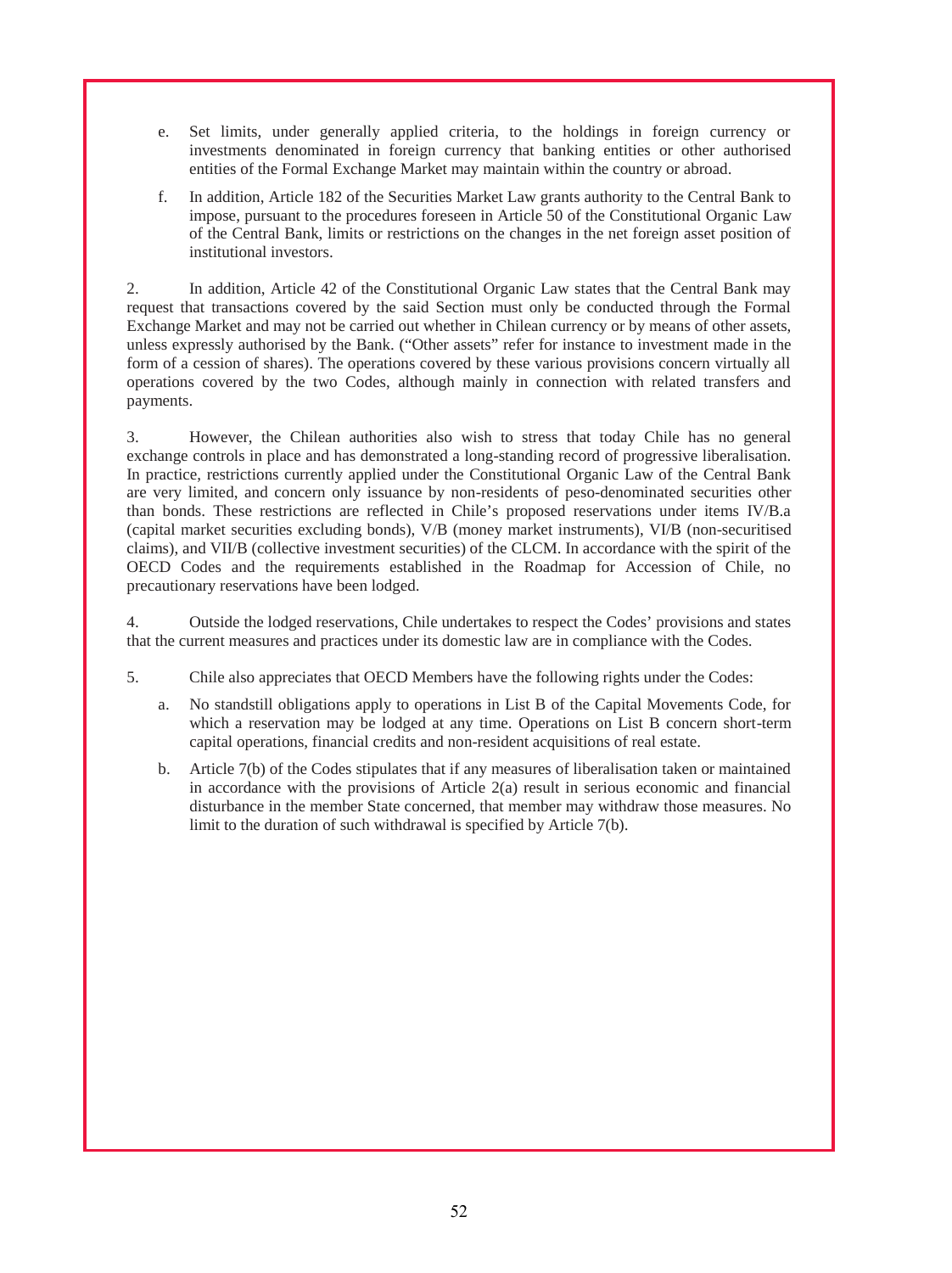e. Set limits, under generally applied criteria, to the holdings in foreign currency or investments denominated in foreign currency that banking entities or other authorised entities of the Formal Exchange Market may maintain within the country or abroad.

f. In addition, Article 182 of the Securities Market Law grants authority to the Central Bank to impose, pursuant to the procedures foreseen in Article 50 of the Constitutional Organic Law of the Central Bank, limits or restrictions on the changes in the net foreign asset position of institutional investors.

2. In addition, Article 42 of the Constitutional Organic Law states that the Central Bank may request that transactions covered by the said Section must only be conducted through the Formal Exchange Market and may not be carried out whether in Chilean currency or by means of other assets, unless expressly authorised by the Bank. ("Other assets" refer for instance to investment made in the form of a cession of shares). The operations covered by these various provisions concern virtually all operations covered by the two Codes, although mainly in connection with related transfers and payments.

3. However, the Chilean authorities also wish to stress that today Chile has no general exchange controls in place and has demonstrated a long-standing record of progressive liberalisation. In practice, restrictions currently applied under the Constitutional Organic Law of the Central Bank are very limited, and concern only issuance by non-residents of peso-denominated securities other than bonds. These restrictions are reflected in Chile's proposed reservations under items IV/B.a (capital market securities excluding bonds), V/B (money market instruments), VI/B (non-securitised claims), and VII/B (collective investment securities) of the CLCM. In accordance with the spirit of the OECD Codes and the requirements established in the Roadmap for Accession of Chile, no precautionary reservations have been lodged.

4. Outside the lodged reservations, Chile undertakes to respect the Codes' provisions and states that the current measures and practices under its domestic law are in compliance with the Codes.

5. Chile also appreciates that OECD Members have the following rights under the Codes:

a. No standstill obligations apply to operations in List B of the Capital Movements Code, for which a reservation may be lodged at any time. Operations on List B concern short-term capital operations, financial credits and non-resident acquisitions of real estate.

b. Article 7(b) of the Codes stipulates that if any measures of liberalisation taken or maintained in accordance with the provisions of Article 2(a) result in serious economic and financial disturbance in the member State concerned, that member may withdraw those measures. No limit to the duration of such withdrawal is specified by Article 7(b).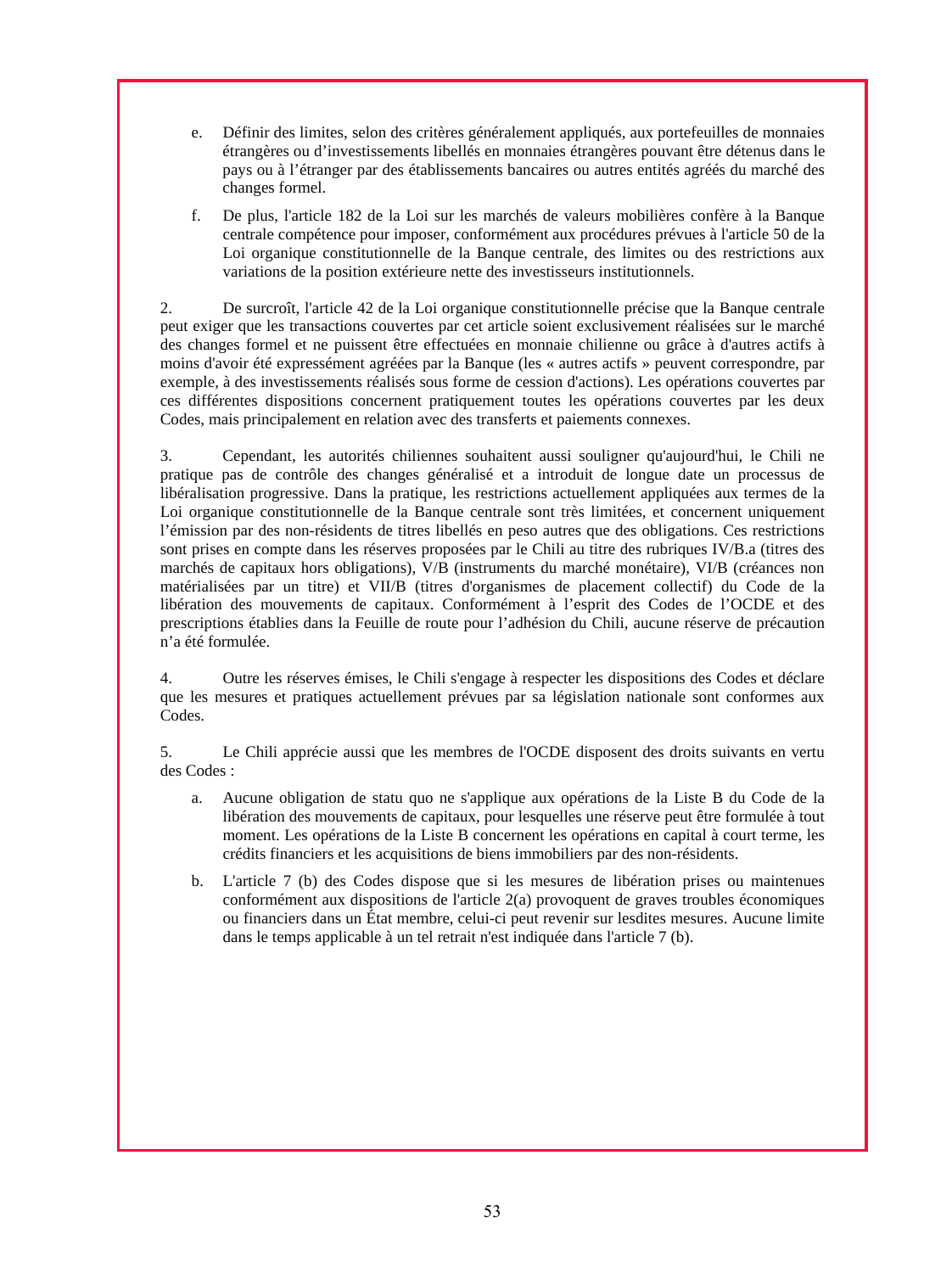e. Définir des limites, selon des critères généralement appliqués, aux portefeuilles de monnaies étrangères ou d'investissements libellés en monnaies étrangères pouvant être détenus dans le pays ou à l'étranger par des établissements bancaires ou autres entités agréés du marché des changes formel.

f. De plus, l'article 182 de la Loi sur les marchés de valeurs mobilières confère à la Banque centrale compétence pour imposer, conformément aux procédures prévues à l'article 50 de la Loi organique constitutionnelle de la Banque centrale, des limites ou des restrictions aux variations de la position extérieure nette des investisseurs institutionnels.

2. De surcroît, l'article 42 de la Loi organique constitutionnelle précise que la Banque centrale peut exiger que les transactions couvertes par cet article soient exclusivement réalisées sur le marché des changes formel et ne puissent être effectuées en monnaie chilienne ou grâce à d'autres actifs à moins d'avoir été expressément agréées par la Banque (les « autres actifs » peuvent correspondre, par exemple, à des investissements réalisés sous forme de cession d'actions). Les opérations couvertes par ces différentes dispositions concernent pratiquement toutes les opérations couvertes par les deux Codes, mais principalement en relation avec des transferts et paiements connexes.

3. Cependant, les autorités chiliennes souhaitent aussi souligner qu'aujourd'hui, le Chili ne pratique pas de contrôle des changes généralisé et a introduit de longue date un processus de libéralisation progressive. Dans la pratique, les restrictions actuellement appliquées aux termes de la Loi organique constitutionnelle de la Banque centrale sont très limitées, et concernent uniquement l'émission par des non-résidents de titres libellés en peso autres que des obligations. Ces restrictions sont prises en compte dans les réserves proposées par le Chili au titre des rubriques IV/B.a (titres des marchés de capitaux hors obligations), V/B (instruments du marché monétaire), VI/B (créances non matérialisées par un titre) et VII/B (titres d'organismes de placement collectif) du Code de la libération des mouvements de capitaux. Conformément à l'esprit des Codes de l'OCDE et des prescriptions établies dans la Feuille de route pour l'adhésion du Chili, aucune réserve de précaution n'a été formulée.

4. Outre les réserves émises, le Chili s'engage à respecter les dispositions des Codes et déclare que les mesures et pratiques actuellement prévues par sa législation nationale sont conformes aux Codes.

5. Le Chili apprécie aussi que les membres de l'OCDE disposent des droits suivants en vertu des Codes :

a. Aucune obligation de statu quo ne s'applique aux opérations de la Liste B du Code de la libération des mouvements de capitaux, pour lesquelles une réserve peut être formulée à tout moment. Les opérations de la Liste B concernent les opérations en capital à court terme, les crédits financiers et les acquisitions de biens immobiliers par des non-résidents.

b. L'article 7 (b) des Codes dispose que si les mesures de libération prises ou maintenues conformément aux dispositions de l'article 2(a) provoquent de graves troubles économiques ou financiers dans un État membre, celui-ci peut revenir sur lesdites mesures. Aucune limite dans le temps applicable à un tel retrait n'est indiquée dans l'article 7 (b).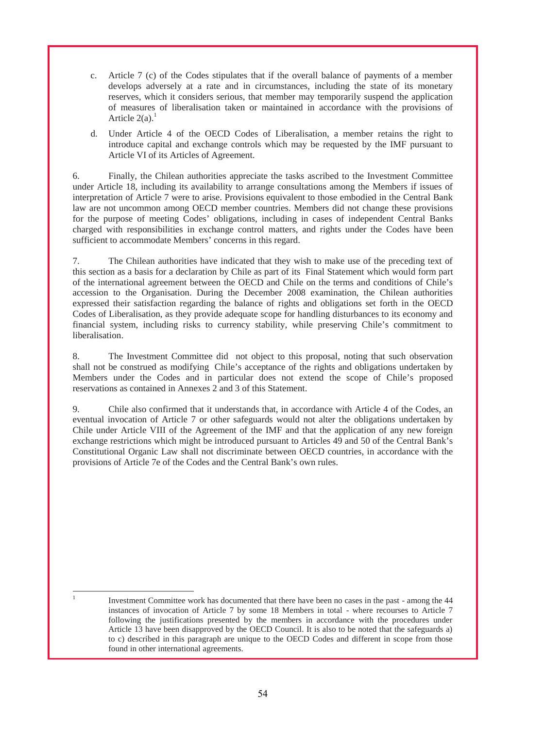c. Article 7 (c) of the Codes stipulates that if the overall balance of payments of a member develops adversely at a rate and in circumstances, including the state of its monetary reserves, which it considers serious, that member may temporarily suspend the application of measures of liberalisation taken or maintained in accordance with the provisions of Article 2(a).[1]

d. Under Article 4 of the OECD Codes of Liberalisation, a member retains the right to introduce capital and exchange controls which may be requested by the IMF pursuant to Article VI of its Articles of Agreement.

6. Finally, the Chilean authorities appreciate the tasks ascribed to the Investment Committee under Article 18, including its availability to arrange consultations among the Members if issues of interpretation of Article 7 were to arise. Provisions equivalent to those embodied in the Central Bank law are not uncommon among OECD member countries. Members did not change these provisions for the purpose of meeting Codes' obligations, including in cases of independent Central Banks charged with responsibilities in exchange control matters, and rights under the Codes have been sufficient to accommodate Members' concerns in this regard.

7. The Chilean authorities have indicated that they wish to make use of the preceding text of this section as a basis for a declaration by Chile as part of its Final Statement which would form part of the international agreement between the OECD and Chile on the terms and conditions of Chile's accession to the Organisation. During the December 2008 examination, the Chilean authorities expressed their satisfaction regarding the balance of rights and obligations set forth in the OECD Codes of Liberalisation, as they provide adequate scope for handling disturbances to its economy and financial system, including risks to currency stability, while preserving Chile's commitment to liberalisation.

8. The Investment Committee did not object to this proposal, noting that such observation shall not be construed as modifying Chile's acceptance of the rights and obligations undertaken by Members under the Codes and in particular does not extend the scope of Chile's proposed reservations as contained in Annexes 2 and 3 of this Statement.

9. Chile also confirmed that it understands that, in accordance with Article 4 of the Codes, an eventual invocation of Article 7 or other safeguards would not alter the obligations undertaken by Chile under Article VIII of the Agreement of the IMF and that the application of any new foreign exchange restrictions which might be introduced pursuant to Articles 49 and 50 of the Central Bank's Constitutional Organic Law shall not discriminate between OECD countries, in accordance with the provisions of Article 7e of the Codes and the Central Bank's own rules.

---

[1] Investment Committee work has documented that there have been no cases in the past - among the 44 instances of invocation of Article 7 by some 18 Members in total - where recourses to Article 7 following the justifications presented by the members in accordance with the procedures under Article 13 have been disapproved by the OECD Council. It is also to be noted that the safeguards a) to c) described in this paragraph are unique to the OECD Codes and different in scope from those found in other international agreements.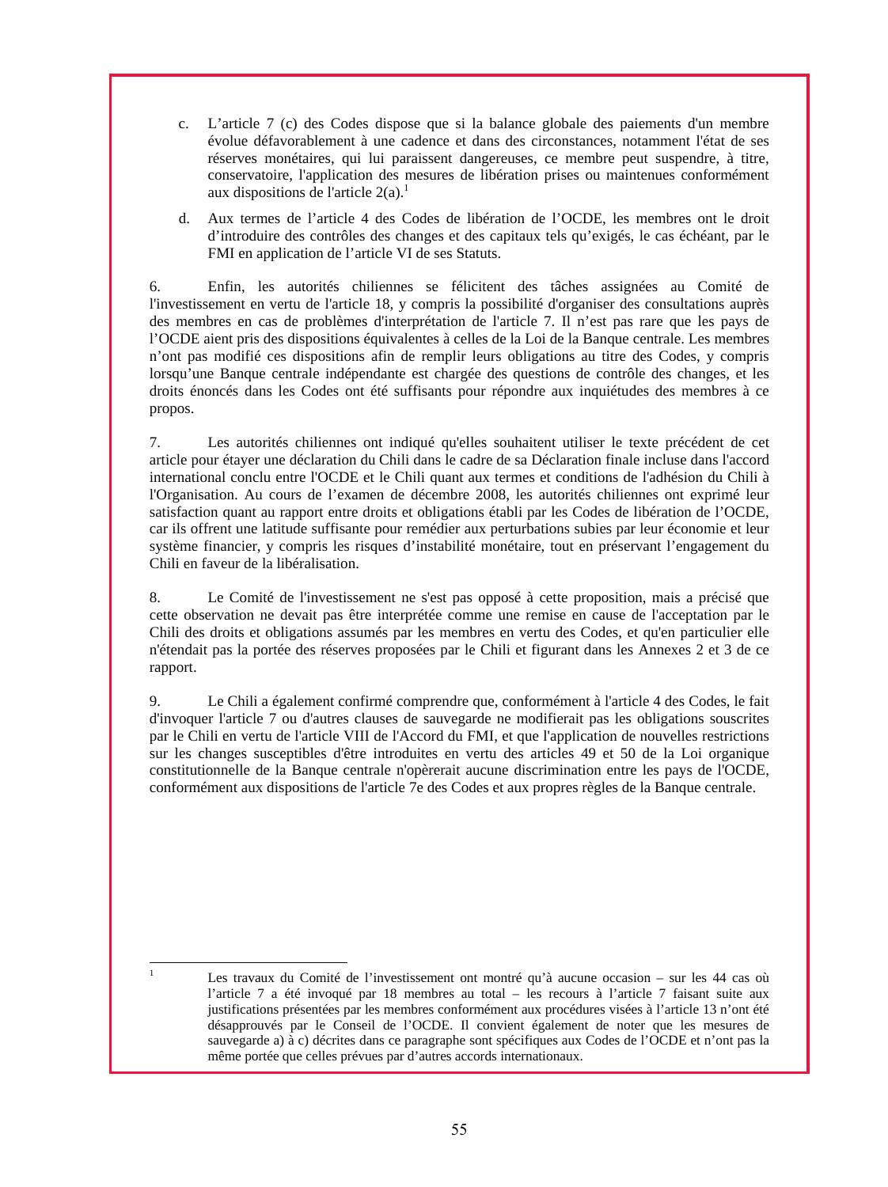c. L'article 7 (c) des Codes dispose que si la balance globale des paiements d'un membre évolue défavorablement à une cadence et dans des circonstances, notamment l'état de ses réserves monétaires, qui lui paraissent dangereuses, ce membre peut suspendre, à titre, conservatoire, l'application des mesures de libération prises ou maintenues conformément aux dispositions de l'article 2(a).[1]

d. Aux termes de l'article 4 des Codes de libération de l'OCDE, les membres ont le droit d'introduire des contrôles des changes et des capitaux tels qu'exigés, le cas échéant, par le FMI en application de l'article VI de ses Statuts.

6. Enfin, les autorités chiliennes se félicitent des tâches assignées au Comité de l'investissement en vertu de l'article 18, y compris la possibilité d'organiser des consultations auprès des membres en cas de problèmes d'interprétation de l'article 7. Il n'est pas rare que les pays de l'OCDE aient pris des dispositions équivalentes à celles de la Loi de la Banque centrale. Les membres n'ont pas modifié ces dispositions afin de remplir leurs obligations au titre des Codes, y compris lorsqu'une Banque centrale indépendante est chargée des questions de contrôle des changes, et les droits énoncés dans les Codes ont été suffisants pour répondre aux inquiétudes des membres à ce propos.

7. Les autorités chiliennes ont indiqué qu'elles souhaitent utiliser le texte précédent de cet article pour étayer une déclaration du Chili dans le cadre de sa Déclaration finale incluse dans l'accord international conclu entre l'OCDE et le Chili quant aux termes et conditions de l'adhésion du Chili à l'Organisation. Au cours de l'examen de décembre 2008, les autorités chiliennes ont exprimé leur satisfaction quant au rapport entre droits et obligations établi par les Codes de libération de l'OCDE, car ils offrent une latitude suffisante pour remédier aux perturbations subies par leur économie et leur système financier, y compris les risques d'instabilité monétaire, tout en préservant l'engagement du Chili en faveur de la libéralisation.

8. Le Comité de l'investissement ne s'est pas opposé à cette proposition, mais a précisé que cette observation ne devait pas être interprétée comme une remise en cause de l'acceptation par le Chili des droits et obligations assumés par les membres en vertu des Codes, et qu'en particulier elle n'étendait pas la portée des réserves proposées par le Chili et figurant dans les Annexes 2 et 3 de ce rapport.

9. Le Chili a également confirmé comprendre que, conformément à l'article 4 des Codes, le fait d'invoquer l'article 7 ou d'autres clauses de sauvegarde ne modifierait pas les obligations souscrites par le Chili en vertu de l'article VIII de l'Accord du FMI, et que l'application de nouvelles restrictions sur les changes susceptibles d'être introduites en vertu des articles 49 et 50 de la Loi organique constitutionnelle de la Banque centrale n'opèrerait aucune discrimination entre les pays de l'OCDE, conformément aux dispositions de l'article 7e des Codes et aux propres règles de la Banque centrale.

---

[1] Les travaux du Comité de l'investissement ont montré qu'à aucune occasion – sur les 44 cas où l'article 7 a été invoqué par 18 membres au total – les recours à l'article 7 faisant suite aux justifications présentées par les membres conformément aux procédures visées à l'article 13 n'ont été désapprouvés par le Conseil de l'OCDE. Il convient également de noter que les mesures de sauvegarde a) à c) décrites dans ce paragraphe sont spécifiques aux Codes de l'OCDE et n'ont pas la même portée que celles prévues par d'autres accords internationaux.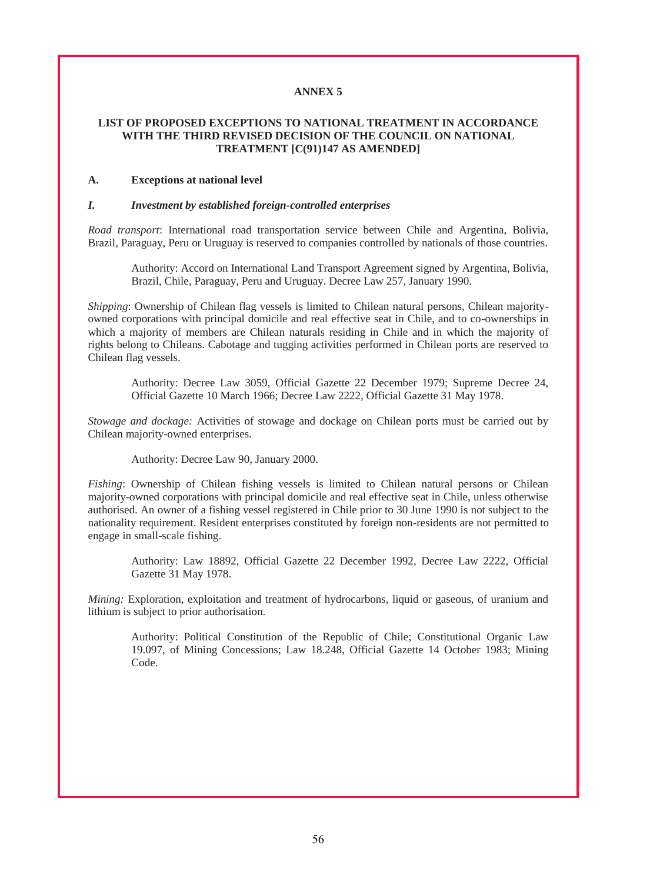# ANNEX 5

## LIST OF PROPOSED EXCEPTIONS TO NATIONAL TREATMENT IN ACCORDANCE WITH THE THIRD REVISED DECISION OF THE COUNCIL ON NATIONAL TREATMENT [C(91)147 AS AMENDED]

### A. Exceptions at national level

#### *I. Investment by established foreign-controlled enterprises*

*Road transport*: International road transportation service between Chile and Argentina, Bolivia, Brazil, Paraguay, Peru or Uruguay is reserved to companies controlled by nationals of those countries.

> Authority: Accord on International Land Transport Agreement signed by Argentina, Bolivia, Brazil, Chile, Paraguay, Peru and Uruguay. Decree Law 257, January 1990.

*Shipping*: Ownership of Chilean flag vessels is limited to Chilean natural persons, Chilean majority-owned corporations with principal domicile and real effective seat in Chile, and to co-ownerships in which a majority of members are Chilean naturals residing in Chile and in which the majority of rights belong to Chileans. Cabotage and tugging activities performed in Chilean ports are reserved to Chilean flag vessels.

> Authority: Decree Law 3059, Official Gazette 22 December 1979; Supreme Decree 24, Official Gazette 10 March 1966; Decree Law 2222, Official Gazette 31 May 1978.

*Stowage and dockage:* Activities of stowage and dockage on Chilean ports must be carried out by Chilean majority-owned enterprises.

> Authority: Decree Law 90, January 2000.

*Fishing*: Ownership of Chilean fishing vessels is limited to Chilean natural persons or Chilean majority-owned corporations with principal domicile and real effective seat in Chile, unless otherwise authorised. An owner of a fishing vessel registered in Chile prior to 30 June 1990 is not subject to the nationality requirement. Resident enterprises constituted by foreign non-residents are not permitted to engage in small-scale fishing.

> Authority: Law 18892, Official Gazette 22 December 1992, Decree Law 2222, Official Gazette 31 May 1978.

*Mining:* Exploration, exploitation and treatment of hydrocarbons, liquid or gaseous, of uranium and lithium is subject to prior authorisation.

> Authority: Political Constitution of the Republic of Chile; Constitutional Organic Law 19.097, of Mining Concessions; Law 18.248, Official Gazette 14 October 1983; Mining Code.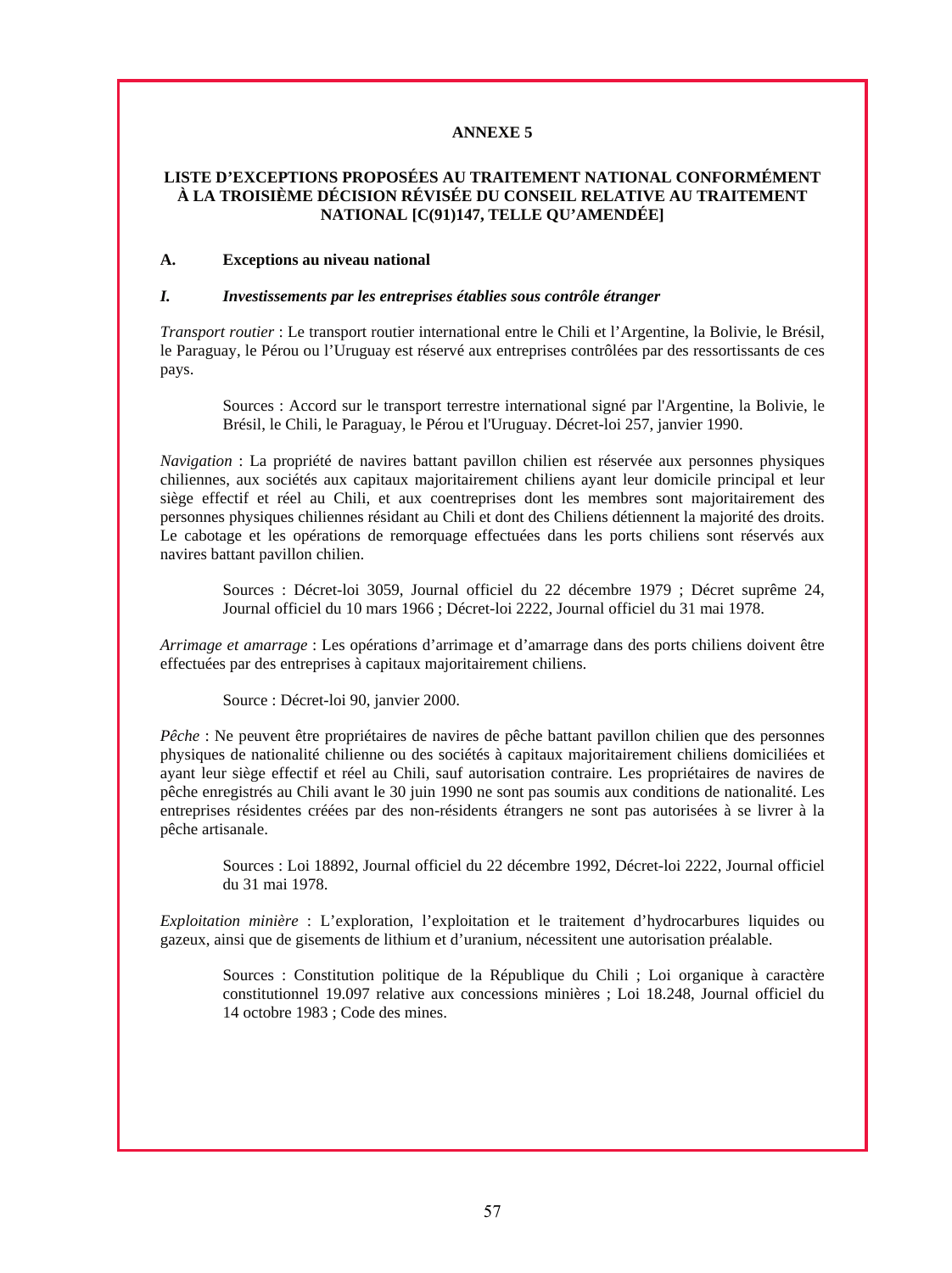# ANNEXE 5

## LISTE D'EXCEPTIONS PROPOSÉES AU TRAITEMENT NATIONAL CONFORMÉMENT À LA TROISIÈME DÉCISION RÉVISÉE DU CONSEIL RELATIVE AU TRAITEMENT NATIONAL [C(91)147, TELLE QU'AMENDÉE]

### A. Exceptions au niveau national

#### *I. Investissements par les entreprises établies sous contrôle étranger*

*Transport routier* : Le transport routier international entre le Chili et l'Argentine, la Bolivie, le Brésil, le Paraguay, le Pérou ou l'Uruguay est réservé aux entreprises contrôlées par des ressortissants de ces pays.

> Sources : Accord sur le transport terrestre international signé par l'Argentine, la Bolivie, le Brésil, le Chili, le Paraguay, le Pérou et l'Uruguay. Décret-loi 257, janvier 1990.

*Navigation* : La propriété de navires battant pavillon chilien est réservée aux personnes physiques chiliennes, aux sociétés aux capitaux majoritairement chiliens ayant leur domicile principal et leur siège effectif et réel au Chili, et aux coentreprises dont les membres sont majoritairement des personnes physiques chiliennes résidant au Chili et dont des Chiliens détiennent la majorité des droits. Le cabotage et les opérations de remorquage effectuées dans les ports chiliens sont réservés aux navires battant pavillon chilien.

> Sources : Décret-loi 3059, Journal officiel du 22 décembre 1979 ; Décret suprême 24, Journal officiel du 10 mars 1966 ; Décret-loi 2222, Journal officiel du 31 mai 1978.

*Arrimage et amarrage* : Les opérations d'arrimage et d'amarrage dans des ports chiliens doivent être effectuées par des entreprises à capitaux majoritairement chiliens.

> Source : Décret-loi 90, janvier 2000.

*Pêche* : Ne peuvent être propriétaires de navires de pêche battant pavillon chilien que des personnes physiques de nationalité chilienne ou des sociétés à capitaux majoritairement chiliens domiciliées et ayant leur siège effectif et réel au Chili, sauf autorisation contraire. Les propriétaires de navires de pêche enregistrés au Chili avant le 30 juin 1990 ne sont pas soumis aux conditions de nationalité. Les entreprises résidentes créées par des non-résidents étrangers ne sont pas autorisées à se livrer à la pêche artisanale.

> Sources : Loi 18892, Journal officiel du 22 décembre 1992, Décret-loi 2222, Journal officiel du 31 mai 1978.

*Exploitation minière* : L'exploration, l'exploitation et le traitement d'hydrocarbures liquides ou gazeux, ainsi que de gisements de lithium et d'uranium, nécessitent une autorisation préalable.

> Sources : Constitution politique de la République du Chili ; Loi organique à caractère constitutionnel 19.097 relative aux concessions minières ; Loi 18.248, Journal officiel du 14 octobre 1983 ; Code des mines.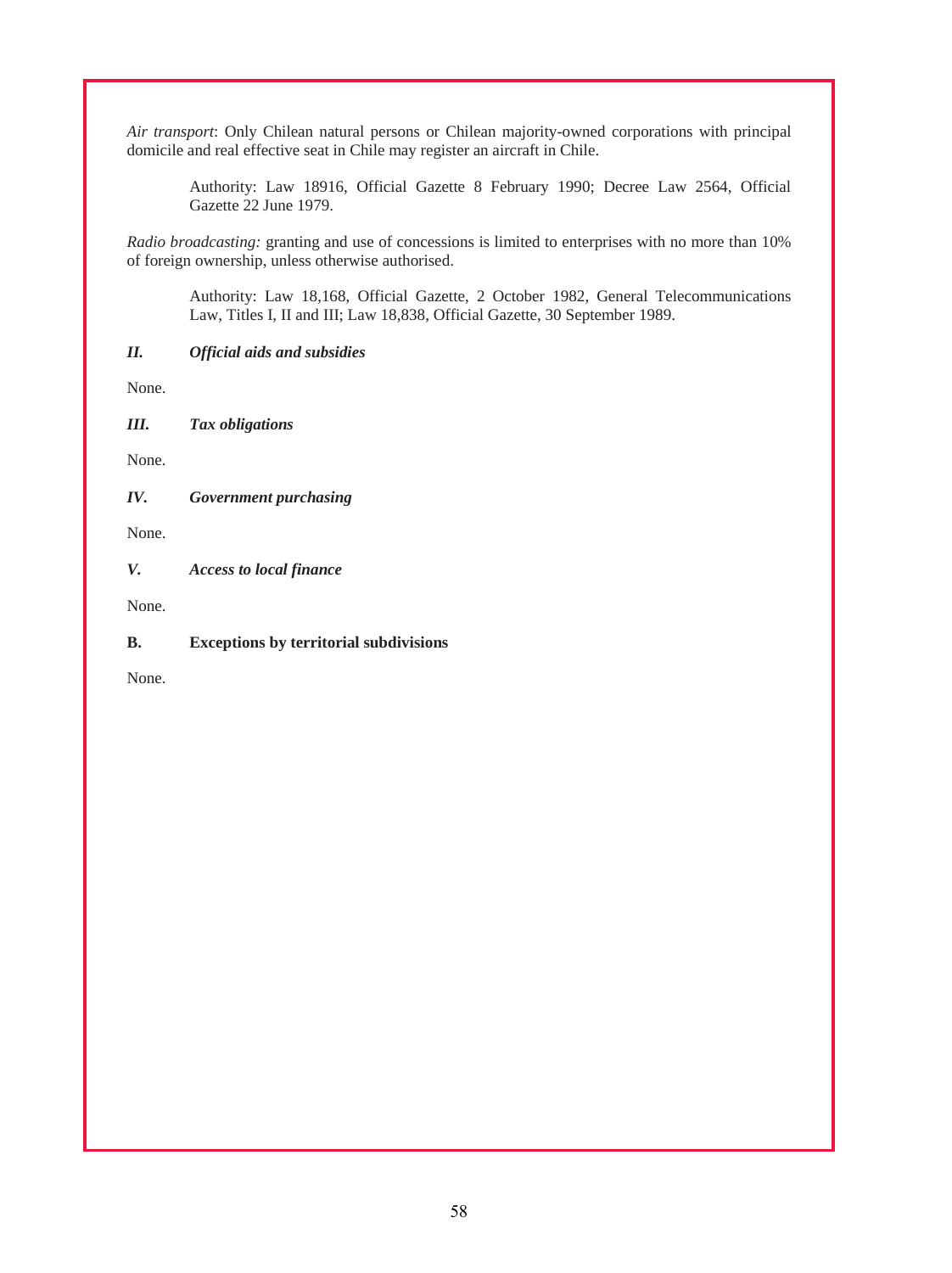*Air transport*: Only Chilean natural persons or Chilean majority-owned corporations with principal domicile and real effective seat in Chile may register an aircraft in Chile.

> Authority: Law 18916, Official Gazette 8 February 1990; Decree Law 2564, Official Gazette 22 June 1979.

*Radio broadcasting:* granting and use of concessions is limited to enterprises with no more than 10% of foreign ownership, unless otherwise authorised.

> Authority: Law 18,168, Official Gazette, 2 October 1982, General Telecommunications Law, Titles I, II and III; Law 18,838, Official Gazette, 30 September 1989.

### *II. Official aids and subsidies*

None.

### *III. Tax obligations*

None.

### *IV. Government purchasing*

None.

### *V. Access to local finance*

None.

## B. Exceptions by territorial subdivisions

None.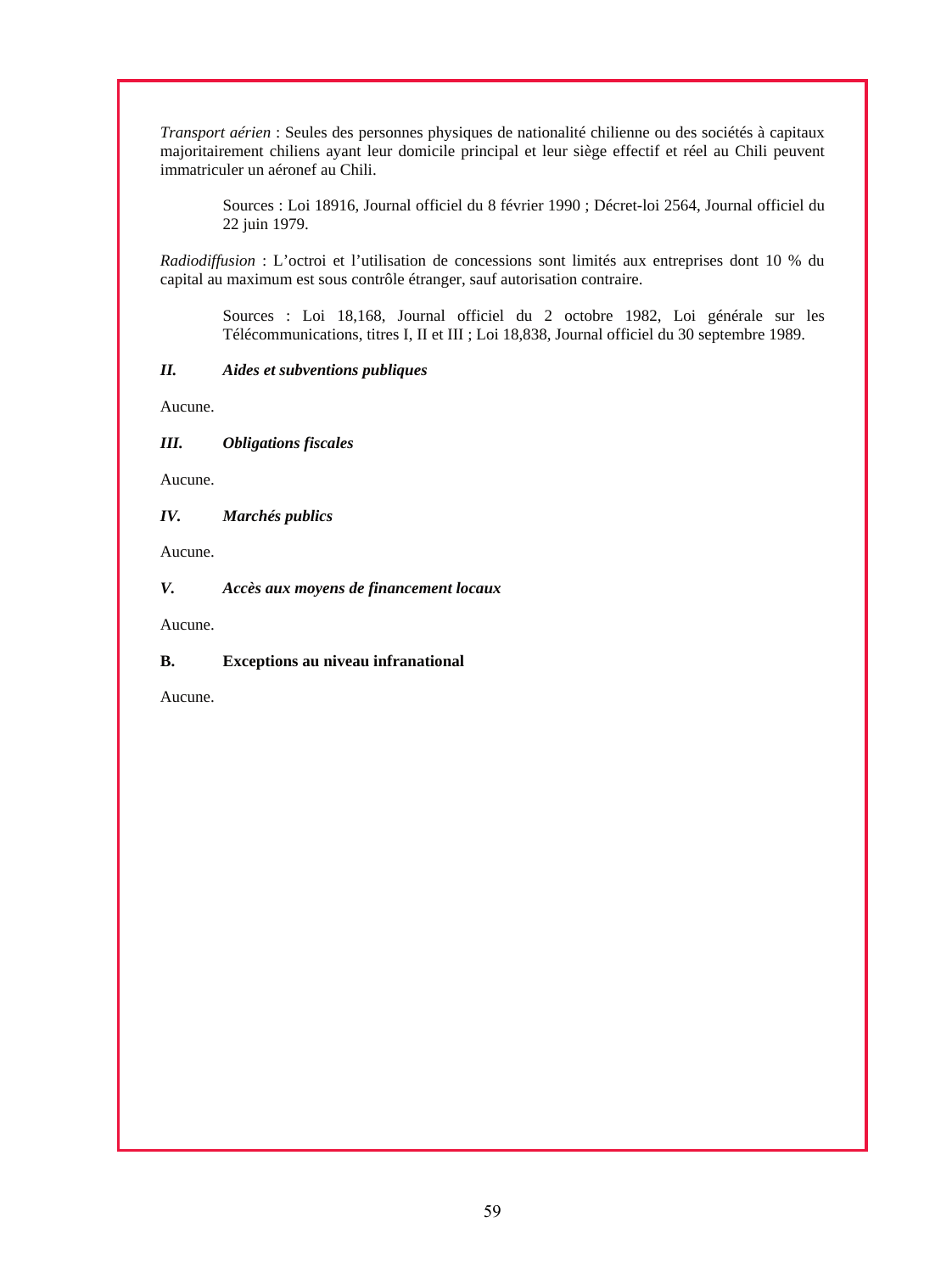*Transport aérien* : Seules des personnes physiques de nationalité chilienne ou des sociétés à capitaux majoritairement chiliens ayant leur domicile principal et leur siège effectif et réel au Chili peuvent immatriculer un aéronef au Chili.

> Sources : Loi 18916, Journal officiel du 8 février 1990 ; Décret-loi 2564, Journal officiel du 22 juin 1979.

*Radiodiffusion* : L'octroi et l'utilisation de concessions sont limités aux entreprises dont 10 % du capital au maximum est sous contrôle étranger, sauf autorisation contraire.

> Sources : Loi 18,168, Journal officiel du 2 octobre 1982, Loi générale sur les Télécommunications, titres I, II et III ; Loi 18,838, Journal officiel du 30 septembre 1989.

### *II. Aides et subventions publiques*

Aucune.

### *III. Obligations fiscales*

Aucune.

### *IV. Marchés publics*

Aucune.

### *V. Accès aux moyens de financement locaux*

Aucune.

## B. Exceptions au niveau infranational

Aucune.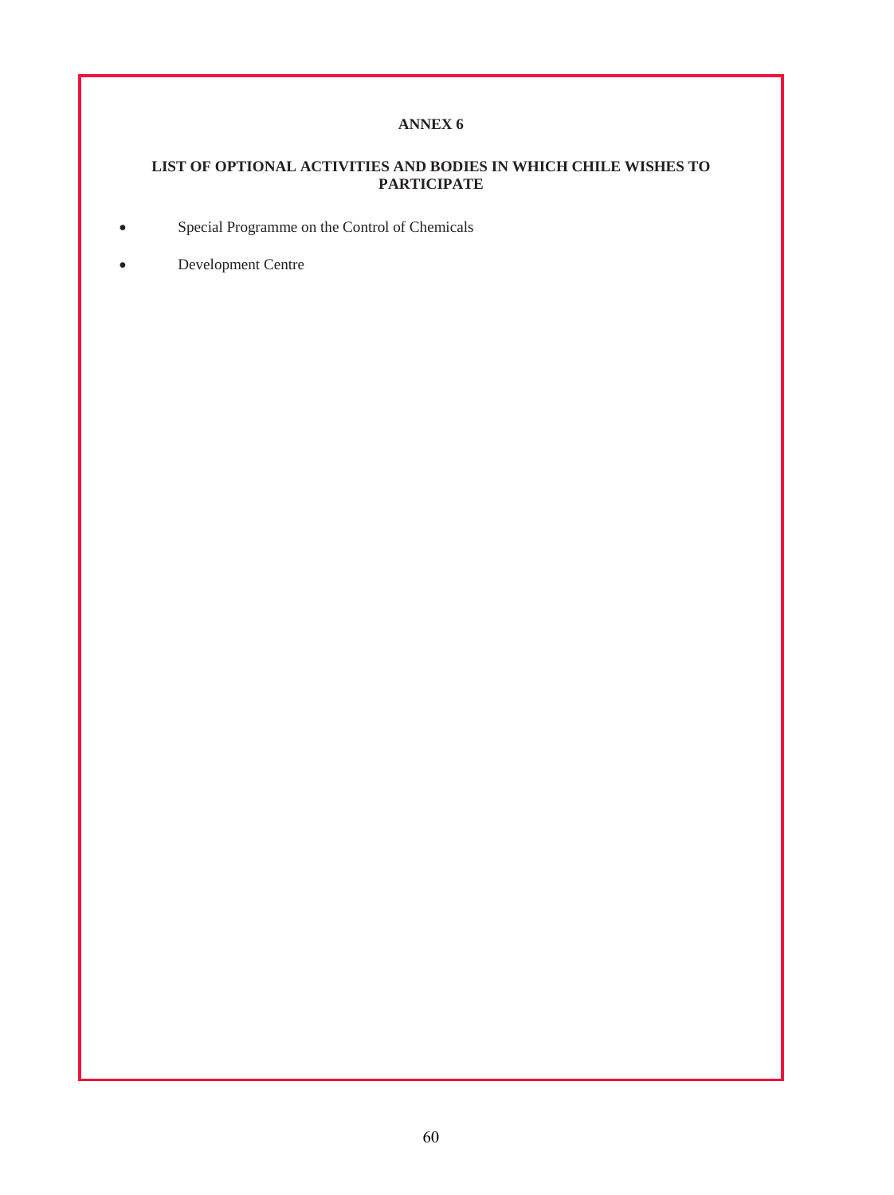## ANNEX 6

### LIST OF OPTIONAL ACTIVITIES AND BODIES IN WHICH CHILE WISHES TO PARTICIPATE

- Special Programme on the Control of Chemicals
- Development Centre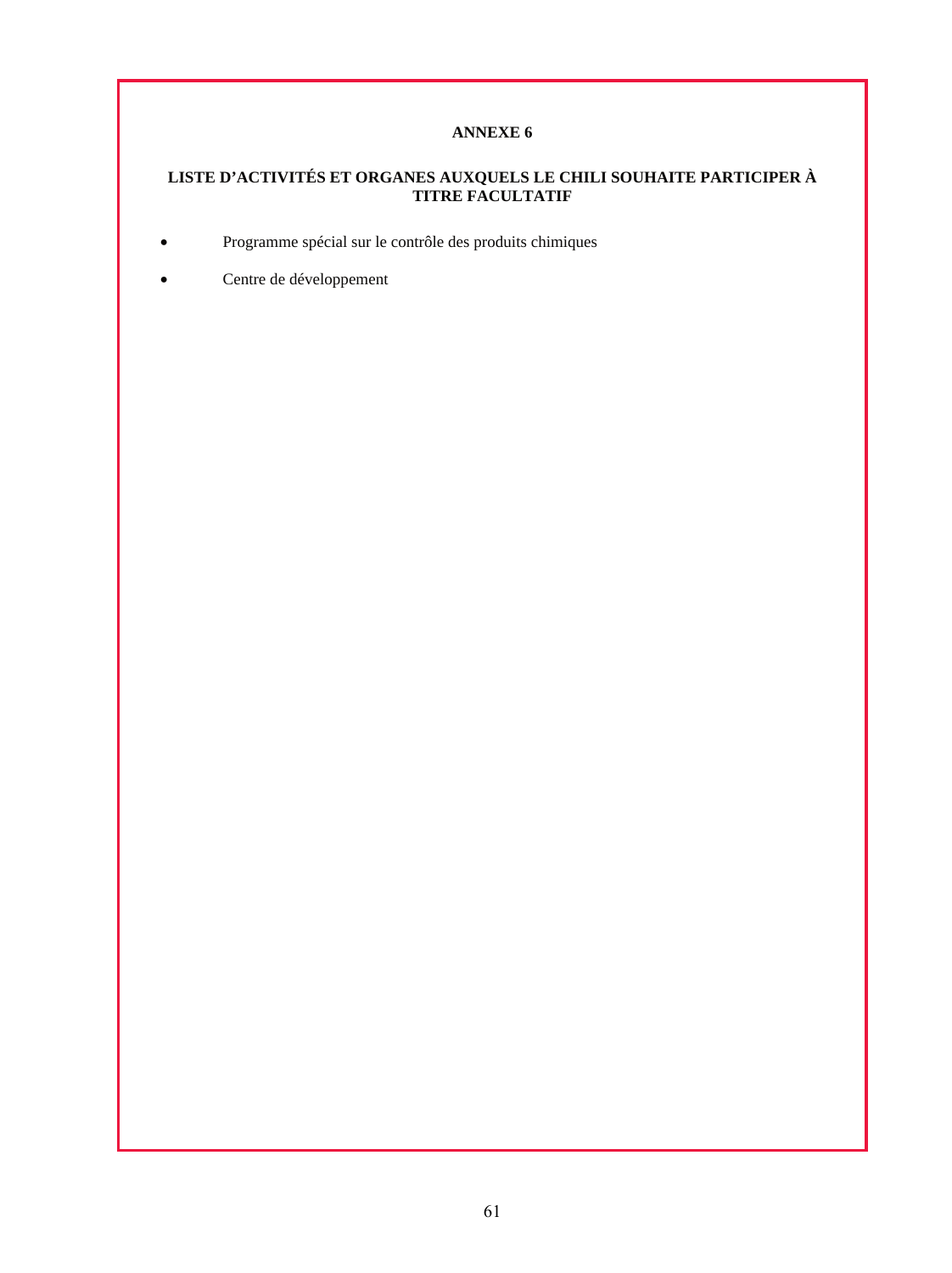## ANNEXE 6

### LISTE D’ACTIVITÉS ET ORGANES AUXQUELS LE CHILI SOUHAITE PARTICIPER À TITRE FACULTATIF

- Programme spécial sur le contrôle des produits chimiques
- Centre de développement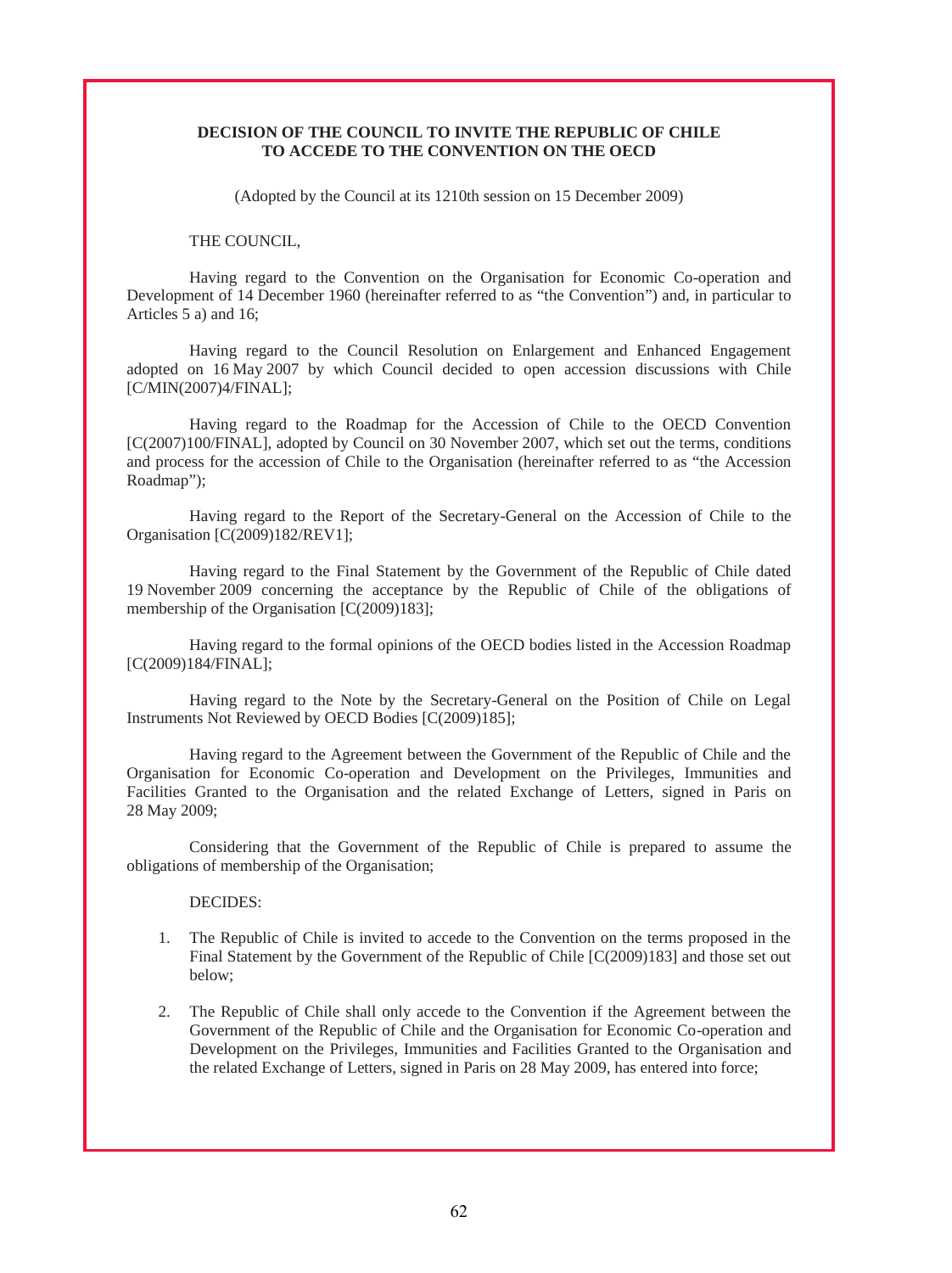**DECISION OF THE COUNCIL TO INVITE THE REPUBLIC OF CHILE TO ACCEDE TO THE CONVENTION ON THE OECD**

(Adopted by the Council at its 1210th session on 15 December 2009)

THE COUNCIL,

Having regard to the Convention on the Organisation for Economic Co-operation and Development of 14 December 1960 (hereinafter referred to as "the Convention") and, in particular to Articles 5 a) and 16;

Having regard to the Council Resolution on Enlargement and Enhanced Engagement adopted on 16 May 2007 by which Council decided to open accession discussions with Chile [C/MIN(2007)4/FINAL];

Having regard to the Roadmap for the Accession of Chile to the OECD Convention [C(2007)100/FINAL], adopted by Council on 30 November 2007, which set out the terms, conditions and process for the accession of Chile to the Organisation (hereinafter referred to as "the Accession Roadmap");

Having regard to the Report of the Secretary-General on the Accession of Chile to the Organisation [C(2009)182/REV1];

Having regard to the Final Statement by the Government of the Republic of Chile dated 19 November 2009 concerning the acceptance by the Republic of Chile of the obligations of membership of the Organisation [C(2009)183];

Having regard to the formal opinions of the OECD bodies listed in the Accession Roadmap [C(2009)184/FINAL];

Having regard to the Note by the Secretary-General on the Position of Chile on Legal Instruments Not Reviewed by OECD Bodies [C(2009)185];

Having regard to the Agreement between the Government of the Republic of Chile and the Organisation for Economic Co-operation and Development on the Privileges, Immunities and Facilities Granted to the Organisation and the related Exchange of Letters, signed in Paris on 28 May 2009;

Considering that the Government of the Republic of Chile is prepared to assume the obligations of membership of the Organisation;

DECIDES:

1. The Republic of Chile is invited to accede to the Convention on the terms proposed in the Final Statement by the Government of the Republic of Chile [C(2009)183] and those set out below;

2. The Republic of Chile shall only accede to the Convention if the Agreement between the Government of the Republic of Chile and the Organisation for Economic Co-operation and Development on the Privileges, Immunities and Facilities Granted to the Organisation and the related Exchange of Letters, signed in Paris on 28 May 2009, has entered into force;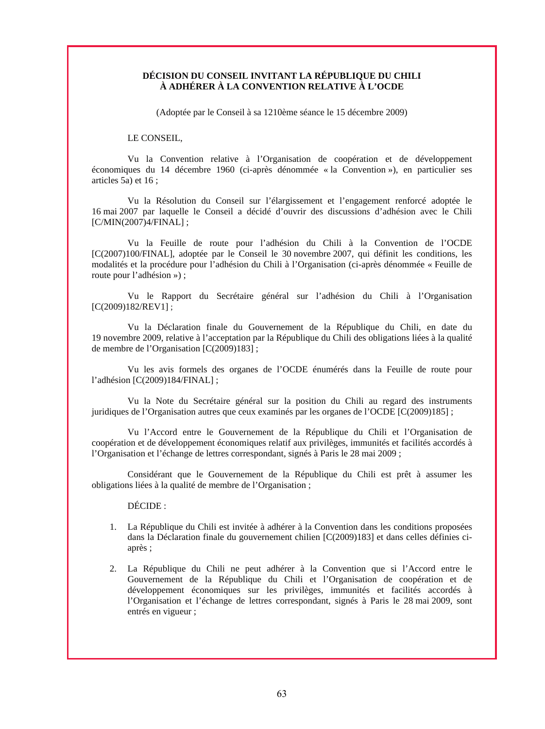**DÉCISION DU CONSEIL INVITANT LA RÉPUBLIQUE DU CHILI À ADHÉRER À LA CONVENTION RELATIVE À L'OCDE**

(Adoptée par le Conseil à sa 1210ème séance le 15 décembre 2009)

LE CONSEIL,

Vu la Convention relative à l'Organisation de coopération et de développement économiques du 14 décembre 1960 (ci-après dénommée « la Convention »), en particulier ses articles 5a) et 16 ;

Vu la Résolution du Conseil sur l'élargissement et l'engagement renforcé adoptée le 16 mai 2007 par laquelle le Conseil a décidé d'ouvrir des discussions d'adhésion avec le Chili [C/MIN(2007)4/FINAL] ;

Vu la Feuille de route pour l'adhésion du Chili à la Convention de l'OCDE [C(2007)100/FINAL], adoptée par le Conseil le 30 novembre 2007, qui définit les conditions, les modalités et la procédure pour l'adhésion du Chili à l'Organisation (ci-après dénommée « Feuille de route pour l'adhésion ») ;

Vu le Rapport du Secrétaire général sur l'adhésion du Chili à l'Organisation [C(2009)182/REV1] ;

Vu la Déclaration finale du Gouvernement de la République du Chili, en date du 19 novembre 2009, relative à l'acceptation par la République du Chili des obligations liées à la qualité de membre de l'Organisation [C(2009)183] ;

Vu les avis formels des organes de l'OCDE énumérés dans la Feuille de route pour l'adhésion [C(2009)184/FINAL] ;

Vu la Note du Secrétaire général sur la position du Chili au regard des instruments juridiques de l'Organisation autres que ceux examinés par les organes de l'OCDE [C(2009)185] ;

Vu l'Accord entre le Gouvernement de la République du Chili et l'Organisation de coopération et de développement économiques relatif aux privilèges, immunités et facilités accordés à l'Organisation et l'échange de lettres correspondant, signés à Paris le 28 mai 2009 ;

Considérant que le Gouvernement de la République du Chili est prêt à assumer les obligations liées à la qualité de membre de l'Organisation ;

DÉCIDE :

1. La République du Chili est invitée à adhérer à la Convention dans les conditions proposées dans la Déclaration finale du gouvernement chilien [C(2009)183] et dans celles définies ci-après ;

2. La République du Chili ne peut adhérer à la Convention que si l'Accord entre le Gouvernement de la République du Chili et l'Organisation de coopération et de développement économiques sur les privilèges, immunités et facilités accordés à l'Organisation et l'échange de lettres correspondant, signés à Paris le 28 mai 2009, sont entrés en vigueur ;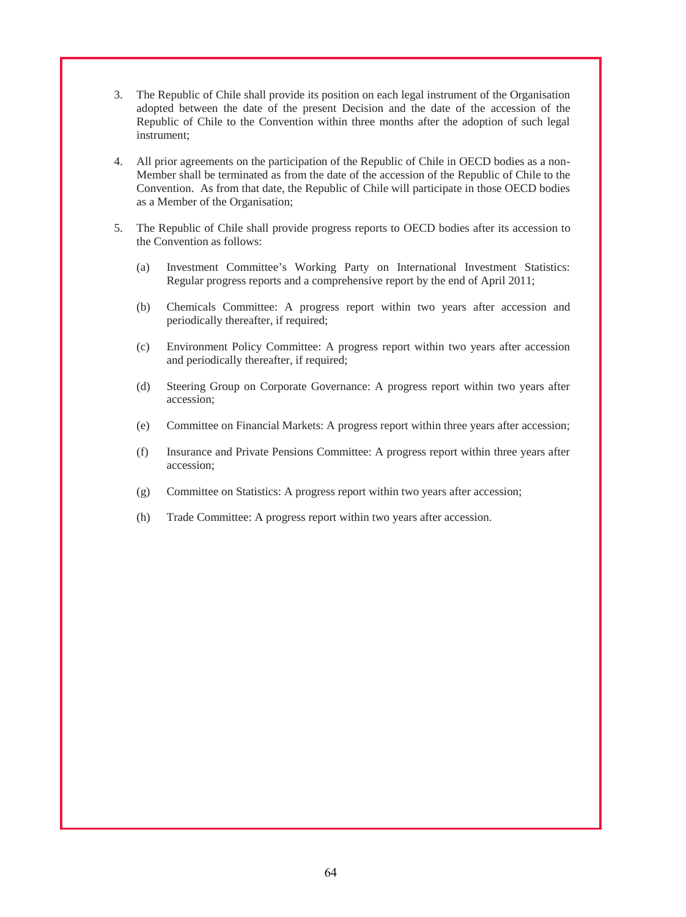3. The Republic of Chile shall provide its position on each legal instrument of the Organisation adopted between the date of the present Decision and the date of the accession of the Republic of Chile to the Convention within three months after the adoption of such legal instrument;

4. All prior agreements on the participation of the Republic of Chile in OECD bodies as a non-Member shall be terminated as from the date of the accession of the Republic of Chile to the Convention. As from that date, the Republic of Chile will participate in those OECD bodies as a Member of the Organisation;

5. The Republic of Chile shall provide progress reports to OECD bodies after its accession to the Convention as follows:

   (a) Investment Committee's Working Party on International Investment Statistics: Regular progress reports and a comprehensive report by the end of April 2011;

   (b) Chemicals Committee: A progress report within two years after accession and periodically thereafter, if required;

   (c) Environment Policy Committee: A progress report within two years after accession and periodically thereafter, if required;

   (d) Steering Group on Corporate Governance: A progress report within two years after accession;

   (e) Committee on Financial Markets: A progress report within three years after accession;

   (f) Insurance and Private Pensions Committee: A progress report within three years after accession;

   (g) Committee on Statistics: A progress report within two years after accession;

   (h) Trade Committee: A progress report within two years after accession.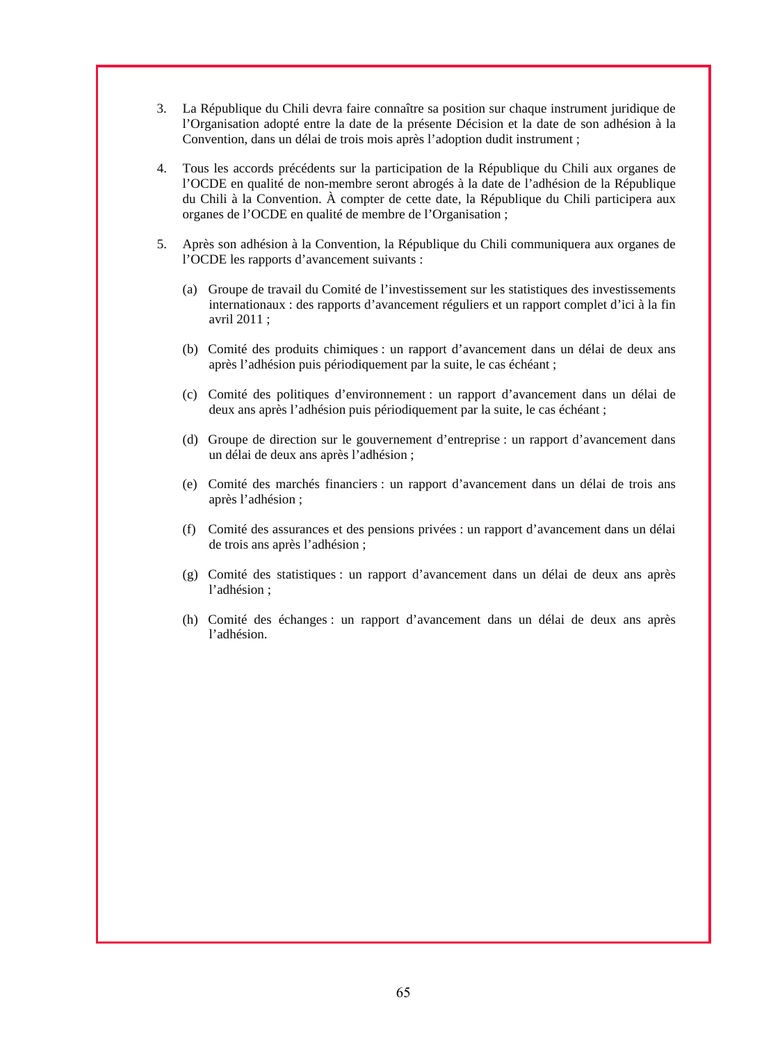3. La République du Chili devra faire connaître sa position sur chaque instrument juridique de l'Organisation adopté entre la date de la présente Décision et la date de son adhésion à la Convention, dans un délai de trois mois après l'adoption dudit instrument ;

4. Tous les accords précédents sur la participation de la République du Chili aux organes de l'OCDE en qualité de non-membre seront abrogés à la date de l'adhésion de la République du Chili à la Convention. À compter de cette date, la République du Chili participera aux organes de l'OCDE en qualité de membre de l'Organisation ;

5. Après son adhésion à la Convention, la République du Chili communiquera aux organes de l'OCDE les rapports d'avancement suivants :

   (a) Groupe de travail du Comité de l'investissement sur les statistiques des investissements internationaux : des rapports d'avancement réguliers et un rapport complet d'ici à la fin avril 2011 ;

   (b) Comité des produits chimiques : un rapport d'avancement dans un délai de deux ans après l'adhésion puis périodiquement par la suite, le cas échéant ;

   (c) Comité des politiques d'environnement : un rapport d'avancement dans un délai de deux ans après l'adhésion puis périodiquement par la suite, le cas échéant ;

   (d) Groupe de direction sur le gouvernement d'entreprise : un rapport d'avancement dans un délai de deux ans après l'adhésion ;

   (e) Comité des marchés financiers : un rapport d'avancement dans un délai de trois ans après l'adhésion ;

   (f) Comité des assurances et des pensions privées : un rapport d'avancement dans un délai de trois ans après l'adhésion ;

   (g) Comité des statistiques : un rapport d'avancement dans un délai de deux ans après l'adhésion ;

   (h) Comité des échanges : un rapport d'avancement dans un délai de deux ans après l'adhésion.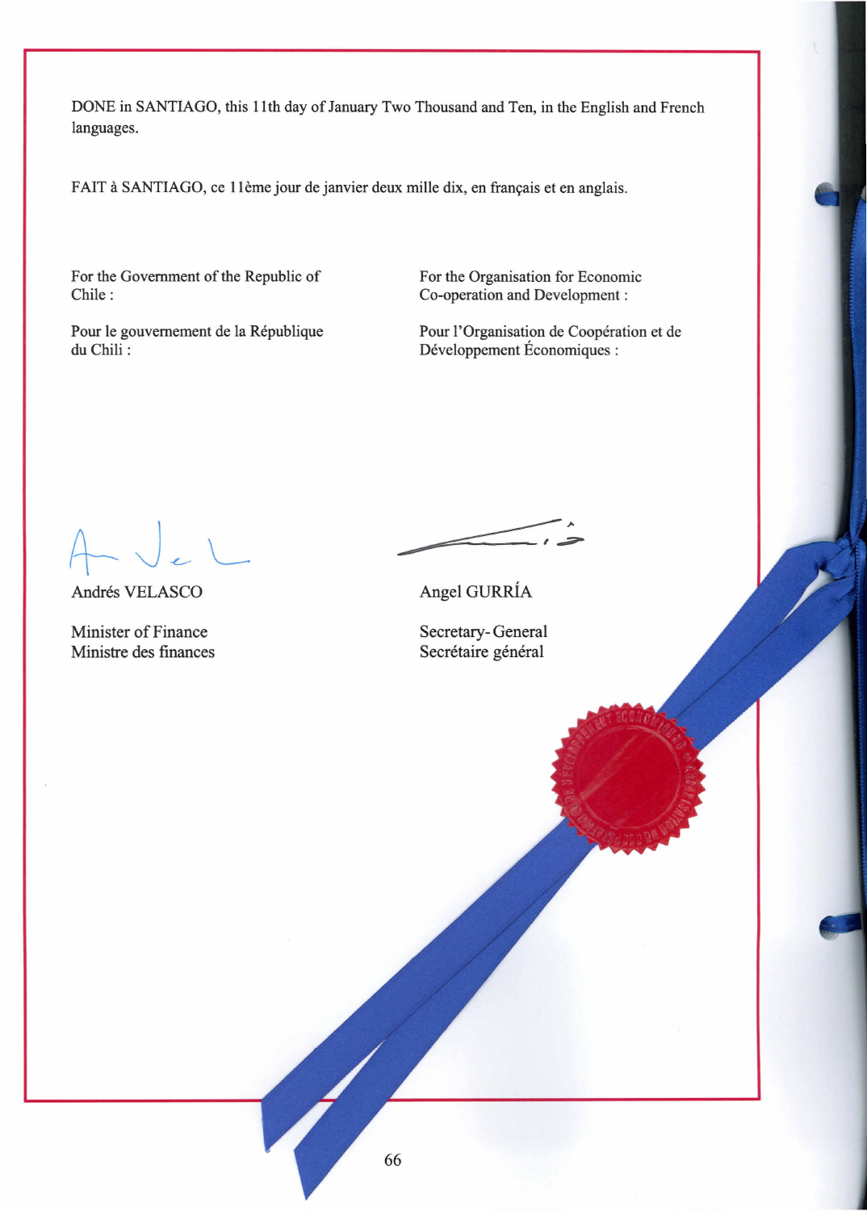DONE in SANTIAGO, this 11th day of January Two Thousand and Ten, in the English and French languages.

FAIT à SANTIAGO, ce 11ème jour de janvier deux mille dix, en français et en anglais.

For the Government of the Republic of Chile :

Pour le gouvernement de la République du Chili :

Andrés VELASCO

Minister of Finance
Ministre des finances

For the Organisation for Economic Co-operation and Development :

Pour l'Organisation de Coopération et de Développement Économiques :

Angel GURRÍA

Secretary-General
Secrétaire général